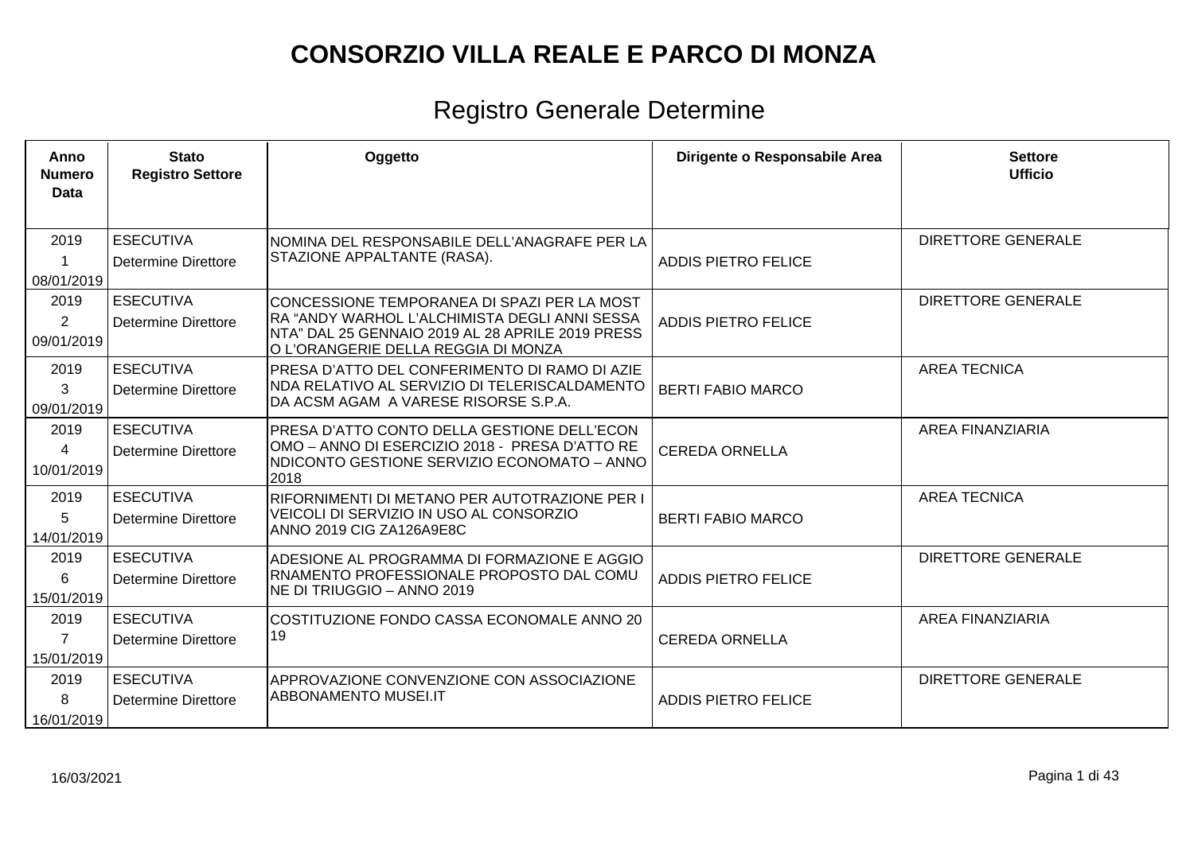# CONSORZIO VILLA REALE E PARCO DI MONZA

## Registro Generale Determine

| Anno Numero Data | Stato Registro Settore | Oggetto | Dirigente o Responsabile Area | Settore Ufficio |
|---|---|---|---|---|
| 2019 1 08/01/2019 | ESECUTIVA Determine Direttore | NOMINA DEL RESPONSABILE DELL'ANAGRAFE PER LA STAZIONE APPALTANTE (RASA). | ADDIS PIETRO FELICE | DIRETTORE GENERALE |
| 2019 2 09/01/2019 | ESECUTIVA Determine Direttore | CONCESSIONE TEMPORANEA DI SPAZI PER LA MOSTRA "ANDY WARHOL L'ALCHIMISTA DEGLI ANNI SESSANTA" DAL 25 GENNAIO 2019 AL 28 APRILE 2019 PRESSO L'ORANGERIE DELLA REGGIA DI MONZA | ADDIS PIETRO FELICE | DIRETTORE GENERALE |
| 2019 3 09/01/2019 | ESECUTIVA Determine Direttore | PRESA D'ATTO DEL CONFERIMENTO DI RAMO DI AZIENDA RELATIVO AL SERVIZIO DI TELERISCALDAMENTO DA ACSM AGAM A VARESE RISORSE S.P.A. | BERTI FABIO MARCO | AREA TECNICA |
| 2019 4 10/01/2019 | ESECUTIVA Determine Direttore | PRESA D'ATTO CONTO DELLA GESTIONE DELL'ECONOMO – ANNO DI ESERCIZIO 2018 - PRESA D'ATTO RENDICONTO GESTIONE SERVIZIO ECONOMATO – ANNO 2018 | CEREDA ORNELLA | AREA FINANZIARIA |
| 2019 5 14/01/2019 | ESECUTIVA Determine Direttore | RIFORNIMENTI DI METANO PER AUTOTRAZIONE PER I VEICOLI DI SERVIZIO IN USO AL CONSORZIO ANNO 2019 CIG ZA126A9E8C | BERTI FABIO MARCO | AREA TECNICA |
| 2019 6 15/01/2019 | ESECUTIVA Determine Direttore | ADESIONE AL PROGRAMMA DI FORMAZIONE E AGGIORNAMENTO PROFESSIONALE PROPOSTO DAL COMUNE DI TRIUGGIO – ANNO 2019 | ADDIS PIETRO FELICE | DIRETTORE GENERALE |
| 2019 7 15/01/2019 | ESECUTIVA Determine Direttore | COSTITUZIONE FONDO CASSA ECONOMALE ANNO 2019 | CEREDA ORNELLA | AREA FINANZIARIA |
| 2019 8 16/01/2019 | ESECUTIVA Determine Direttore | APPROVAZIONE CONVENZIONE CON ASSOCIAZIONE ABBONAMENTO MUSEI.IT | ADDIS PIETRO FELICE | DIRETTORE GENERALE |

16/03/2021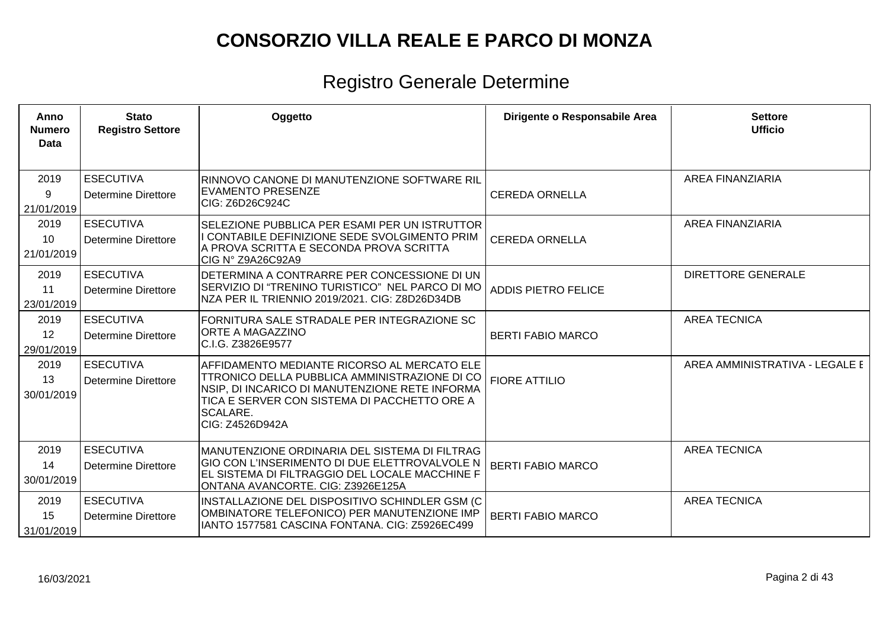# CONSORZIO VILLA REALE E PARCO DI MONZA

## Registro Generale Determine

| Anno Numero Data | Stato Registro Settore | Oggetto | Dirigente o Responsabile Area | Settore Ufficio |
|---|---|---|---|---|
| 2019 9 21/01/2019 | ESECUTIVA Determine Direttore | RINNOVO CANONE DI MANUTENZIONE SOFTWARE RIL EVAMENTO PRESENZE CIG: Z6D26C924C | CEREDA ORNELLA | AREA FINANZIARIA |
| 2019 10 21/01/2019 | ESECUTIVA Determine Direttore | SELEZIONE PUBBLICA PER ESAMI PER UN ISTRUTTOR I CONTABILE DEFINIZIONE SEDE SVOLGIMENTO PRIM A PROVA SCRITTA E SECONDA PROVA SCRITTA CIG N° Z9A26C92A9 | CEREDA ORNELLA | AREA FINANZIARIA |
| 2019 11 23/01/2019 | ESECUTIVA Determine Direttore | DETERMINA A CONTRARRE PER CONCESSIONE DI UN SERVIZIO DI "TRENINO TURISTICO" NEL PARCO DI MO NZA PER IL TRIENNIO 2019/2021. CIG: Z8D26D34DB | ADDIS PIETRO FELICE | DIRETTORE GENERALE |
| 2019 12 29/01/2019 | ESECUTIVA Determine Direttore | FORNITURA SALE STRADALE PER INTEGRAZIONE SC ORTE A MAGAZZINO C.I.G. Z3826E9577 | BERTI FABIO MARCO | AREA TECNICA |
| 2019 13 30/01/2019 | ESECUTIVA Determine Direttore | AFFIDAMENTO MEDIANTE RICORSO AL MERCATO ELE TTRONICO DELLA PUBBLICA AMMINISTRAZIONE DI CO NSIP, DI INCARICO DI MANUTENZIONE RETE INFORMA TICA E SERVER CON SISTEMA DI PACCHETTO ORE A SCALARE. CIG: Z4526D942A | FIORE ATTILIO | AREA AMMINISTRATIVA - LEGALE E |
| 2019 14 30/01/2019 | ESECUTIVA Determine Direttore | MANUTENZIONE ORDINARIA DEL SISTEMA DI FILTRAG GIO CON L'INSERIMENTO DI DUE ELETTROVALVOLE N EL SISTEMA DI FILTRAGGIO DEL LOCALE MACCHINE F ONTANA AVANCORTE. CIG: Z3926E125A | BERTI FABIO MARCO | AREA TECNICA |
| 2019 15 31/01/2019 | ESECUTIVA Determine Direttore | INSTALLAZIONE DEL DISPOSITIVO SCHINDLER GSM (C OMBINATORE TELEFONICO) PER MANUTENZIONE IMP IANTO 1577581 CASCINA FONTANA. CIG: Z5926EC499 | BERTI FABIO MARCO | AREA TECNICA |

16/03/2021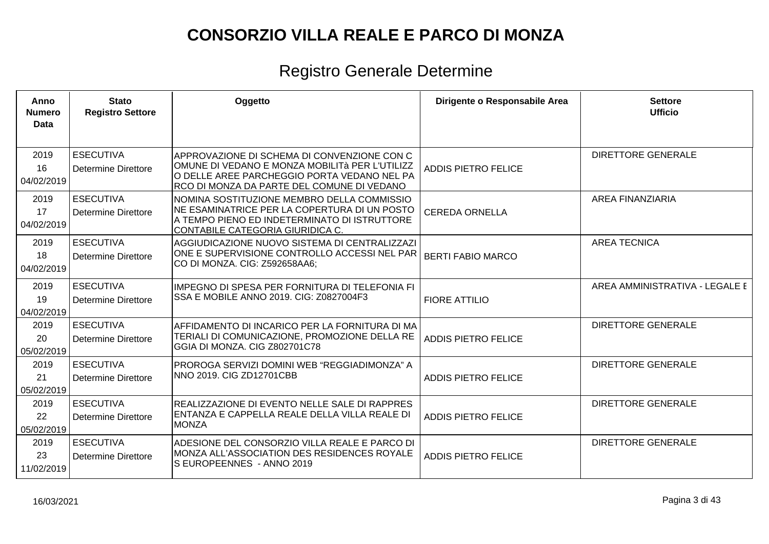# CONSORZIO VILLA REALE E PARCO DI MONZA

## Registro Generale Determine

| Anno Numero Data | Stato Registro Settore | Oggetto | Dirigente o Responsabile Area | Settore Ufficio |
|---|---|---|---|---|
| 2019 16 04/02/2019 | ESECUTIVA Determine Direttore | APPROVAZIONE DI SCHEMA DI CONVENZIONE CON COMUNE DI VEDANO E MONZA MOBILITà PER L'UTILIZZO DELLE AREE PARCHEGGIO PORTA VEDANO NEL PARCO DI MONZA DA PARTE DEL COMUNE DI VEDANO | ADDIS PIETRO FELICE | DIRETTORE GENERALE |
| 2019 17 04/02/2019 | ESECUTIVA Determine Direttore | NOMINA SOSTITUZIONE MEMBRO DELLA COMMISSIONE ESAMINATRICE PER LA COPERTURA DI UN POSTO A TEMPO PIENO ED INDETERMINATO DI ISTRUTTORE CONTABILE CATEGORIA GIURIDICA C. | CEREDA ORNELLA | AREA FINANZIARIA |
| 2019 18 04/02/2019 | ESECUTIVA Determine Direttore | AGGIUDICAZIONE NUOVO SISTEMA DI CENTRALIZZAZIONE E SUPERVISIONE CONTROLLO ACCESSI NEL PARCO DI MONZA. CIG: Z592658AA6; | BERTI FABIO MARCO | AREA TECNICA |
| 2019 19 04/02/2019 | ESECUTIVA Determine Direttore | IMPEGNO DI SPESA PER FORNITURA DI TELEFONIA FISSA E MOBILE ANNO 2019. CIG: Z0827004F3 | FIORE ATTILIO | AREA AMMINISTRATIVA - LEGALE E |
| 2019 20 05/02/2019 | ESECUTIVA Determine Direttore | AFFIDAMENTO DI INCARICO PER LA FORNITURA DI MATERIALI DI COMUNICAZIONE, PROMOZIONE DELLA REGGIA DI MONZA. CIG Z802701C78 | ADDIS PIETRO FELICE | DIRETTORE GENERALE |
| 2019 21 05/02/2019 | ESECUTIVA Determine Direttore | PROROGA SERVIZI DOMINI WEB “REGGIADIMONZA” ANNO 2019. CIG ZD12701CBB | ADDIS PIETRO FELICE | DIRETTORE GENERALE |
| 2019 22 05/02/2019 | ESECUTIVA Determine Direttore | REALIZZAZIONE DI EVENTO NELLE SALE DI RAPPRESENTANZA E CAPPELLA REALE DELLA VILLA REALE DI MONZA | ADDIS PIETRO FELICE | DIRETTORE GENERALE |
| 2019 23 11/02/2019 | ESECUTIVA Determine Direttore | ADESIONE DEL CONSORZIO VILLA REALE E PARCO DI MONZA ALL’ASSOCIATION DES RESIDENCES ROYALES EUROPEENNES - ANNO 2019 | ADDIS PIETRO FELICE | DIRETTORE GENERALE |

16/03/2021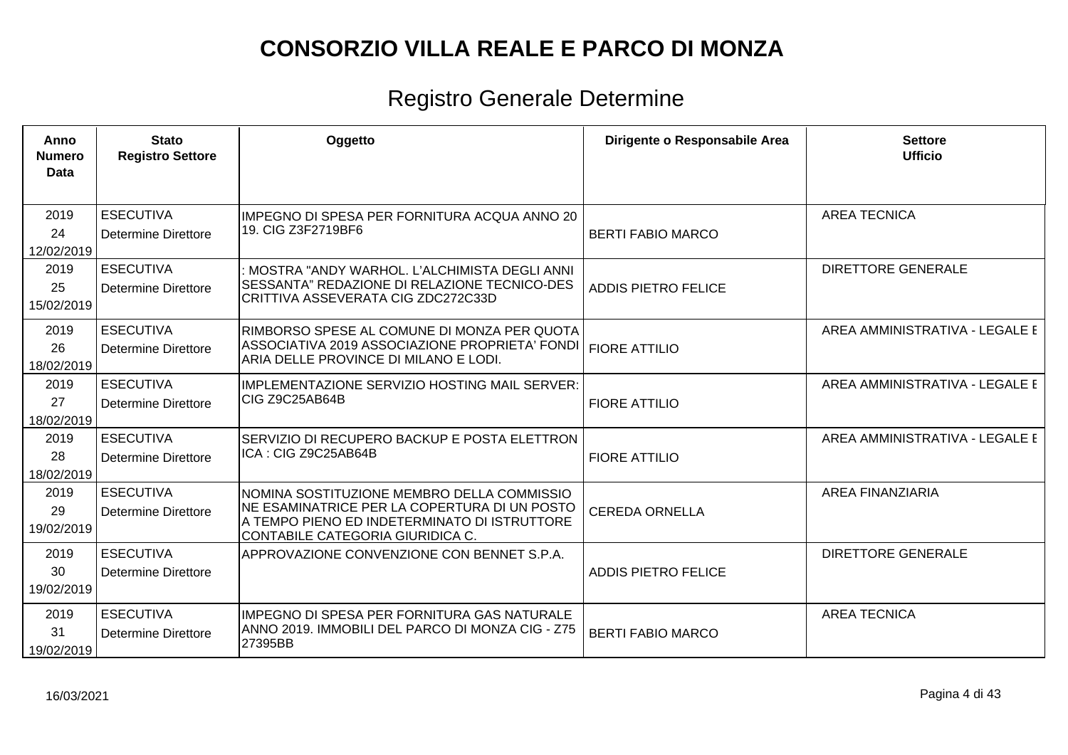# CONSORZIO VILLA REALE E PARCO DI MONZA

## Registro Generale Determine

| Anno Numero Data | Stato Registro Settore | Oggetto | Dirigente o Responsabile Area | Settore Ufficio |
|---|---|---|---|---|
| 2019 24 12/02/2019 | ESECUTIVA Determine Direttore | IMPEGNO DI SPESA PER FORNITURA ACQUA ANNO 20 19. CIG Z3F2719BF6 | BERTI FABIO MARCO | AREA TECNICA |
| 2019 25 15/02/2019 | ESECUTIVA Determine Direttore | : MOSTRA "ANDY WARHOL. L'ALCHIMISTA DEGLI ANNI SESSANTA" REDAZIONE DI RELAZIONE TECNICO-DES CRITTIVA ASSEVERATA CIG ZDC272C33D | ADDIS PIETRO FELICE | DIRETTORE GENERALE |
| 2019 26 18/02/2019 | ESECUTIVA Determine Direttore | RIMBORSO SPESE AL COMUNE DI MONZA PER QUOTA ASSOCIATIVA 2019 ASSOCIAZIONE PROPRIETA' FONDI ARIA DELLE PROVINCE DI MILANO E LODI. | FIORE ATTILIO | AREA AMMINISTRATIVA - LEGALE E |
| 2019 27 18/02/2019 | ESECUTIVA Determine Direttore | IMPLEMENTAZIONE SERVIZIO HOSTING MAIL SERVER: CIG Z9C25AB64B | FIORE ATTILIO | AREA AMMINISTRATIVA - LEGALE E |
| 2019 28 18/02/2019 | ESECUTIVA Determine Direttore | SERVIZIO DI RECUPERO BACKUP E POSTA ELETTRON ICA : CIG Z9C25AB64B | FIORE ATTILIO | AREA AMMINISTRATIVA - LEGALE E |
| 2019 29 19/02/2019 | ESECUTIVA Determine Direttore | NOMINA SOSTITUZIONE MEMBRO DELLA COMMISSIO NE ESAMINATRICE PER LA COPERTURA DI UN POSTO A TEMPO PIENO ED INDETERMINATO DI ISTRUTTORE CONTABILE CATEGORIA GIURIDICA C. | CEREDA ORNELLA | AREA FINANZIARIA |
| 2019 30 19/02/2019 | ESECUTIVA Determine Direttore | APPROVAZIONE CONVENZIONE CON BENNET S.P.A. | ADDIS PIETRO FELICE | DIRETTORE GENERALE |
| 2019 31 19/02/2019 | ESECUTIVA Determine Direttore | IMPEGNO DI SPESA PER FORNITURA GAS NATURALE ANNO 2019. IMMOBILI DEL PARCO DI MONZA CIG - Z75 27395BB | BERTI FABIO MARCO | AREA TECNICA |

16/03/2021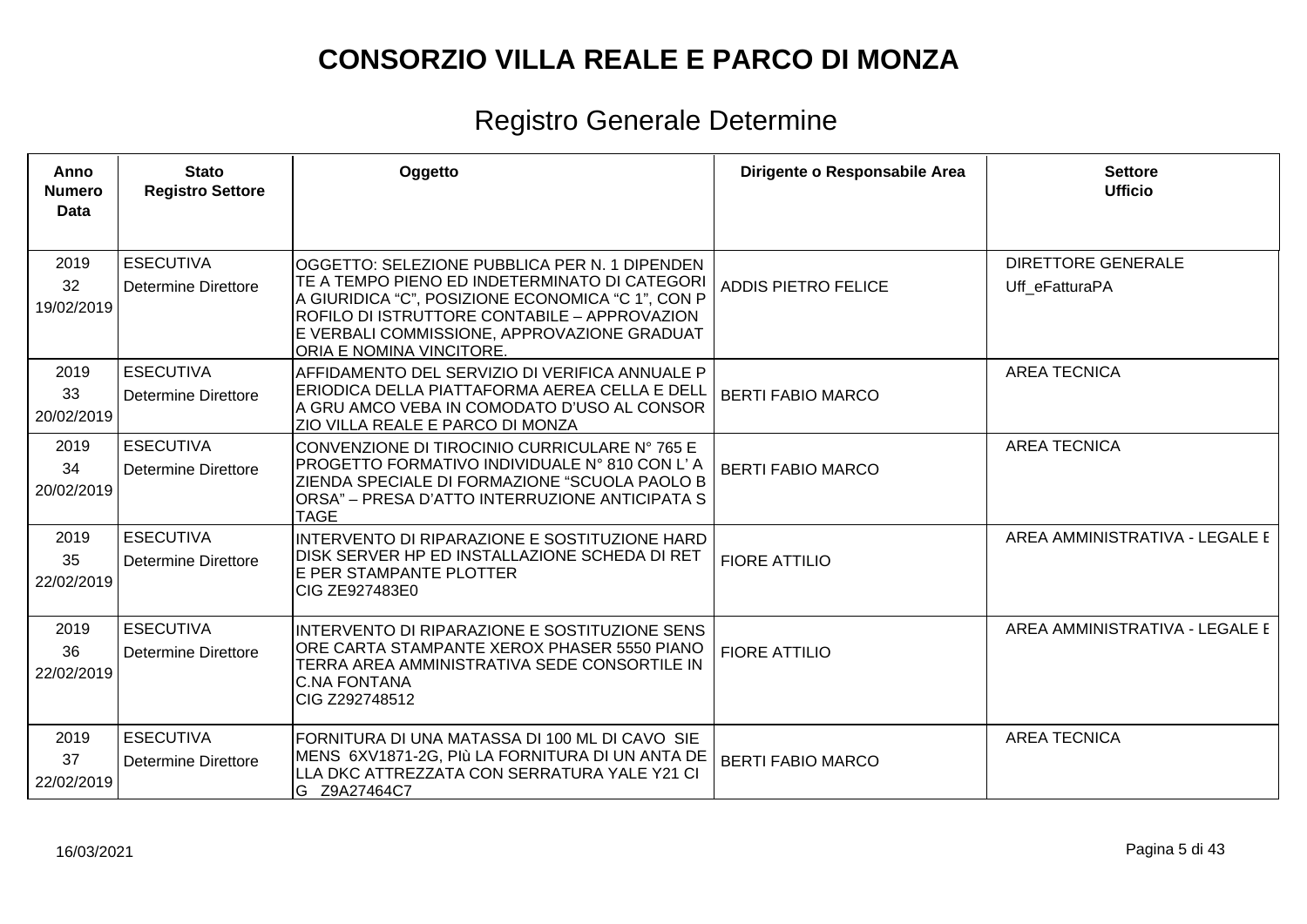# CONSORZIO VILLA REALE E PARCO DI MONZA

## Registro Generale Determine

| Anno<br>Numero<br>Data | Stato<br>Registro Settore | Oggetto | Dirigente o Responsabile Area | Settore<br>Ufficio |
|---|---|---|---|---|
| 2019<br>32<br>19/02/2019 | ESECUTIVA<br>Determine Direttore | OGGETTO: SELEZIONE PUBBLICA PER N. 1 DIPENDENTE A TEMPO PIENO ED INDETERMINATO DI CATEGORIA GIURIDICA "C", POSIZIONE ECONOMICA "C 1", CON PROFILO DI ISTRUTTORE CONTABILE – APPROVAZIONE VERBALI COMMISSIONE, APPROVAZIONE GRADUATORIA E NOMINA VINCITORE. | ADDIS PIETRO FELICE | DIRETTORE GENERALE<br>Uff_eFatturaPA |
| 2019<br>33<br>20/02/2019 | ESECUTIVA<br>Determine Direttore | AFFIDAMENTO DEL SERVIZIO DI VERIFICA ANNUALE PERIODICA DELLA PIATTAFORMA AEREA CELLA E DELLA GRU AMCO VEBA IN COMODATO D'USO AL CONSORZIO VILLA REALE E PARCO DI MONZA | BERTI FABIO MARCO | AREA TECNICA |
| 2019<br>34<br>20/02/2019 | ESECUTIVA<br>Determine Direttore | CONVENZIONE DI TIROCINIO CURRICULARE N° 765 E PROGETTO FORMATIVO INDIVIDUALE N° 810 CON L' AZIENDA SPECIALE DI FORMAZIONE "SCUOLA PAOLO BORSA" – PRESA D'ATTO INTERRUZIONE ANTICIPATA STAGE | BERTI FABIO MARCO | AREA TECNICA |
| 2019<br>35<br>22/02/2019 | ESECUTIVA<br>Determine Direttore | INTERVENTO DI RIPARAZIONE E SOSTITUZIONE HARD DISK SERVER HP ED INSTALLAZIONE SCHEDA DI RETE PER STAMPANTE PLOTTER<br>CIG ZE927483E0 | FIORE ATTILIO | AREA AMMINISTRATIVA - LEGALE E |
| 2019<br>36<br>22/02/2019 | ESECUTIVA<br>Determine Direttore | INTERVENTO DI RIPARAZIONE E SOSTITUZIONE SENSORE CARTA STAMPANTE XEROX PHASER 5550 PIANO TERRA AREA AMMINISTRATIVA SEDE CONSORTILE IN C.NA FONTANA<br>CIG Z292748512 | FIORE ATTILIO | AREA AMMINISTRATIVA - LEGALE E |
| 2019<br>37<br>22/02/2019 | ESECUTIVA<br>Determine Direttore | FORNITURA DI UNA MATASSA DI 100 ML DI CAVO SIEMENS 6XV1871-2G, PIù LA FORNITURA DI UN ANTA DELLA DKC ATTREZZATA CON SERRATURA YALE Y21 CIG Z9A27464C7 | BERTI FABIO MARCO | AREA TECNICA |

16/03/2021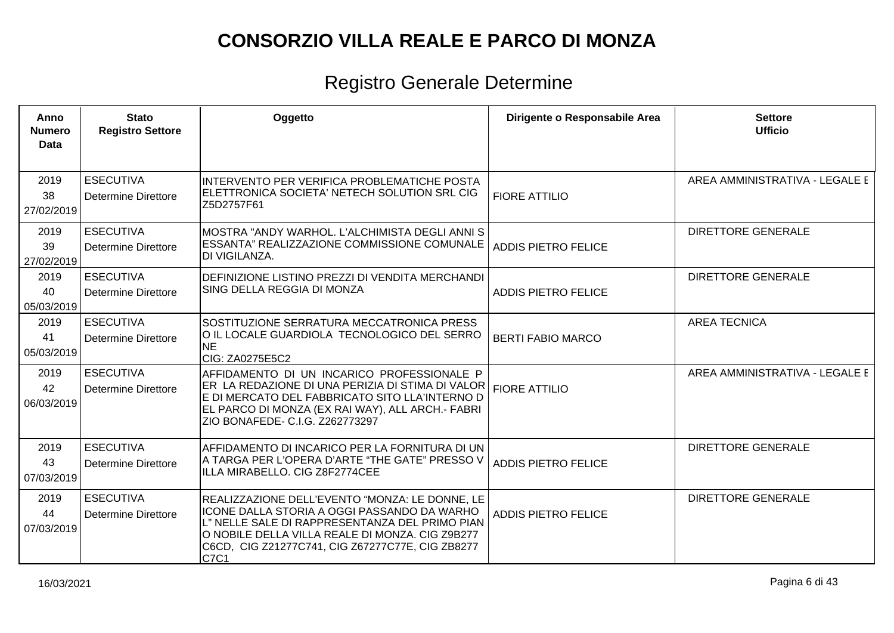# CONSORZIO VILLA REALE E PARCO DI MONZA

## Registro Generale Determine

| Anno Numero Data | Stato Registro Settore | Oggetto | Dirigente o Responsabile Area | Settore Ufficio |
|---|---|---|---|---|
| 2019 38 27/02/2019 | ESECUTIVA Determine Direttore | INTERVENTO PER VERIFICA PROBLEMATICHE POSTA ELETTRONICA SOCIETA' NETECH SOLUTION SRL CIG Z5D2757F61 | FIORE ATTILIO | AREA AMMINISTRATIVA - LEGALE E |
| 2019 39 27/02/2019 | ESECUTIVA Determine Direttore | MOSTRA "ANDY WARHOL. L'ALCHIMISTA DEGLI ANNI S ESSANTA" REALIZZAZIONE COMMISSIONE COMUNALE DI VIGILANZA. | ADDIS PIETRO FELICE | DIRETTORE GENERALE |
| 2019 40 05/03/2019 | ESECUTIVA Determine Direttore | DEFINIZIONE LISTINO PREZZI DI VENDITA MERCHANDI SING DELLA REGGIA DI MONZA | ADDIS PIETRO FELICE | DIRETTORE GENERALE |
| 2019 41 05/03/2019 | ESECUTIVA Determine Direttore | SOSTITUZIONE SERRATURA MECCATRONICA PRESS O IL LOCALE GUARDIOLA TECNOLOGICO DEL SERRO NE CIG: ZA0275E5C2 | BERTI FABIO MARCO | AREA TECNICA |
| 2019 42 06/03/2019 | ESECUTIVA Determine Direttore | AFFIDAMENTO DI UN INCARICO PROFESSIONALE P ER LA REDAZIONE DI UNA PERIZIA DI STIMA DI VALOR E DI MERCATO DEL FABBRICATO SITO LLA'INTERNO D EL PARCO DI MONZA (EX RAI WAY), ALL ARCH.- FABRI ZIO BONAFEDE- C.I.G. Z262773297 | FIORE ATTILIO | AREA AMMINISTRATIVA - LEGALE E |
| 2019 43 07/03/2019 | ESECUTIVA Determine Direttore | AFFIDAMENTO DI INCARICO PER LA FORNITURA DI UN A TARGA PER L'OPERA D'ARTE "THE GATE" PRESSO V ILLA MIRABELLO. CIG Z8F2774CEE | ADDIS PIETRO FELICE | DIRETTORE GENERALE |
| 2019 44 07/03/2019 | ESECUTIVA Determine Direttore | REALIZZAZIONE DELL'EVENTO "MONZA: LE DONNE, LE ICONE DALLA STORIA A OGGI PASSANDO DA WARHO L" NELLE SALE DI RAPPRESENTANZA DEL PRIMO PIAN O NOBILE DELLA VILLA REALE DI MONZA. CIG Z9B277 C6CD, CIG Z21277C741, CIG Z67277C77E, CIG ZB8277 C7C1 | ADDIS PIETRO FELICE | DIRETTORE GENERALE |

16/03/2021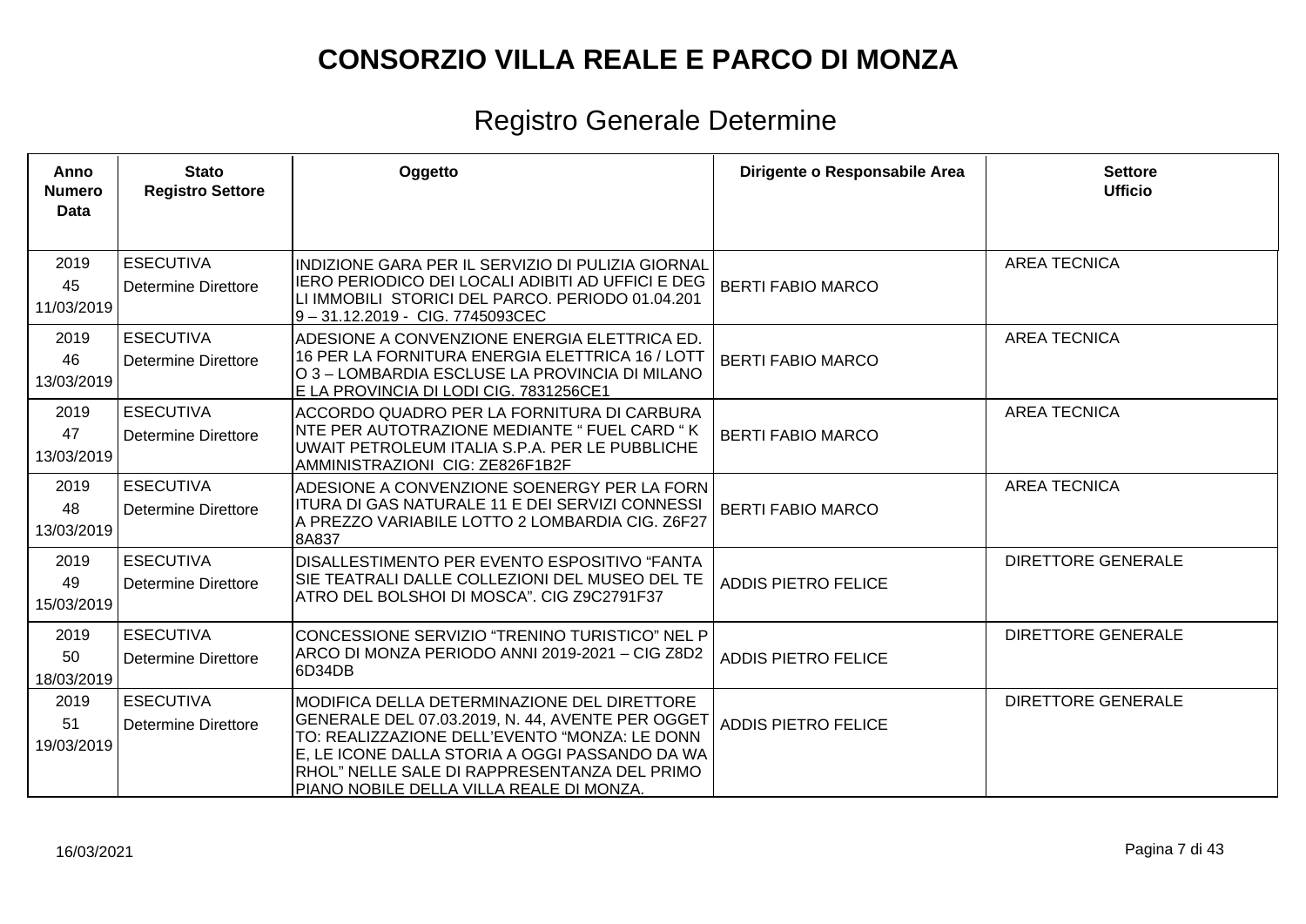# CONSORZIO VILLA REALE E PARCO DI MONZA

## Registro Generale Determine

| Anno Numero Data | Stato Registro Settore | Oggetto | Dirigente o Responsabile Area | Settore Ufficio |
|---|---|---|---|---|
| 2019 45 11/03/2019 | ESECUTIVA Determine Direttore | INDIZIONE GARA PER IL SERVIZIO DI PULIZIA GIORNALIERO PERIODICO DEI LOCALI ADIBITI AD UFFICI E DEGLI IMMOBILI STORICI DEL PARCO. PERIODO 01.04.2019 – 31.12.2019 - CIG. 7745093CEC | BERTI FABIO MARCO | AREA TECNICA |
| 2019 46 13/03/2019 | ESECUTIVA Determine Direttore | ADESIONE A CONVENZIONE ENERGIA ELETTRICA ED. 16 PER LA FORNITURA ENERGIA ELETTRICA 16 / LOTTO 3 – LOMBARDIA ESCLUSE LA PROVINCIA DI MILANO E LA PROVINCIA DI LODI CIG. 7831256CE1 | BERTI FABIO MARCO | AREA TECNICA |
| 2019 47 13/03/2019 | ESECUTIVA Determine Direttore | ACCORDO QUADRO PER LA FORNITURA DI CARBURANTE PER AUTOTRAZIONE MEDIANTE " FUEL CARD " KUWAIT PETROLEUM ITALIA S.P.A. PER LE PUBBLICHE AMMINISTRAZIONI CIG: ZE826F1B2F | BERTI FABIO MARCO | AREA TECNICA |
| 2019 48 13/03/2019 | ESECUTIVA Determine Direttore | ADESIONE A CONVENZIONE SOENERGY PER LA FORNITURA DI GAS NATURALE 11 E DEI SERVIZI CONNESSI A PREZZO VARIABILE LOTTO 2 LOMBARDIA CIG. Z6F278A837 | BERTI FABIO MARCO | AREA TECNICA |
| 2019 49 15/03/2019 | ESECUTIVA Determine Direttore | DISALLESTIMENTO PER EVENTO ESPOSITIVO "FANTASIE TEATRALI DALLE COLLEZIONI DEL MUSEO DEL TEATRO DEL BOLSHOI DI MOSCA". CIG Z9C2791F37 | ADDIS PIETRO FELICE | DIRETTORE GENERALE |
| 2019 50 18/03/2019 | ESECUTIVA Determine Direttore | CONCESSIONE SERVIZIO "TRENINO TURISTICO" NEL PARCO DI MONZA PERIODO ANNI 2019-2021 – CIG Z8D26D34DB | ADDIS PIETRO FELICE | DIRETTORE GENERALE |
| 2019 51 19/03/2019 | ESECUTIVA Determine Direttore | MODIFICA DELLA DETERMINAZIONE DEL DIRETTORE GENERALE DEL 07.03.2019, N. 44, AVENTE PER OGGETTO: REALIZZAZIONE DELL'EVENTO "MONZA: LE DONNE, LE ICONE DALLA STORIA A OGGI PASSANDO DA WARHOL" NELLE SALE DI RAPPRESENTANZA DEL PRIMO PIANO NOBILE DELLA VILLA REALE DI MONZA. | ADDIS PIETRO FELICE | DIRETTORE GENERALE |

16/03/2021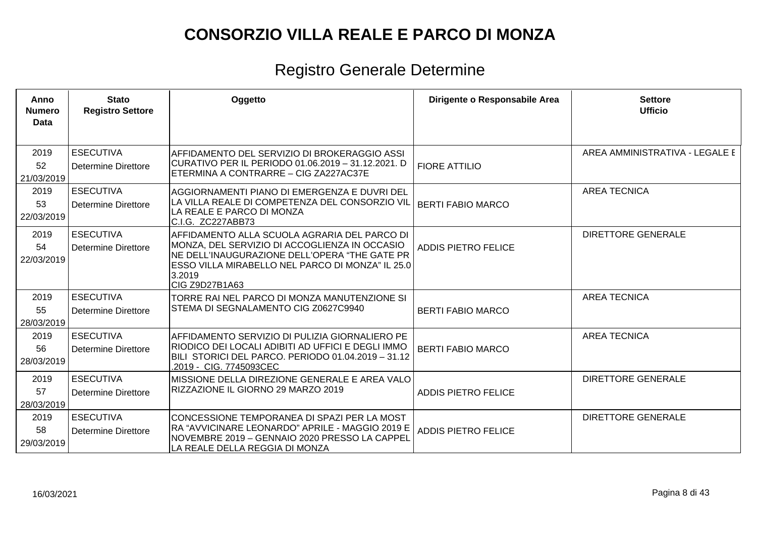# CONSORZIO VILLA REALE E PARCO DI MONZA

## Registro Generale Determine

| Anno Numero Data | Stato Registro Settore | Oggetto | Dirigente o Responsabile Area | Settore Ufficio |
|---|---|---|---|---|
| 2019 52 21/03/2019 | ESECUTIVA Determine Direttore | AFFIDAMENTO DEL SERVIZIO DI BROKERAGGIO ASSICURATIVO PER IL PERIODO 01.06.2019 – 31.12.2021. DETERMINA A CONTRARRE – CIG ZA227AC37E | FIORE ATTILIO | AREA AMMINISTRATIVA - LEGALE E |
| 2019 53 22/03/2019 | ESECUTIVA Determine Direttore | AGGIORNAMENTI PIANO DI EMERGENZA E DUVRI DELLA VILLA REALE DI COMPETENZA DEL CONSORZIO VILLA REALE E PARCO DI MONZA C.I.G. ZC227ABB73 | BERTI FABIO MARCO | AREA TECNICA |
| 2019 54 22/03/2019 | ESECUTIVA Determine Direttore | AFFIDAMENTO ALLA SCUOLA AGRARIA DEL PARCO DI MONZA, DEL SERVIZIO DI ACCOGLIENZA IN OCCASIONE DELL'INAUGURAZIONE DELL'OPERA "THE GATE PRESSO VILLA MIRABELLO NEL PARCO DI MONZA" IL 25.03.2019 CIG Z9D27B1A63 | ADDIS PIETRO FELICE | DIRETTORE GENERALE |
| 2019 55 28/03/2019 | ESECUTIVA Determine Direttore | TORRE RAI NEL PARCO DI MONZA MANUTENZIONE SISTEMA DI SEGNALAMENTO CIG Z0627C9940 | BERTI FABIO MARCO | AREA TECNICA |
| 2019 56 28/03/2019 | ESECUTIVA Determine Direttore | AFFIDAMENTO SERVIZIO DI PULIZIA GIORNALIERO PERIODICO DEI LOCALI ADIBITI AD UFFICI E DEGLI IMMOBILI STORICI DEL PARCO. PERIODO 01.04.2019 – 31.12.2019 - CIG. 7745093CEC | BERTI FABIO MARCO | AREA TECNICA |
| 2019 57 28/03/2019 | ESECUTIVA Determine Direttore | MISSIONE DELLA DIREZIONE GENERALE E AREA VALORIZZAZIONE IL GIORNO 29 MARZO 2019 | ADDIS PIETRO FELICE | DIRETTORE GENERALE |
| 2019 58 29/03/2019 | ESECUTIVA Determine Direttore | CONCESSIONE TEMPORANEA DI SPAZI PER LA MOSTRA "AVVICINARE LEONARDO" APRILE - MAGGIO 2019 E NOVEMBRE 2019 – GENNAIO 2020 PRESSO LA CAPPELLA REALE DELLA REGGIA DI MONZA | ADDIS PIETRO FELICE | DIRETTORE GENERALE |

16/03/2021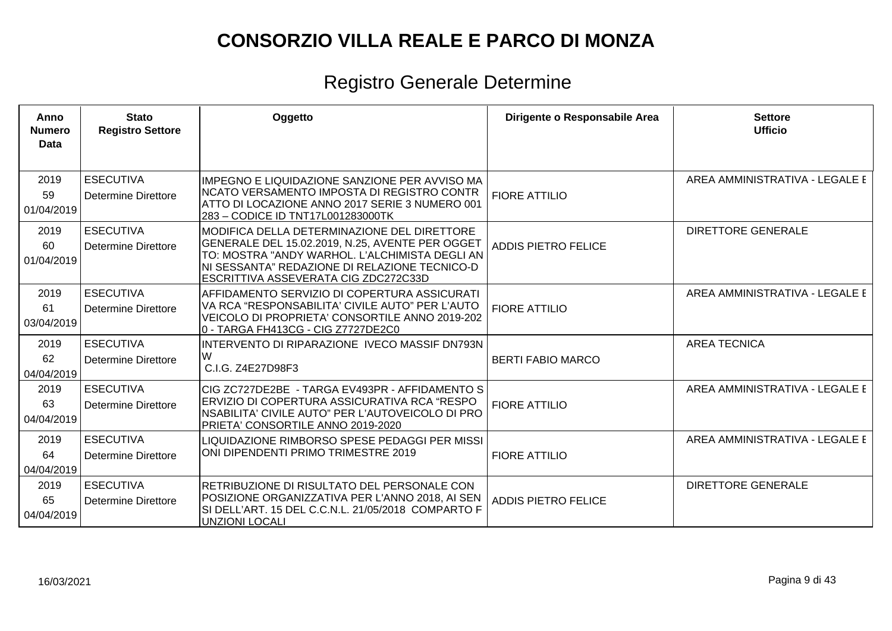# CONSORZIO VILLA REALE E PARCO DI MONZA

## Registro Generale Determine

| Anno Numero Data | Stato Registro Settore | Oggetto | Dirigente o Responsabile Area | Settore Ufficio |
|---|---|---|---|---|
| 2019 59 01/04/2019 | ESECUTIVA Determine Direttore | IMPEGNO E LIQUIDAZIONE SANZIONE PER AVVISO MANCATO VERSAMENTO IMPOSTA DI REGISTRO CONTRATTO DI LOCAZIONE ANNO 2017 SERIE 3 NUMERO 001283 – CODICE ID TNT17L001283000TK | FIORE ATTILIO | AREA AMMINISTRATIVA - LEGALE E |
| 2019 60 01/04/2019 | ESECUTIVA Determine Direttore | MODIFICA DELLA DETERMINAZIONE DEL DIRETTORE GENERALE DEL 15.02.2019, N.25, AVENTE PER OGGETTO: MOSTRA "ANDY WARHOL. L'ALCHIMISTA DEGLI ANNI SESSANTA" REDAZIONE DI RELAZIONE TECNICO-DESCRITTIVA ASSEVERATA CIG ZDC272C33D | ADDIS PIETRO FELICE | DIRETTORE GENERALE |
| 2019 61 03/04/2019 | ESECUTIVA Determine Direttore | AFFIDAMENTO SERVIZIO DI COPERTURA ASSICURATIVA RCA "RESPONSABILITA' CIVILE AUTO" PER L'AUTOVEICOLO DI PROPRIETA' CONSORTILE ANNO 2019-2020 - TARGA FH413CG - CIG Z7727DE2C0 | FIORE ATTILIO | AREA AMMINISTRATIVA - LEGALE E |
| 2019 62 04/04/2019 | ESECUTIVA Determine Direttore | INTERVENTO DI RIPARAZIONE IVECO MASSIF DN793NW C.I.G. Z4E27D98F3 | BERTI FABIO MARCO | AREA TECNICA |
| 2019 63 04/04/2019 | ESECUTIVA Determine Direttore | CIG ZC727DE2BE - TARGA EV493PR - AFFIDAMENTO SERVIZIO DI COPERTURA ASSICURATIVA RCA "RESPONSABILITA' CIVILE AUTO" PER L'AUTOVEICOLO DI PROPRIETA' CONSORTILE ANNO 2019-2020 | FIORE ATTILIO | AREA AMMINISTRATIVA - LEGALE E |
| 2019 64 04/04/2019 | ESECUTIVA Determine Direttore | LIQUIDAZIONE RIMBORSO SPESE PEDAGGI PER MISSIONI DIPENDENTI PRIMO TRIMESTRE 2019 | FIORE ATTILIO | AREA AMMINISTRATIVA - LEGALE E |
| 2019 65 04/04/2019 | ESECUTIVA Determine Direttore | RETRIBUZIONE DI RISULTATO DEL PERSONALE CON POSIZIONE ORGANIZZATIVA PER L'ANNO 2018, AI SENSI DELL'ART. 15 DEL C.C.N.L. 21/05/2018 COMPARTO FUNZIONI LOCALI | ADDIS PIETRO FELICE | DIRETTORE GENERALE |

16/03/2021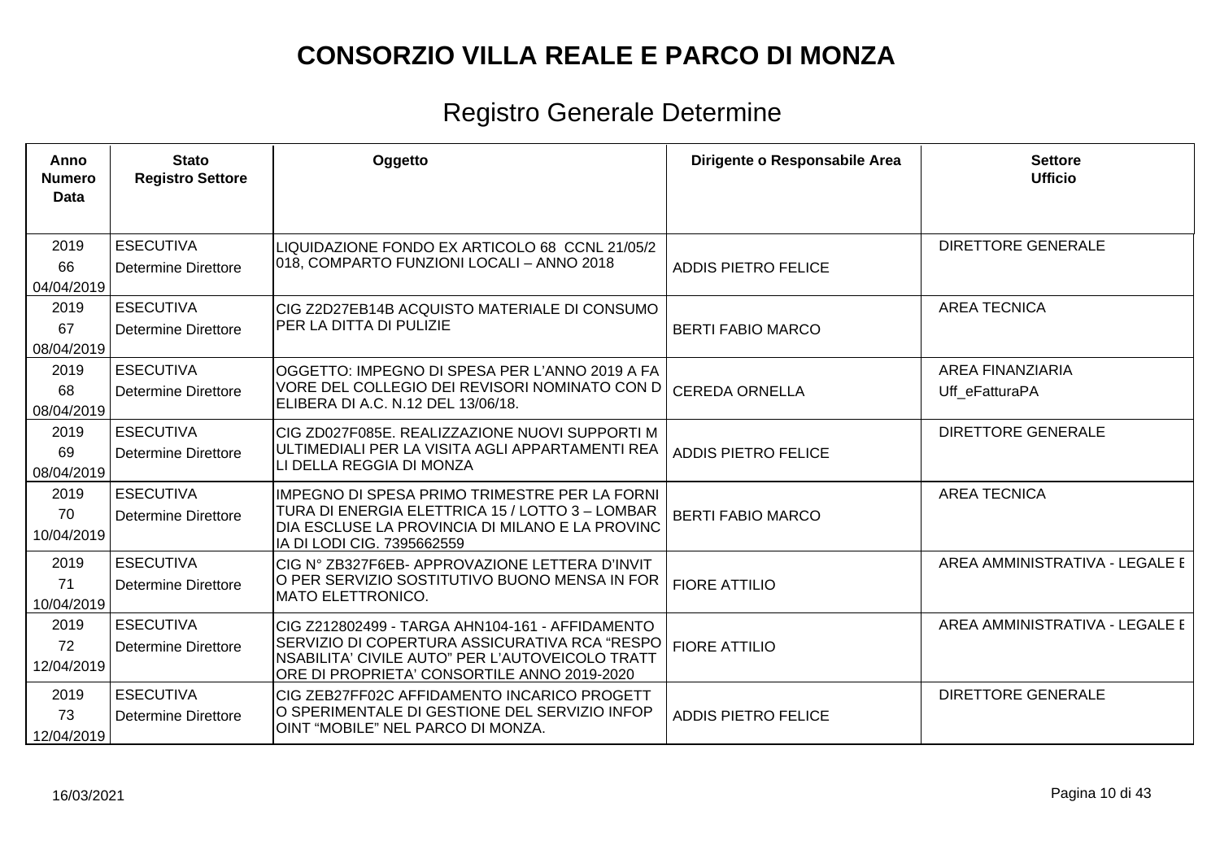# CONSORZIO VILLA REALE E PARCO DI MONZA

## Registro Generale Determine

| Anno Numero Data | Stato Registro Settore | Oggetto | Dirigente o Responsabile Area | Settore Ufficio |
|---|---|---|---|---|
| 2019 66 04/04/2019 | ESECUTIVA Determine Direttore | LIQUIDAZIONE FONDO EX ARTICOLO 68 CCNL 21/05/2 018, COMPARTO FUNZIONI LOCALI – ANNO 2018 | ADDIS PIETRO FELICE | DIRETTORE GENERALE |
| 2019 67 08/04/2019 | ESECUTIVA Determine Direttore | CIG Z2D27EB14B ACQUISTO MATERIALE DI CONSUMO PER LA DITTA DI PULIZIE | BERTI FABIO MARCO | AREA TECNICA |
| 2019 68 08/04/2019 | ESECUTIVA Determine Direttore | OGGETTO: IMPEGNO DI SPESA PER L'ANNO 2019 A FA VORE DEL COLLEGIO DEI REVISORI NOMINATO CON D ELIBERA DI A.C. N.12 DEL 13/06/18. | CEREDA ORNELLA | AREA FINANZIARIA Uff_eFatturaPA |
| 2019 69 08/04/2019 | ESECUTIVA Determine Direttore | CIG ZD027F085E. REALIZZAZIONE NUOVI SUPPORTI M ULTIMEDIALI PER LA VISITA AGLI APPARTAMENTI REA LI DELLA REGGIA DI MONZA | ADDIS PIETRO FELICE | DIRETTORE GENERALE |
| 2019 70 10/04/2019 | ESECUTIVA Determine Direttore | IMPEGNO DI SPESA PRIMO TRIMESTRE PER LA FORNI TURA DI ENERGIA ELETTRICA 15 / LOTTO 3 – LOMBAR DIA ESCLUSE LA PROVINCIA DI MILANO E LA PROVINC IA DI LODI CIG. 7395662559 | BERTI FABIO MARCO | AREA TECNICA |
| 2019 71 10/04/2019 | ESECUTIVA Determine Direttore | CIG N° ZB327F6EB- APPROVAZIONE LETTERA D'INVIT O PER SERVIZIO SOSTITUTIVO BUONO MENSA IN FOR MATO ELETTRONICO. | FIORE ATTILIO | AREA AMMINISTRATIVA - LEGALE E |
| 2019 72 12/04/2019 | ESECUTIVA Determine Direttore | CIG Z212802499 - TARGA AHN104-161 - AFFIDAMENTO SERVIZIO DI COPERTURA ASSICURATIVA RCA "RESPO NSABILITA' CIVILE AUTO" PER L'AUTOVEICOLO TRATT ORE DI PROPRIETA' CONSORTILE ANNO 2019-2020 | FIORE ATTILIO | AREA AMMINISTRATIVA - LEGALE E |
| 2019 73 12/04/2019 | ESECUTIVA Determine Direttore | CIG ZEB27FF02C AFFIDAMENTO INCARICO PROGETT O SPERIMENTALE DI GESTIONE DEL SERVIZIO INFOP OINT "MOBILE" NEL PARCO DI MONZA. | ADDIS PIETRO FELICE | DIRETTORE GENERALE |

16/03/2021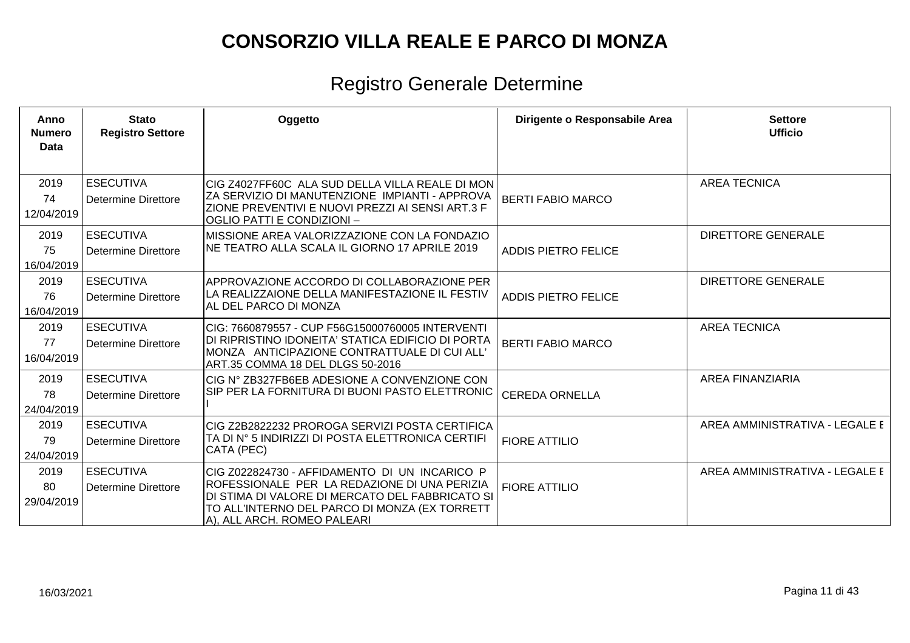# CONSORZIO VILLA REALE E PARCO DI MONZA

## Registro Generale Determine

| Anno Numero Data | Stato Registro Settore | Oggetto | Dirigente o Responsabile Area | Settore Ufficio |
|---|---|---|---|---|
| 2019 74 12/04/2019 | ESECUTIVA Determine Direttore | CIG Z4027FF60C ALA SUD DELLA VILLA REALE DI MONZA SERVIZIO DI MANUTENZIONE IMPIANTI - APPROVAZIONE PREVENTIVI E NUOVI PREZZI AI SENSI ART.3 FOGLIO PATTI E CONDIZIONI – | BERTI FABIO MARCO | AREA TECNICA |
| 2019 75 16/04/2019 | ESECUTIVA Determine Direttore | MISSIONE AREA VALORIZZAZIONE CON LA FONDAZIONE TEATRO ALLA SCALA IL GIORNO 17 APRILE 2019 | ADDIS PIETRO FELICE | DIRETTORE GENERALE |
| 2019 76 16/04/2019 | ESECUTIVA Determine Direttore | APPROVAZIONE ACCORDO DI COLLABORAZIONE PER LA REALIZZAIONE DELLA MANIFESTAZIONE IL FESTIVAL DEL PARCO DI MONZA | ADDIS PIETRO FELICE | DIRETTORE GENERALE |
| 2019 77 16/04/2019 | ESECUTIVA Determine Direttore | CIG: 7660879557 - CUP F56G15000760005 INTERVENTI DI RIPRISTINO IDONEITA' STATICA EDIFICIO DI PORTA MONZA ANTICIPAZIONE CONTRATTUALE DI CUI ALL' ART.35 COMMA 18 DEL DLGS 50-2016 | BERTI FABIO MARCO | AREA TECNICA |
| 2019 78 24/04/2019 | ESECUTIVA Determine Direttore | CIG N° ZB327FB6EB ADESIONE A CONVENZIONE CON SIP PER LA FORNITURA DI BUONI PASTO ELETTRONICI | CEREDA ORNELLA | AREA FINANZIARIA |
| 2019 79 24/04/2019 | ESECUTIVA Determine Direttore | CIG Z2B2822232 PROROGA SERVIZI POSTA CERTIFICATA DI N° 5 INDIRIZZI DI POSTA ELETTRONICA CERTIFICATA (PEC) | FIORE ATTILIO | AREA AMMINISTRATIVA - LEGALE E |
| 2019 80 29/04/2019 | ESECUTIVA Determine Direttore | CIG Z022824730 - AFFIDAMENTO DI UN INCARICO PROFESSIONALE PER LA REDAZIONE DI UNA PERIZIA DI STIMA DI VALORE DI MERCATO DEL FABBRICATO SITO ALL'INTERNO DEL PARCO DI MONZA (EX TORRETTA), ALL ARCH. ROMEO PALEARI | FIORE ATTILIO | AREA AMMINISTRATIVA - LEGALE E |

16/03/2021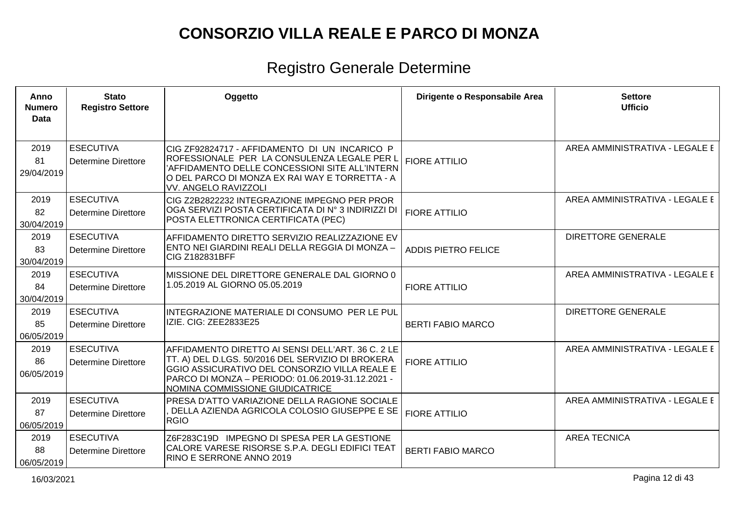# CONSORZIO VILLA REALE E PARCO DI MONZA

## Registro Generale Determine

| Anno Numero Data | Stato Registro Settore | Oggetto | Dirigente o Responsabile Area | Settore Ufficio |
|---|---|---|---|---|
| 2019 81 29/04/2019 | ESECUTIVA Determine Direttore | CIG ZF92824717 - AFFIDAMENTO DI UN INCARICO PROFESSIONALE PER LA CONSULENZA LEGALE PER L'AFFIDAMENTO DELLE CONCESSIONI SITE ALL'INTERNO DEL PARCO DI MONZA EX RAI WAY E TORRETTA - AVV. ANGELO RAVIZZOLI | FIORE ATTILIO | AREA AMMINISTRATIVA - LEGALE E |
| 2019 82 30/04/2019 | ESECUTIVA Determine Direttore | CIG Z2B2822232 INTEGRAZIONE IMPEGNO PER PROROGA SERVIZI POSTA CERTIFICATA DI N° 3 INDIRIZZI DI POSTA ELETTRONICA CERTIFICATA (PEC) | FIORE ATTILIO | AREA AMMINISTRATIVA - LEGALE E |
| 2019 83 30/04/2019 | ESECUTIVA Determine Direttore | AFFIDAMENTO DIRETTO SERVIZIO REALIZZAZIONE EVENTO NEI GIARDINI REALI DELLA REGGIA DI MONZA – CIG Z182831BFF | ADDIS PIETRO FELICE | DIRETTORE GENERALE |
| 2019 84 30/04/2019 | ESECUTIVA Determine Direttore | MISSIONE DEL DIRETTORE GENERALE DAL GIORNO 01.05.2019 AL GIORNO 05.05.2019 | FIORE ATTILIO | AREA AMMINISTRATIVA - LEGALE E |
| 2019 85 06/05/2019 | ESECUTIVA Determine Direttore | INTEGRAZIONE MATERIALE DI CONSUMO PER LE PULIZIE. CIG: ZEE2833E25 | BERTI FABIO MARCO | DIRETTORE GENERALE |
| 2019 86 06/05/2019 | ESECUTIVA Determine Direttore | AFFIDAMENTO DIRETTO AI SENSI DELL'ART. 36 C. 2 LETT. A) DEL D.LGS. 50/2016 DEL SERVIZIO DI BROKERAGGIO ASSICURATIVO DEL CONSORZIO VILLA REALE E PARCO DI MONZA – PERIODO: 01.06.2019-31.12.2021 - NOMINA COMMISSIONE GIUDICATRICE | FIORE ATTILIO | AREA AMMINISTRATIVA - LEGALE E |
| 2019 87 06/05/2019 | ESECUTIVA Determine Direttore | PRESA D'ATTO VARIAZIONE DELLA RAGIONE SOCIALE, DELLA AZIENDA AGRICOLA COLOSIO GIUSEPPE E SERGIO | FIORE ATTILIO | AREA AMMINISTRATIVA - LEGALE E |
| 2019 88 06/05/2019 | ESECUTIVA Determine Direttore | Z6F283C19D IMPEGNO DI SPESA PER LA GESTIONE CALORE VARESE RISORSE S.P.A. DEGLI EDIFICI TEATRINO E SERRONE ANNO 2019 | BERTI FABIO MARCO | AREA TECNICA |

16/03/2021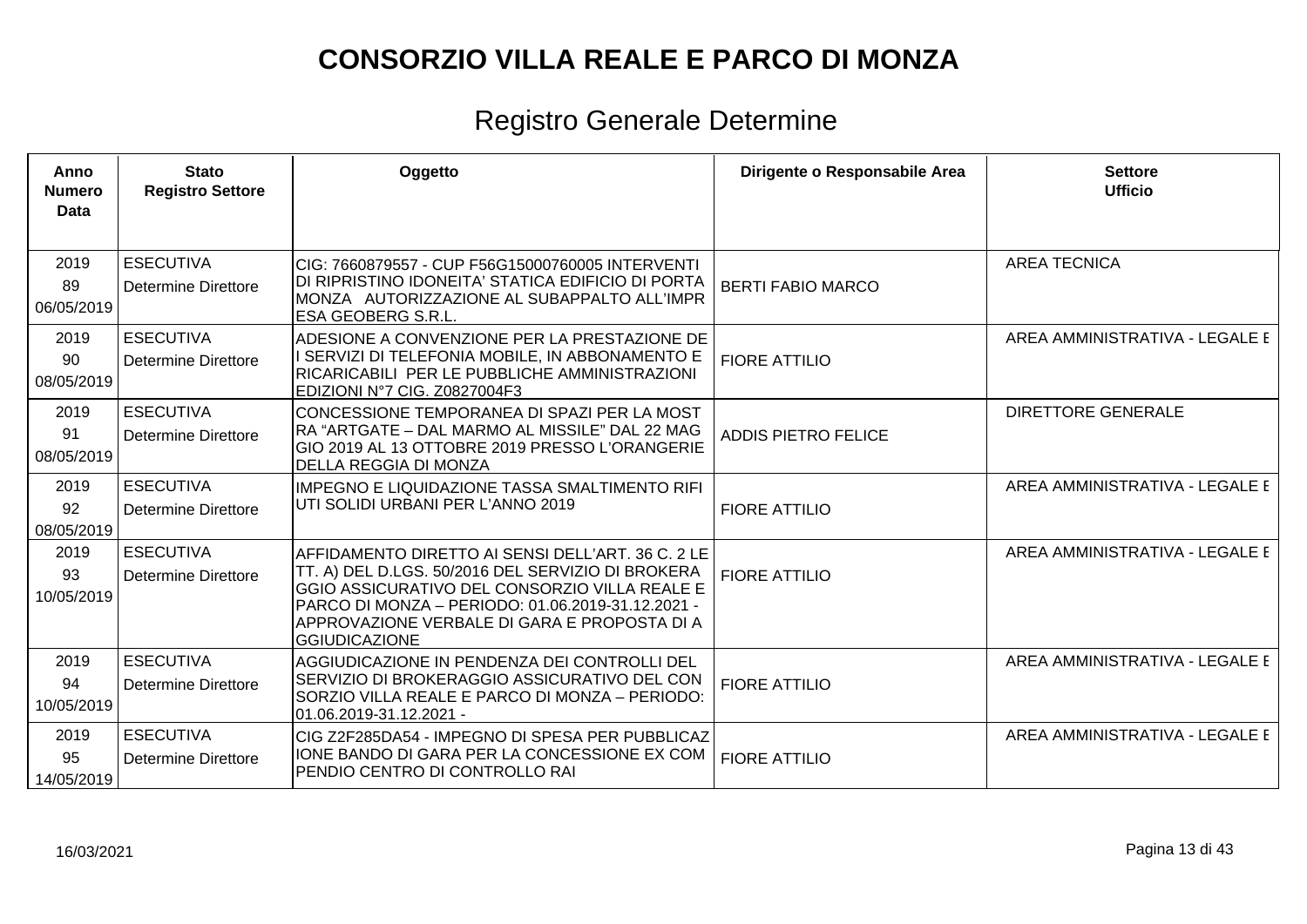# CONSORZIO VILLA REALE E PARCO DI MONZA

## Registro Generale Determine

| Anno Numero Data | Stato Registro Settore | Oggetto | Dirigente o Responsabile Area | Settore Ufficio |
|---|---|---|---|---|
| 2019 89 06/05/2019 | ESECUTIVA Determine Direttore | CIG: 7660879557 - CUP F56G15000760005 INTERVENTI DI RIPRISTINO IDONEITA' STATICA EDIFICIO DI PORTA MONZA AUTORIZZAZIONE AL SUBAPPALTO ALL'IMPRESA GEOBERG S.R.L. | BERTI FABIO MARCO | AREA TECNICA |
| 2019 90 08/05/2019 | ESECUTIVA Determine Direttore | ADESIONE A CONVENZIONE PER LA PRESTAZIONE DEI SERVIZI DI TELEFONIA MOBILE, IN ABBONAMENTO E RICARICABILI PER LE PUBBLICHE AMMINISTRAZIONI EDIZIONI N°7 CIG. Z0827004F3 | FIORE ATTILIO | AREA AMMINISTRATIVA - LEGALE E |
| 2019 91 08/05/2019 | ESECUTIVA Determine Direttore | CONCESSIONE TEMPORANEA DI SPAZI PER LA MOSTRA "ARTGATE – DAL MARMO AL MISSILE" DAL 22 MAGGIO 2019 AL 13 OTTOBRE 2019 PRESSO L'ORANGERIE DELLA REGGIA DI MONZA | ADDIS PIETRO FELICE | DIRETTORE GENERALE |
| 2019 92 08/05/2019 | ESECUTIVA Determine Direttore | IMPEGNO E LIQUIDAZIONE TASSA SMALTIMENTO RIFIUTI SOLIDI URBANI PER L'ANNO 2019 | FIORE ATTILIO | AREA AMMINISTRATIVA - LEGALE E |
| 2019 93 10/05/2019 | ESECUTIVA Determine Direttore | AFFIDAMENTO DIRETTO AI SENSI DELL'ART. 36 C. 2 LETT. A) DEL D.LGS. 50/2016 DEL SERVIZIO DI BROKERAGGIO ASSICURATIVO DEL CONSORZIO VILLA REALE E PARCO DI MONZA – PERIODO: 01.06.2019-31.12.2021 - APPROVAZIONE VERBALE DI GARA E PROPOSTA DI AGGIUDICAZIONE | FIORE ATTILIO | AREA AMMINISTRATIVA - LEGALE E |
| 2019 94 10/05/2019 | ESECUTIVA Determine Direttore | AGGIUDICAZIONE IN PENDENZA DEI CONTROLLI DEL SERVIZIO DI BROKERAGGIO ASSICURATIVO DEL CONSORZIO VILLA REALE E PARCO DI MONZA – PERIODO: 01.06.2019-31.12.2021 - | FIORE ATTILIO | AREA AMMINISTRATIVA - LEGALE E |
| 2019 95 14/05/2019 | ESECUTIVA Determine Direttore | CIG Z2F285DA54 - IMPEGNO DI SPESA PER PUBBLICAZIONE BANDO DI GARA PER LA CONCESSIONE EX COMPENDIO CENTRO DI CONTROLLO RAI | FIORE ATTILIO | AREA AMMINISTRATIVA - LEGALE E |

16/03/2021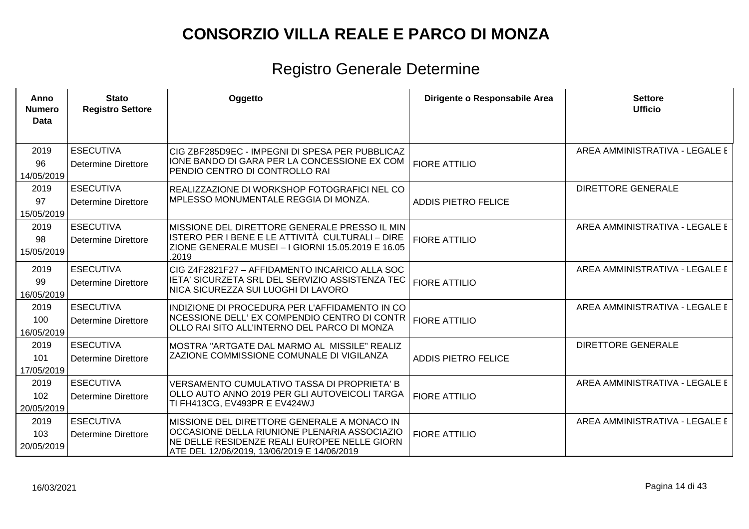# CONSORZIO VILLA REALE E PARCO DI MONZA

## Registro Generale Determine

| Anno Numero Data | Stato Registro Settore | Oggetto | Dirigente o Responsabile Area | Settore Ufficio |
|---|---|---|---|---|
| 2019 96 14/05/2019 | ESECUTIVA Determine Direttore | CIG ZBF285D9EC - IMPEGNI DI SPESA PER PUBBLICAZIONE BANDO DI GARA PER LA CONCESSIONE EX COMPENDIO CENTRO DI CONTROLLO RAI | FIORE ATTILIO | AREA AMMINISTRATIVA - LEGALE E |
| 2019 97 15/05/2019 | ESECUTIVA Determine Direttore | REALIZZAZIONE DI WORKSHOP FOTOGRAFICI NEL COMPLESSO MONUMENTALE REGGIA DI MONZA. | ADDIS PIETRO FELICE | DIRETTORE GENERALE |
| 2019 98 15/05/2019 | ESECUTIVA Determine Direttore | MISSIONE DEL DIRETTORE GENERALE PRESSO IL MINISTERO PER I BENE E LE ATTIVITÀ CULTURALI – DIREZIONE GENERALE MUSEI – I GIORNI 15.05.2019 E 16.05.2019 | FIORE ATTILIO | AREA AMMINISTRATIVA - LEGALE E |
| 2019 99 16/05/2019 | ESECUTIVA Determine Direttore | CIG Z4F2821F27 – AFFIDAMENTO INCARICO ALLA SOCIETA' SICURZETA SRL DEL SERVIZIO ASSISTENZA TECNICA SICUREZZA SUI LUOGHI DI LAVORO | FIORE ATTILIO | AREA AMMINISTRATIVA - LEGALE E |
| 2019 100 16/05/2019 | ESECUTIVA Determine Direttore | INDIZIONE DI PROCEDURA PER L'AFFIDAMENTO IN CONCESSIONE DELL' EX COMPENDIO CENTRO DI CONTROLLO RAI SITO ALL'INTERNO DEL PARCO DI MONZA | FIORE ATTILIO | AREA AMMINISTRATIVA - LEGALE E |
| 2019 101 17/05/2019 | ESECUTIVA Determine Direttore | MOSTRA "ARTGATE DAL MARMO AL MISSILE" REALIZZAZIONE COMMISSIONE COMUNALE DI VIGILANZA | ADDIS PIETRO FELICE | DIRETTORE GENERALE |
| 2019 102 20/05/2019 | ESECUTIVA Determine Direttore | VERSAMENTO CUMULATIVO TASSA DI PROPRIETA' BOLLO AUTO ANNO 2019 PER GLI AUTOVEICOLI TARGATI FH413CG, EV493PR E EV424WJ | FIORE ATTILIO | AREA AMMINISTRATIVA - LEGALE E |
| 2019 103 20/05/2019 | ESECUTIVA Determine Direttore | MISSIONE DEL DIRETTORE GENERALE A MONACO IN OCCASIONE DELLA RIUNIONE PLENARIA ASSOCIAZIONE DELLE RESIDENZE REALI EUROPEE NELLE GIORNATE DEL 12/06/2019, 13/06/2019 E 14/06/2019 | FIORE ATTILIO | AREA AMMINISTRATIVA - LEGALE E |

16/03/2021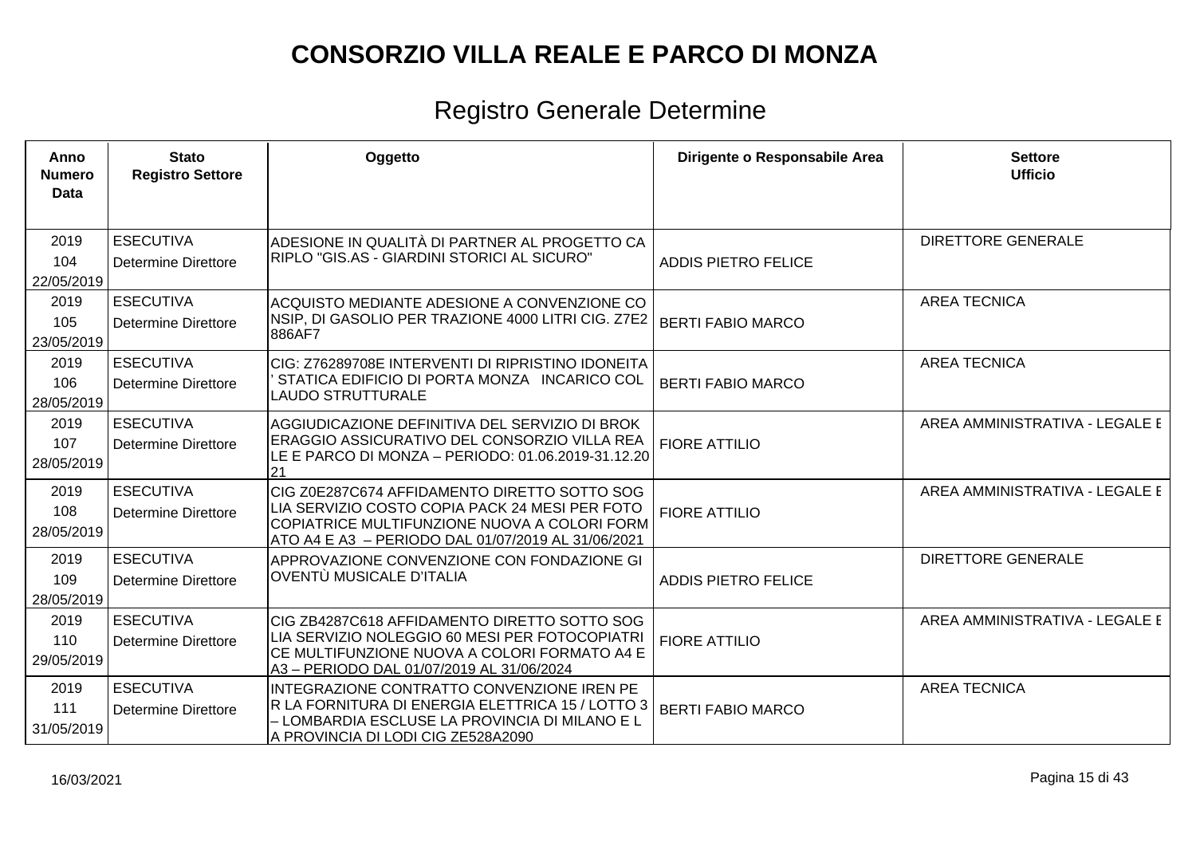# CONSORZIO VILLA REALE E PARCO DI MONZA

## Registro Generale Determine

| Anno Numero Data | Stato Registro Settore | Oggetto | Dirigente o Responsabile Area | Settore Ufficio |
|---|---|---|---|---|
| 2019 104 22/05/2019 | ESECUTIVA Determine Direttore | ADESIONE IN QUALITÀ DI PARTNER AL PROGETTO CARIPLO "GIS.AS - GIARDINI STORICI AL SICURO" | ADDIS PIETRO FELICE | DIRETTORE GENERALE |
| 2019 105 23/05/2019 | ESECUTIVA Determine Direttore | ACQUISTO MEDIANTE ADESIONE A CONVENZIONE CONSIP, DI GASOLIO PER TRAZIONE 4000 LITRI CIG. Z7E2886AF7 | BERTI FABIO MARCO | AREA TECNICA |
| 2019 106 28/05/2019 | ESECUTIVA Determine Direttore | CIG: Z76289708E INTERVENTI DI RIPRISTINO IDONEITA' STATICA EDIFICIO DI PORTA MONZA INCARICO COLLAUDO STRUTTURALE | BERTI FABIO MARCO | AREA TECNICA |
| 2019 107 28/05/2019 | ESECUTIVA Determine Direttore | AGGIUDICAZIONE DEFINITIVA DEL SERVIZIO DI BROKERAGGIO ASSICURATIVO DEL CONSORZIO VILLA REALE E PARCO DI MONZA – PERIODO: 01.06.2019-31.12.2021 | FIORE ATTILIO | AREA AMMINISTRATIVA - LEGALE E |
| 2019 108 28/05/2019 | ESECUTIVA Determine Direttore | CIG Z0E287C674 AFFIDAMENTO DIRETTO SOTTO SOGLIA SERVIZIO COSTO COPIA PACK 24 MESI PER FOTOCOPIATRICE MULTIFUNZIONE NUOVA A COLORI FORMATO A4 E A3 – PERIODO DAL 01/07/2019 AL 31/06/2021 | FIORE ATTILIO | AREA AMMINISTRATIVA - LEGALE E |
| 2019 109 28/05/2019 | ESECUTIVA Determine Direttore | APPROVAZIONE CONVENZIONE CON FONDAZIONE GIOVENTÙ MUSICALE D'ITALIA | ADDIS PIETRO FELICE | DIRETTORE GENERALE |
| 2019 110 29/05/2019 | ESECUTIVA Determine Direttore | CIG ZB4287C618 AFFIDAMENTO DIRETTO SOTTO SOGLIA SERVIZIO NOLEGGIO 60 MESI PER FOTOCOPIATRICE MULTIFUNZIONE NUOVA A COLORI FORMATO A4 E A3 – PERIODO DAL 01/07/2019 AL 31/06/2024 | FIORE ATTILIO | AREA AMMINISTRATIVA - LEGALE E |
| 2019 111 31/05/2019 | ESECUTIVA Determine Direttore | INTEGRAZIONE CONTRATTO CONVENZIONE IREN PER LA FORNITURA DI ENERGIA ELETTRICA 15 / LOTTO 3 – LOMBARDIA ESCLUSE LA PROVINCIA DI MILANO E LA PROVINCIA DI LODI CIG ZE528A2090 | BERTI FABIO MARCO | AREA TECNICA |

16/03/2021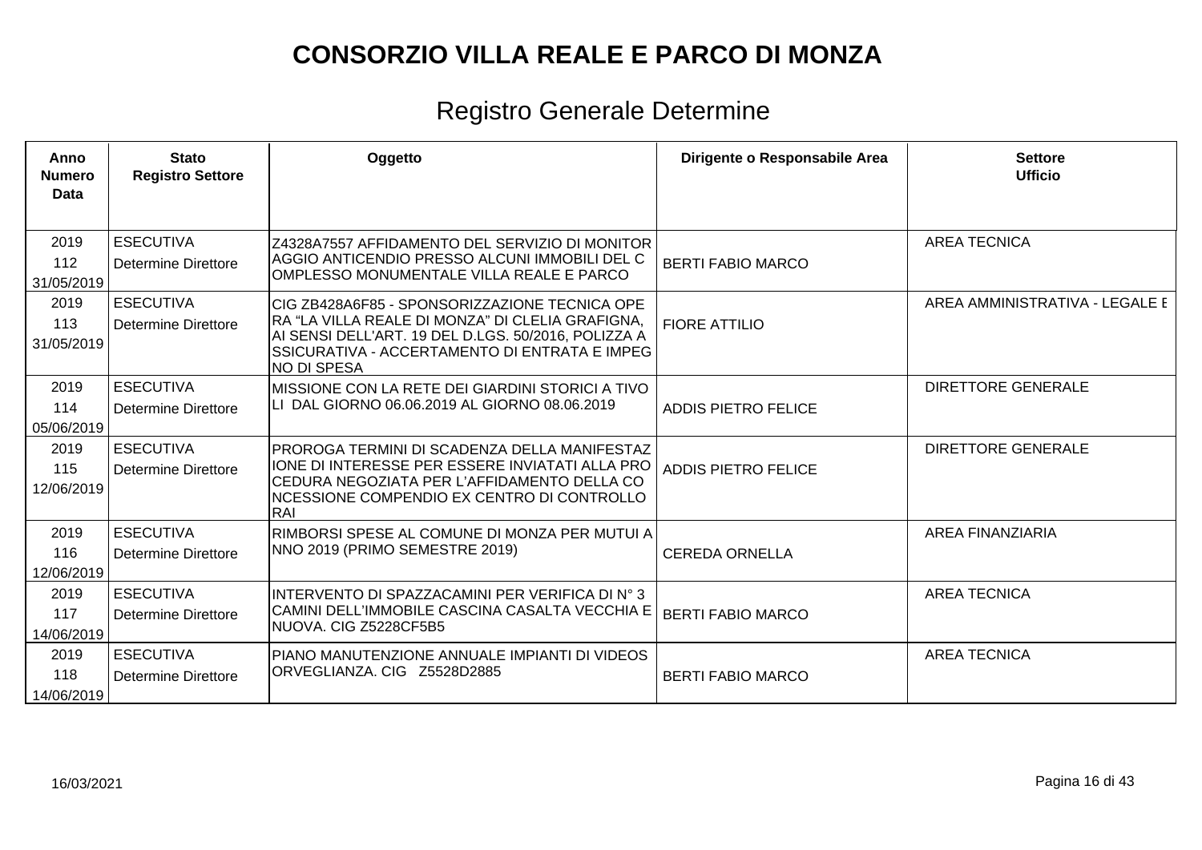# CONSORZIO VILLA REALE E PARCO DI MONZA

## Registro Generale Determine

| Anno Numero Data | Stato Registro Settore | Oggetto | Dirigente o Responsabile Area | Settore Ufficio |
|---|---|---|---|---|
| 2019 112 31/05/2019 | ESECUTIVA Determine Direttore | Z4328A7557 AFFIDAMENTO DEL SERVIZIO DI MONITORAGGIO ANTICENDIO PRESSO ALCUNI IMMOBILI DEL COMPLESSO MONUMENTALE VILLA REALE E PARCO | BERTI FABIO MARCO | AREA TECNICA |
| 2019 113 31/05/2019 | ESECUTIVA Determine Direttore | CIG ZB428A6F85 - SPONSORIZZAZIONE TECNICA OPERA "LA VILLA REALE DI MONZA" DI CLELIA GRAFIGNA, AI SENSI DELL'ART. 19 DEL D.LGS. 50/2016, POLIZZA ASSICURATIVA - ACCERTAMENTO DI ENTRATA E IMPEGNO DI SPESA | FIORE ATTILIO | AREA AMMINISTRATIVA - LEGALE E |
| 2019 114 05/06/2019 | ESECUTIVA Determine Direttore | MISSIONE CON LA RETE DEI GIARDINI STORICI A TIVOLI DAL GIORNO 06.06.2019 AL GIORNO 08.06.2019 | ADDIS PIETRO FELICE | DIRETTORE GENERALE |
| 2019 115 12/06/2019 | ESECUTIVA Determine Direttore | PROROGA TERMINI DI SCADENZA DELLA MANIFESTAZIONE DI INTERESSE PER ESSERE INVIATATI ALLA PROCEDURA NEGOZIATA PER L'AFFIDAMENTO DELLA CONCESSIONE COMPENDIO EX CENTRO DI CONTROLLO RAI | ADDIS PIETRO FELICE | DIRETTORE GENERALE |
| 2019 116 12/06/2019 | ESECUTIVA Determine Direttore | RIMBORSI SPESE AL COMUNE DI MONZA PER MUTUI ANNO 2019 (PRIMO SEMESTRE 2019) | CEREDA ORNELLA | AREA FINANZIARIA |
| 2019 117 14/06/2019 | ESECUTIVA Determine Direttore | INTERVENTO DI SPAZZACAMINI PER VERIFICA DI N° 3 CAMINI DELL'IMMOBILE CASCINA CASALTA VECCHIA E NUOVA. CIG Z5228CF5B5 | BERTI FABIO MARCO | AREA TECNICA |
| 2019 118 14/06/2019 | ESECUTIVA Determine Direttore | PIANO MANUTENZIONE ANNUALE IMPIANTI DI VIDEOSORVEGLIANZA. CIG Z5528D2885 | BERTI FABIO MARCO | AREA TECNICA |

16/03/2021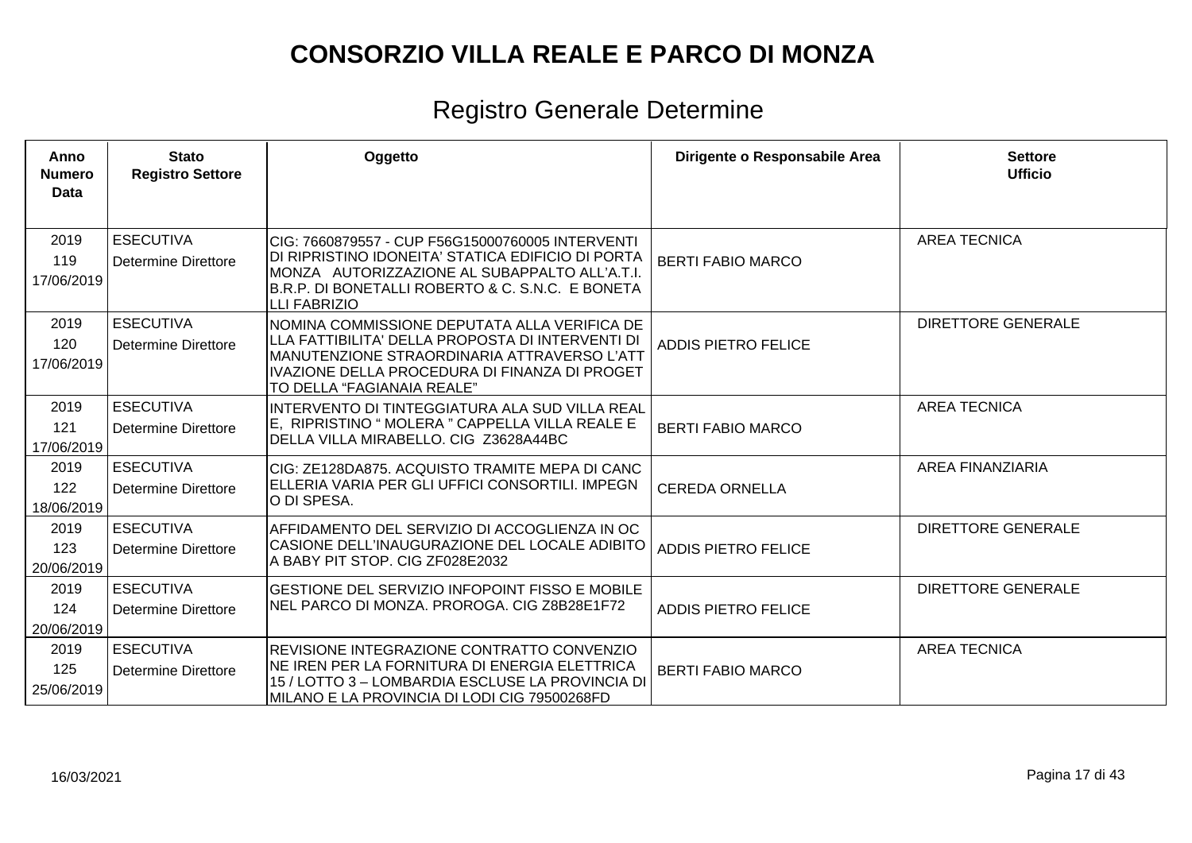# CONSORZIO VILLA REALE E PARCO DI MONZA

## Registro Generale Determine

| Anno Numero Data | Stato Registro Settore | Oggetto | Dirigente o Responsabile Area | Settore Ufficio |
|---|---|---|---|---|
| 2019 119 17/06/2019 | ESECUTIVA Determine Direttore | CIG: 7660879557 - CUP F56G15000760005 INTERVENTI DI RIPRISTINO IDONEITA' STATICA EDIFICIO DI PORTA MONZA AUTORIZZAZIONE AL SUBAPPALTO ALL'A.T.I. B.R.P. DI BONETALLI ROBERTO & C. S.N.C. E BONETA LLI FABRIZIO | BERTI FABIO MARCO | AREA TECNICA |
| 2019 120 17/06/2019 | ESECUTIVA Determine Direttore | NOMINA COMMISSIONE DEPUTATA ALLA VERIFICA DE LLA FATTIBILITA' DELLA PROPOSTA DI INTERVENTI DI MANUTENZIONE STRAORDINARIA ATTRAVERSO L'ATT IVAZIONE DELLA PROCEDURA DI FINANZA DI PROGET TO DELLA "FAGIANAIA REALE" | ADDIS PIETRO FELICE | DIRETTORE GENERALE |
| 2019 121 17/06/2019 | ESECUTIVA Determine Direttore | INTERVENTO DI TINTEGGIATURA ALA SUD VILLA REAL E, RIPRISTINO " MOLERA " CAPPELLA VILLA REALE E DELLA VILLA MIRABELLO. CIG Z3628A44BC | BERTI FABIO MARCO | AREA TECNICA |
| 2019 122 18/06/2019 | ESECUTIVA Determine Direttore | CIG: ZE128DA875. ACQUISTO TRAMITE MEPA DI CANC ELLERIA VARIA PER GLI UFFICI CONSORTILI. IMPEGN O DI SPESA. | CEREDA ORNELLA | AREA FINANZIARIA |
| 2019 123 20/06/2019 | ESECUTIVA Determine Direttore | AFFIDAMENTO DEL SERVIZIO DI ACCOGLIENZA IN OC CASIONE DELL'INAUGURAZIONE DEL LOCALE ADIBITO A BABY PIT STOP. CIG ZF028E2032 | ADDIS PIETRO FELICE | DIRETTORE GENERALE |
| 2019 124 20/06/2019 | ESECUTIVA Determine Direttore | GESTIONE DEL SERVIZIO INFOPOINT FISSO E MOBILE NEL PARCO DI MONZA. PROROGA. CIG Z8B28E1F72 | ADDIS PIETRO FELICE | DIRETTORE GENERALE |
| 2019 125 25/06/2019 | ESECUTIVA Determine Direttore | REVISIONE INTEGRAZIONE CONTRATTO CONVENZIO NE IREN PER LA FORNITURA DI ENERGIA ELETTRICA 15 / LOTTO 3 – LOMBARDIA ESCLUSE LA PROVINCIA DI MILANO E LA PROVINCIA DI LODI CIG 79500268FD | BERTI FABIO MARCO | AREA TECNICA |

16/03/2021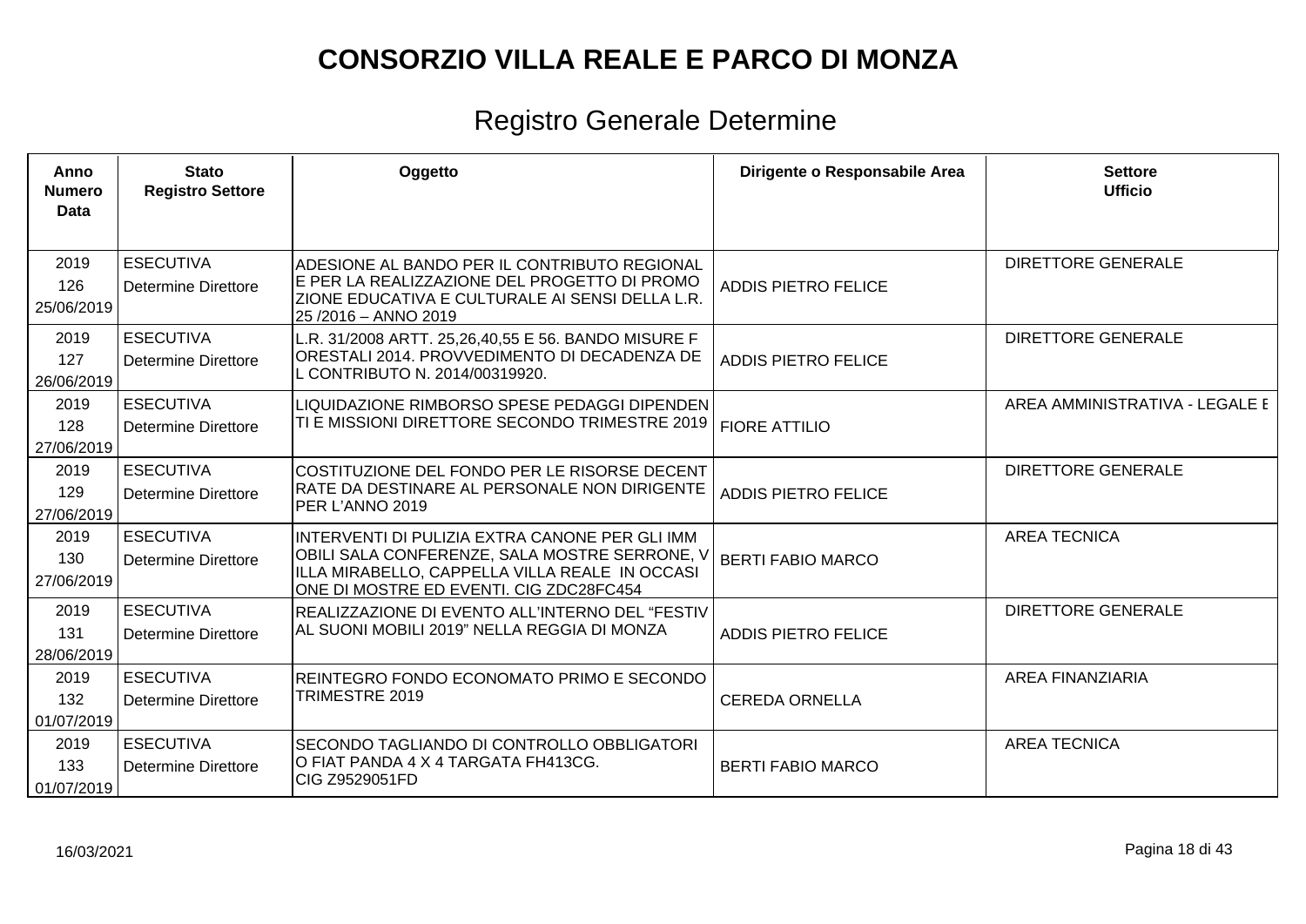# CONSORZIO VILLA REALE E PARCO DI MONZA

## Registro Generale Determine

| Anno Numero Data | Stato Registro Settore | Oggetto | Dirigente o Responsabile Area | Settore Ufficio |
|---|---|---|---|---|
| 2019 126 25/06/2019 | ESECUTIVA Determine Direttore | ADESIONE AL BANDO PER IL CONTRIBUTO REGIONAL E PER LA REALIZZAZIONE DEL PROGETTO DI PROMO ZIONE EDUCATIVA E CULTURALE AI SENSI DELLA L.R. 25 /2016 – ANNO 2019 | ADDIS PIETRO FELICE | DIRETTORE GENERALE |
| 2019 127 26/06/2019 | ESECUTIVA Determine Direttore | L.R. 31/2008 ARTT. 25,26,40,55 E 56. BANDO MISURE F ORESTALI 2014. PROVVEDIMENTO DI DECADENZA DE L CONTRIBUTO N. 2014/00319920. | ADDIS PIETRO FELICE | DIRETTORE GENERALE |
| 2019 128 27/06/2019 | ESECUTIVA Determine Direttore | LIQUIDAZIONE RIMBORSO SPESE PEDAGGI DIPENDEN TI E MISSIONI DIRETTORE SECONDO TRIMESTRE 2019 | FIORE ATTILIO | AREA AMMINISTRATIVA - LEGALE E |
| 2019 129 27/06/2019 | ESECUTIVA Determine Direttore | COSTITUZIONE DEL FONDO PER LE RISORSE DECENT RATE DA DESTINARE AL PERSONALE NON DIRIGENTE PER L'ANNO 2019 | ADDIS PIETRO FELICE | DIRETTORE GENERALE |
| 2019 130 27/06/2019 | ESECUTIVA Determine Direttore | INTERVENTI DI PULIZIA EXTRA CANONE PER GLI IMM OBILI SALA CONFERENZE, SALA MOSTRE SERRONE, V ILLA MIRABELLO, CAPPELLA VILLA REALE IN OCCASI ONE DI MOSTRE ED EVENTI. CIG ZDC28FC454 | BERTI FABIO MARCO | AREA TECNICA |
| 2019 131 28/06/2019 | ESECUTIVA Determine Direttore | REALIZZAZIONE DI EVENTO ALL'INTERNO DEL "FESTIV AL SUONI MOBILI 2019" NELLA REGGIA DI MONZA | ADDIS PIETRO FELICE | DIRETTORE GENERALE |
| 2019 132 01/07/2019 | ESECUTIVA Determine Direttore | REINTEGRO FONDO ECONOMATO PRIMO E SECONDO TRIMESTRE 2019 | CEREDA ORNELLA | AREA FINANZIARIA |
| 2019 133 01/07/2019 | ESECUTIVA Determine Direttore | SECONDO TAGLIANDO DI CONTROLLO OBBLIGATORI O FIAT PANDA 4 X 4 TARGATA FH413CG. CIG Z9529051FD | BERTI FABIO MARCO | AREA TECNICA |

16/03/2021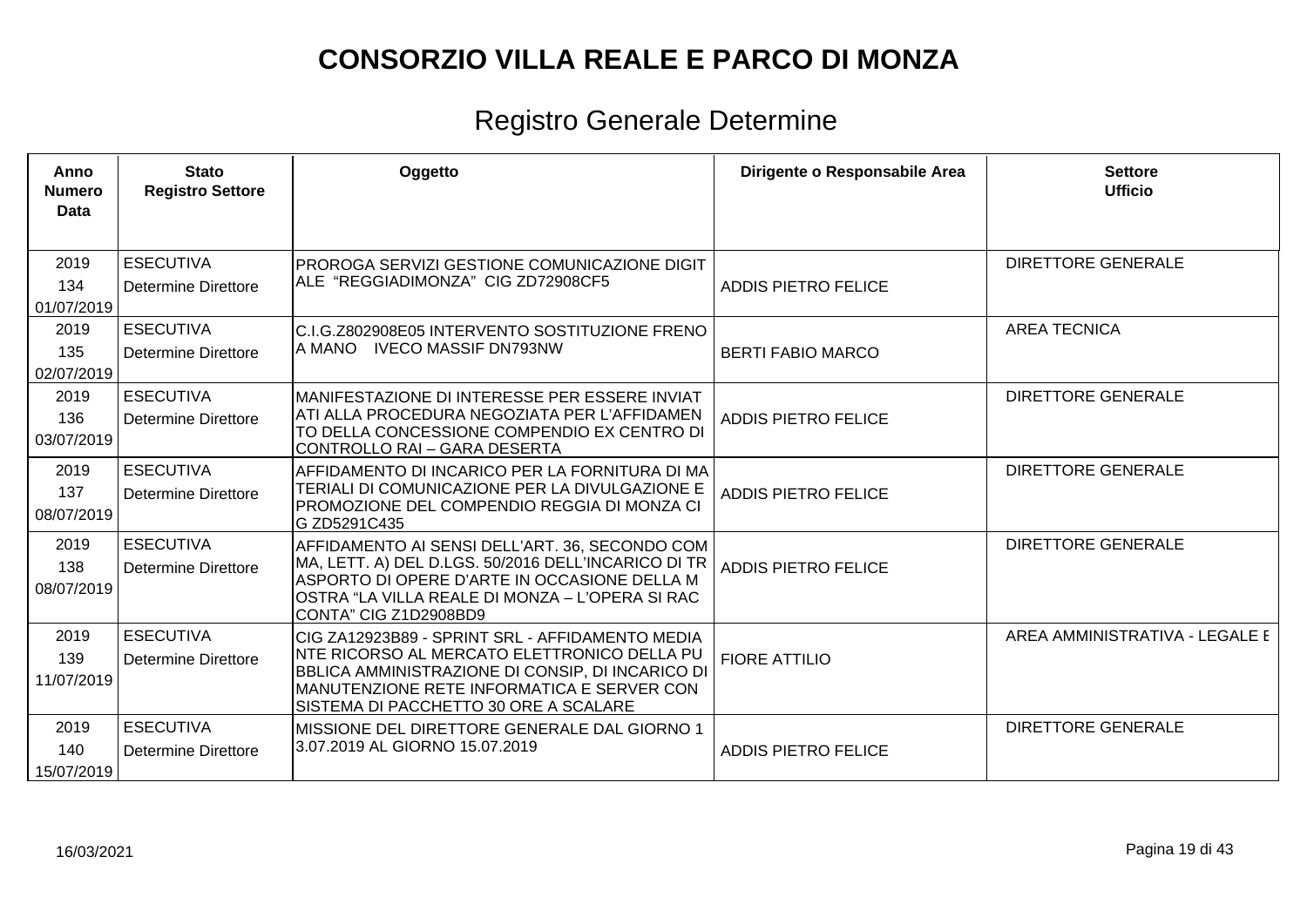# CONSORZIO VILLA REALE E PARCO DI MONZA

## Registro Generale Determine

| Anno Numero Data | Stato Registro Settore | Oggetto | Dirigente o Responsabile Area | Settore Ufficio |
|---|---|---|---|---|
| 2019 134 01/07/2019 | ESECUTIVA Determine Direttore | PROROGA SERVIZI GESTIONE COMUNICAZIONE DIGITALE "REGGIADIMONZA" CIG ZD72908CF5 | ADDIS PIETRO FELICE | DIRETTORE GENERALE |
| 2019 135 02/07/2019 | ESECUTIVA Determine Direttore | C.I.G.Z802908E05 INTERVENTO SOSTITUZIONE FRENO A MANO IVECO MASSIF DN793NW | BERTI FABIO MARCO | AREA TECNICA |
| 2019 136 03/07/2019 | ESECUTIVA Determine Direttore | MANIFESTAZIONE DI INTERESSE PER ESSERE INVIATATI ALLA PROCEDURA NEGOZIATA PER L'AFFIDAMENTO DELLA CONCESSIONE COMPENDIO EX CENTRO DI CONTROLLO RAI – GARA DESERTA | ADDIS PIETRO FELICE | DIRETTORE GENERALE |
| 2019 137 08/07/2019 | ESECUTIVA Determine Direttore | AFFIDAMENTO DI INCARICO PER LA FORNITURA DI MATERIALI DI COMUNICAZIONE PER LA DIVULGAZIONE E PROMOZIONE DEL COMPENDIO REGGIA DI MONZA CIG ZD5291C435 | ADDIS PIETRO FELICE | DIRETTORE GENERALE |
| 2019 138 08/07/2019 | ESECUTIVA Determine Direttore | AFFIDAMENTO AI SENSI DELL'ART. 36, SECONDO COMMA, LETT. A) DEL D.LGS. 50/2016 DELL'INCARICO DI TRASPORTO DI OPERE D'ARTE IN OCCASIONE DELLA MOSTRA "LA VILLA REALE DI MONZA – L'OPERA SI RACCONTA" CIG Z1D2908BD9 | ADDIS PIETRO FELICE | DIRETTORE GENERALE |
| 2019 139 11/07/2019 | ESECUTIVA Determine Direttore | CIG ZA12923B89 - SPRINT SRL - AFFIDAMENTO MEDIANTE RICORSO AL MERCATO ELETTRONICO DELLA PUBBLICA AMMINISTRAZIONE DI CONSIP, DI INCARICO DI MANUTENZIONE RETE INFORMATICA E SERVER CON SISTEMA DI PACCHETTO 30 ORE A SCALARE | FIORE ATTILIO | AREA AMMINISTRATIVA - LEGALE E |
| 2019 140 15/07/2019 | ESECUTIVA Determine Direttore | MISSIONE DEL DIRETTORE GENERALE DAL GIORNO 13.07.2019 AL GIORNO 15.07.2019 | ADDIS PIETRO FELICE | DIRETTORE GENERALE |

16/03/2021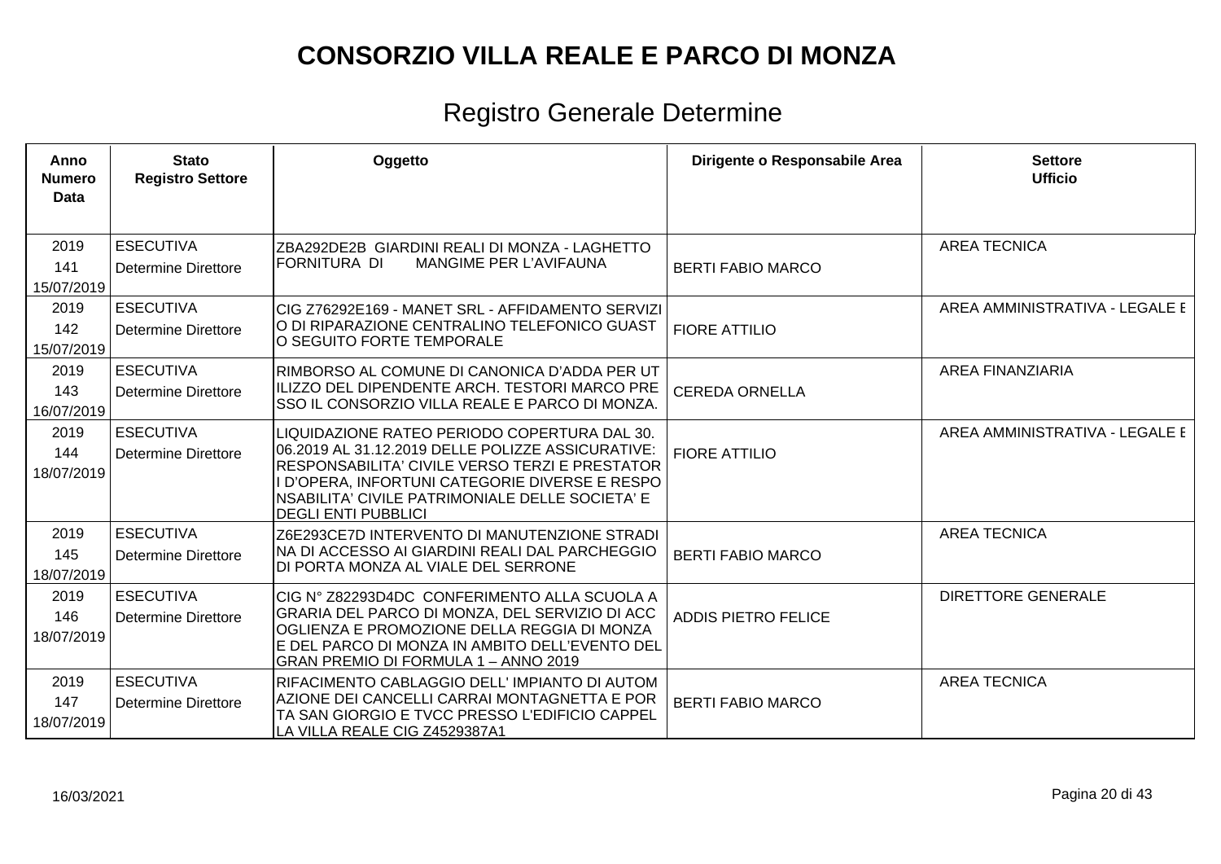# CONSORZIO VILLA REALE E PARCO DI MONZA

## Registro Generale Determine

| Anno Numero Data | Stato Registro Settore | Oggetto | Dirigente o Responsabile Area | Settore Ufficio |
|---|---|---|---|---|
| 2019 141 15/07/2019 | ESECUTIVA Determine Direttore | ZBA292DE2B GIARDINI REALI DI MONZA - LAGHETTO FORNITURA DI MANGIME PER L'AVIFAUNA | BERTI FABIO MARCO | AREA TECNICA |
| 2019 142 15/07/2019 | ESECUTIVA Determine Direttore | CIG Z76292E169 - MANET SRL - AFFIDAMENTO SERVIZIO DI RIPARAZIONE CENTRALINO TELEFONICO GUASTO SEGUITO FORTE TEMPORALE | FIORE ATTILIO | AREA AMMINISTRATIVA - LEGALE E |
| 2019 143 16/07/2019 | ESECUTIVA Determine Direttore | RIMBORSO AL COMUNE DI CANONICA D'ADDA PER UTILIZZO DEL DIPENDENTE ARCH. TESTORI MARCO PRESSO IL CONSORZIO VILLA REALE E PARCO DI MONZA. | CEREDA ORNELLA | AREA FINANZIARIA |
| 2019 144 18/07/2019 | ESECUTIVA Determine Direttore | LIQUIDAZIONE RATEO PERIODO COPERTURA DAL 30.06.2019 AL 31.12.2019 DELLE POLIZZE ASSICURATIVE: RESPONSABILITA' CIVILE VERSO TERZI E PRESTATORI D'OPERA, INFORTUNI CATEGORIE DIVERSE E RESPONSABILITA' CIVILE PATRIMONIALE DELLE SOCIETA' E DEGLI ENTI PUBBLICI | FIORE ATTILIO | AREA AMMINISTRATIVA - LEGALE E |
| 2019 145 18/07/2019 | ESECUTIVA Determine Direttore | Z6E293CE7D INTERVENTO DI MANUTENZIONE STRADINA DI ACCESSO AI GIARDINI REALI DAL PARCHEGGIO DI PORTA MONZA AL VIALE DEL SERRONE | BERTI FABIO MARCO | AREA TECNICA |
| 2019 146 18/07/2019 | ESECUTIVA Determine Direttore | CIG N° Z82293D4DC CONFERIMENTO ALLA SCUOLA AGRARIA DEL PARCO DI MONZA, DEL SERVIZIO DI ACCOGLIENZA E PROMOZIONE DELLA REGGIA DI MONZA E DEL PARCO DI MONZA IN AMBITO DELL'EVENTO DEL GRAN PREMIO DI FORMULA 1 – ANNO 2019 | ADDIS PIETRO FELICE | DIRETTORE GENERALE |
| 2019 147 18/07/2019 | ESECUTIVA Determine Direttore | RIFACIMENTO CABLAGGIO DELL' IMPIANTO DI AUTOMAZIONE DEI CANCELLI CARRAI MONTAGNETTA E PORTA SAN GIORGIO E TVCC PRESSO L'EDIFICIO CAPPELLA VILLA REALE CIG Z4529387A1 | BERTI FABIO MARCO | AREA TECNICA |

16/03/2021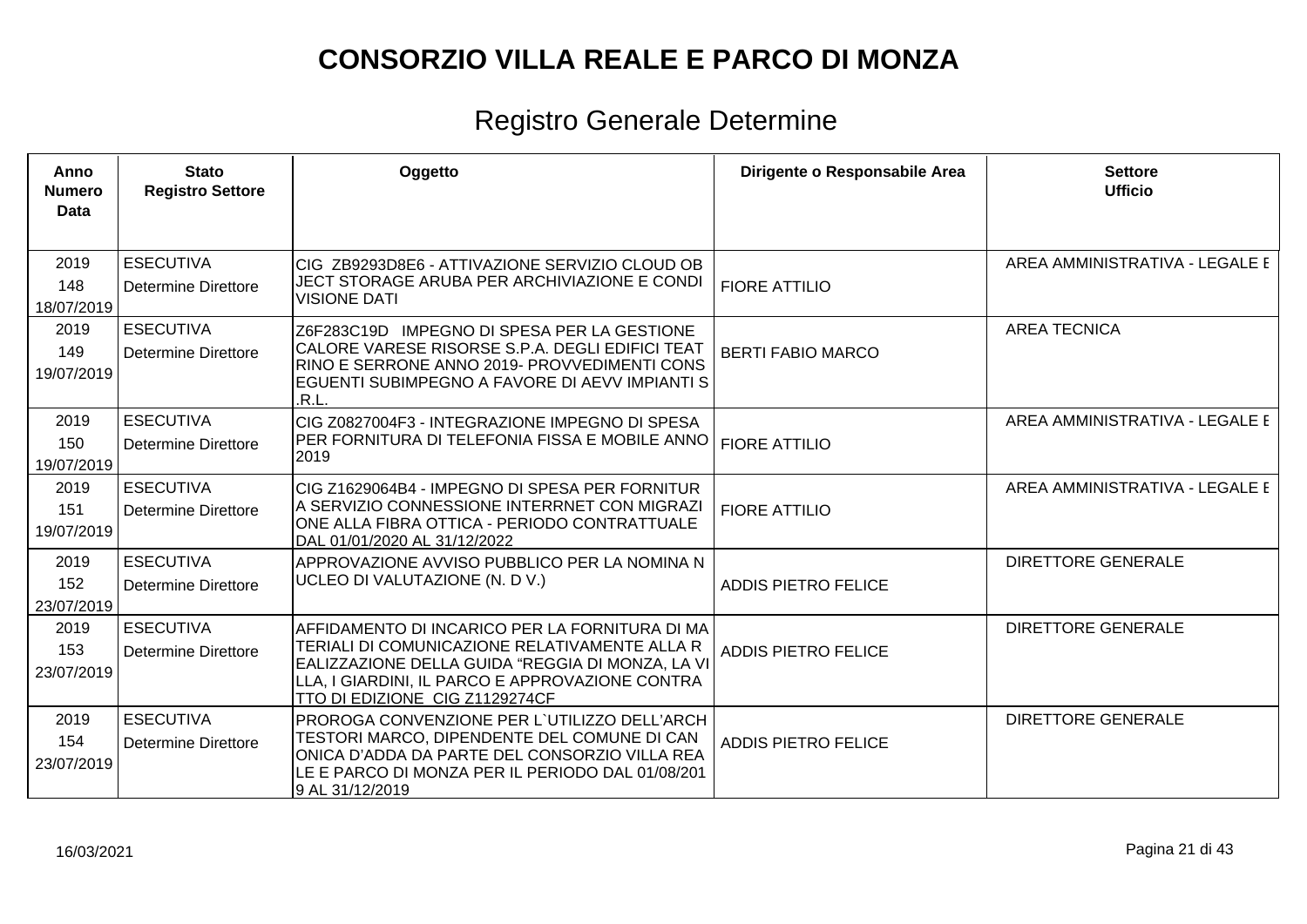# CONSORZIO VILLA REALE E PARCO DI MONZA

## Registro Generale Determine

| Anno Numero Data | Stato Registro Settore | Oggetto | Dirigente o Responsabile Area | Settore Ufficio |
|---|---|---|---|---|
| 2019 148 18/07/2019 | ESECUTIVA Determine Direttore | CIG ZB9293D8E6 - ATTIVAZIONE SERVIZIO CLOUD OBJECT STORAGE ARUBA PER ARCHIVIAZIONE E CONDIVISIONE DATI | FIORE ATTILIO | AREA AMMINISTRATIVA - LEGALE E |
| 2019 149 19/07/2019 | ESECUTIVA Determine Direttore | Z6F283C19D IMPEGNO DI SPESA PER LA GESTIONE CALORE VARESE RISORSE S.P.A. DEGLI EDIFICI TEATRINO E SERRONE ANNO 2019- PROVVEDIMENTI CONSEGUENTI SUBIMPEGNO A FAVORE DI AEVV IMPIANTI S.R.L. | BERTI FABIO MARCO | AREA TECNICA |
| 2019 150 19/07/2019 | ESECUTIVA Determine Direttore | CIG Z0827004F3 - INTEGRAZIONE IMPEGNO DI SPESA PER FORNITURA DI TELEFONIA FISSA E MOBILE ANNO 2019 | FIORE ATTILIO | AREA AMMINISTRATIVA - LEGALE E |
| 2019 151 19/07/2019 | ESECUTIVA Determine Direttore | CIG Z1629064B4 - IMPEGNO DI SPESA PER FORNITURA SERVIZIO CONNESSIONE INTERRNET CON MIGRAZIONE ALLA FIBRA OTTICA - PERIODO CONTRATTUALE DAL 01/01/2020 AL 31/12/2022 | FIORE ATTILIO | AREA AMMINISTRATIVA - LEGALE E |
| 2019 152 23/07/2019 | ESECUTIVA Determine Direttore | APPROVAZIONE AVVISO PUBBLICO PER LA NOMINA NUCLEO DI VALUTAZIONE (N. D V.) | ADDIS PIETRO FELICE | DIRETTORE GENERALE |
| 2019 153 23/07/2019 | ESECUTIVA Determine Direttore | AFFIDAMENTO DI INCARICO PER LA FORNITURA DI MATERIALI DI COMUNICAZIONE RELATIVAMENTE ALLA REALIZZAZIONE DELLA GUIDA "REGGIA DI MONZA, LA VILLA, I GIARDINI, IL PARCO E APPROVAZIONE CONTRATTO DI EDIZIONE CIG Z1129274CF | ADDIS PIETRO FELICE | DIRETTORE GENERALE |
| 2019 154 23/07/2019 | ESECUTIVA Determine Direttore | PROROGA CONVENZIONE PER L`UTILIZZO DELL'ARCH TESTORI MARCO, DIPENDENTE DEL COMUNE DI CANONICA D'ADDA DA PARTE DEL CONSORZIO VILLA REALE E PARCO DI MONZA PER IL PERIODO DAL 01/08/2019 AL 31/12/2019 | ADDIS PIETRO FELICE | DIRETTORE GENERALE |

16/03/2021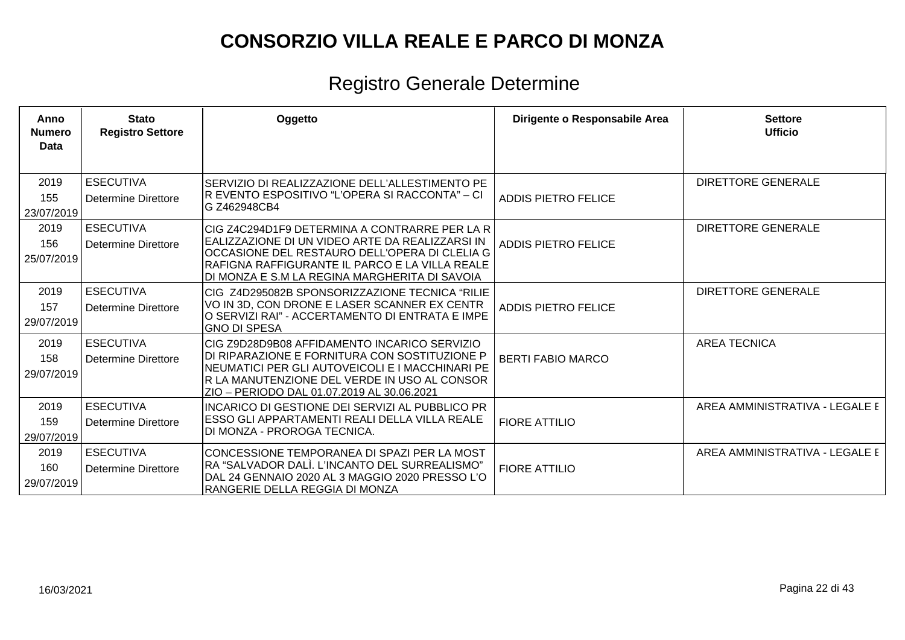# CONSORZIO VILLA REALE E PARCO DI MONZA

## Registro Generale Determine

| Anno Numero Data | Stato Registro Settore | Oggetto | Dirigente o Responsabile Area | Settore Ufficio |
|---|---|---|---|---|
| 2019 155 23/07/2019 | ESECUTIVA Determine Direttore | SERVIZIO DI REALIZZAZIONE DELL'ALLESTIMENTO PER EVENTO ESPOSITIVO "L'OPERA SI RACCONTA" – CIG Z462948CB4 | ADDIS PIETRO FELICE | DIRETTORE GENERALE |
| 2019 156 25/07/2019 | ESECUTIVA Determine Direttore | CIG Z4C294D1F9 DETERMINA A CONTRARRE PER LA REALIZZAZIONE DI UN VIDEO ARTE DA REALIZZARSI IN OCCASIONE DEL RESTAURO DELL'OPERA DI CLELIA GRAFIGNA RAFFIGURANTE IL PARCO E LA VILLA REALE DI MONZA E S.M LA REGINA MARGHERITA DI SAVOIA | ADDIS PIETRO FELICE | DIRETTORE GENERALE |
| 2019 157 29/07/2019 | ESECUTIVA Determine Direttore | CIG Z4D295082B SPONSORIZZAZIONE TECNICA "RILIEVO IN 3D, CON DRONE E LASER SCANNER EX CENTRO SERVIZI RAI" - ACCERTAMENTO DI ENTRATA E IMPEGNO DI SPESA | ADDIS PIETRO FELICE | DIRETTORE GENERALE |
| 2019 158 29/07/2019 | ESECUTIVA Determine Direttore | CIG Z9D28D9B08 AFFIDAMENTO INCARICO SERVIZIO DI RIPARAZIONE E FORNITURA CON SOSTITUZIONE PNEUMATICI PER GLI AUTOVEICOLI E I MACCHINARI PER LA MANUTENZIONE DEL VERDE IN USO AL CONSORZIO – PERIODO DAL 01.07.2019 AL 30.06.2021 | BERTI FABIO MARCO | AREA TECNICA |
| 2019 159 29/07/2019 | ESECUTIVA Determine Direttore | INCARICO DI GESTIONE DEI SERVIZI AL PUBBLICO PRESSO GLI APPARTAMENTI REALI DELLA VILLA REALE DI MONZA - PROROGA TECNICA. | FIORE ATTILIO | AREA AMMINISTRATIVA - LEGALE E |
| 2019 160 29/07/2019 | ESECUTIVA Determine Direttore | CONCESSIONE TEMPORANEA DI SPAZI PER LA MOSTRA "SALVADOR DALÌ. L'INCANTO DEL SURREALISMO" DAL 24 GENNAIO 2020 AL 3 MAGGIO 2020 PRESSO L'ORANGERIE DELLA REGGIA DI MONZA | FIORE ATTILIO | AREA AMMINISTRATIVA - LEGALE E |

16/03/2021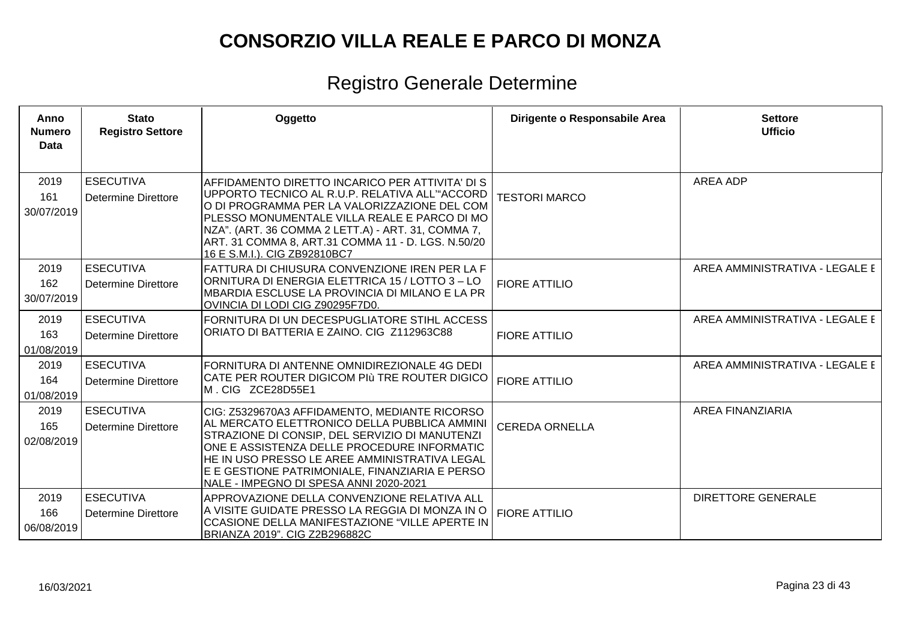# CONSORZIO VILLA REALE E PARCO DI MONZA

## Registro Generale Determine

| Anno Numero Data | Stato Registro Settore | Oggetto | Dirigente o Responsabile Area | Settore Ufficio |
|---|---|---|---|---|
| 2019 161 30/07/2019 | ESECUTIVA Determine Direttore | AFFIDAMENTO DIRETTO INCARICO PER ATTIVITA' DI SUPPORTO TECNICO AL R.U.P. RELATIVA ALL'"ACCORDO DI PROGRAMMA PER LA VALORIZZAZIONE DEL COMPLESSO MONUMENTALE VILLA REALE E PARCO DI MONZA". (ART. 36 COMMA 2 LETT.A) - ART. 31, COMMA 7, ART. 31 COMMA 8, ART.31 COMMA 11 - D. LGS. N.50/2016 E S.M.I.). CIG ZB92810BC7 | TESTORI MARCO | AREA ADP |
| 2019 162 30/07/2019 | ESECUTIVA Determine Direttore | FATTURA DI CHIUSURA CONVENZIONE IREN PER LA FORNITURA DI ENERGIA ELETTRICA 15 / LOTTO 3 – LOMBARDIA ESCLUSE LA PROVINCIA DI MILANO E LA PROVINCIA DI LODI CIG Z90295F7D0. | FIORE ATTILIO | AREA AMMINISTRATIVA - LEGALE E |
| 2019 163 01/08/2019 | ESECUTIVA Determine Direttore | FORNITURA DI UN DECESPUGLIATORE STIHL ACCESSORIATO DI BATTERIA E ZAINO. CIG Z112963C88 | FIORE ATTILIO | AREA AMMINISTRATIVA - LEGALE E |
| 2019 164 01/08/2019 | ESECUTIVA Determine Direttore | FORNITURA DI ANTENNE OMNIDIREZIONALE 4G DEDICATE PER ROUTER DIGICOM PIù TRE ROUTER DIGICOM . CIG ZCE28D55E1 | FIORE ATTILIO | AREA AMMINISTRATIVA - LEGALE E |
| 2019 165 02/08/2019 | ESECUTIVA Determine Direttore | CIG: Z5329670A3 AFFIDAMENTO, MEDIANTE RICORSO AL MERCATO ELETTRONICO DELLA PUBBLICA AMMINISTRAZIONE DI CONSIP, DEL SERVIZIO DI MANUTENZIONE E ASSISTENZA DELLE PROCEDURE INFORMATICHE IN USO PRESSO LE AREE AMMINISTRATIVA LEGALE E GESTIONE PATRIMONIALE, FINANZIARIA E PERSONALE - IMPEGNO DI SPESA ANNI 2020-2021 | CEREDA ORNELLA | AREA FINANZIARIA |
| 2019 166 06/08/2019 | ESECUTIVA Determine Direttore | APPROVAZIONE DELLA CONVENZIONE RELATIVA ALLA VISITE GUIDATE PRESSO LA REGGIA DI MONZA IN OCCASIONE DELLA MANIFESTAZIONE "VILLE APERTE IN BRIANZA 2019". CIG Z2B296882C | FIORE ATTILIO | DIRETTORE GENERALE |

16/03/2021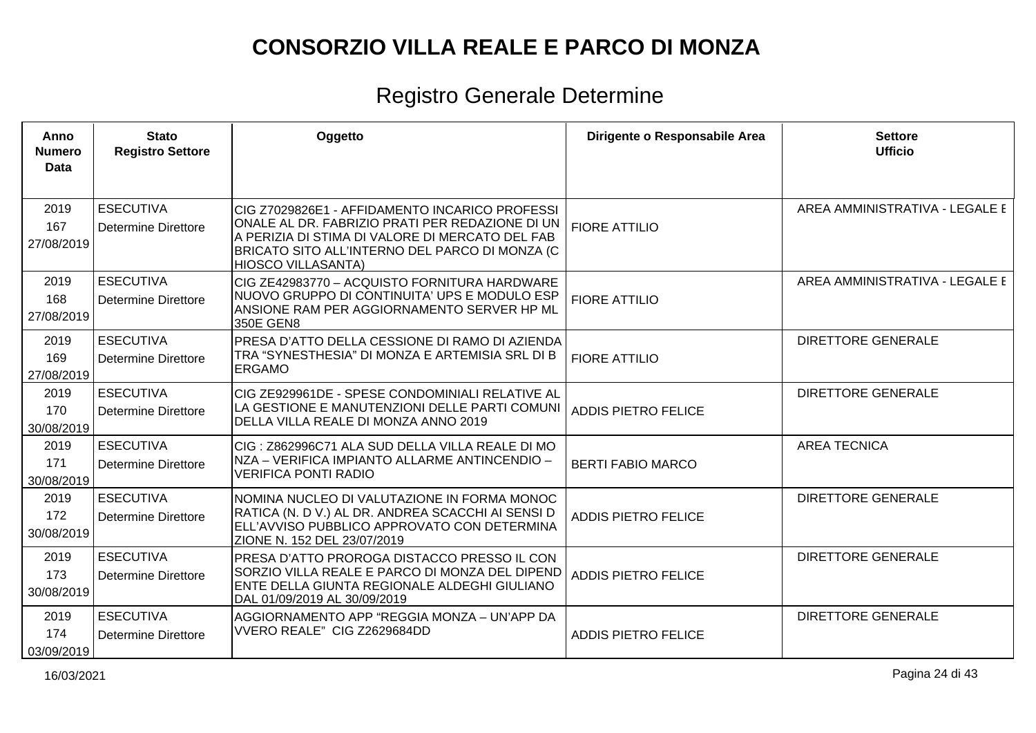# CONSORZIO VILLA REALE E PARCO DI MONZA

## Registro Generale Determine

| Anno<br>Numero<br>Data | Stato<br>Registro Settore | Oggetto | Dirigente o Responsabile Area | Settore<br>Ufficio |
|---|---|---|---|---|
| 2019<br>167<br>27/08/2019 | ESECUTIVA<br>Determine Direttore | CIG Z7029826E1 - AFFIDAMENTO INCARICO PROFESSIONALE AL DR. FABRIZIO PRATI PER REDAZIONE DI UNA PERIZIA DI STIMA DI VALORE DI MERCATO DEL FABBRICATO SITO ALL'INTERNO DEL PARCO DI MONZA (CHIOSCO VILLASANTA) | FIORE ATTILIO | AREA AMMINISTRATIVA - LEGALE E |
| 2019<br>168<br>27/08/2019 | ESECUTIVA<br>Determine Direttore | CIG ZE42983770 – ACQUISTO FORNITURA HARDWARE NUOVO GRUPPO DI CONTINUITA' UPS E MODULO ESPANSIONE RAM PER AGGIORNAMENTO SERVER HP ML 350E GEN8 | FIORE ATTILIO | AREA AMMINISTRATIVA - LEGALE E |
| 2019<br>169<br>27/08/2019 | ESECUTIVA<br>Determine Direttore | PRESA D'ATTO DELLA CESSIONE DI RAMO DI AZIENDA TRA "SYNESTHESIA" DI MONZA E ARTEMISIA SRL DI BERGAMO | FIORE ATTILIO | DIRETTORE GENERALE |
| 2019<br>170<br>30/08/2019 | ESECUTIVA<br>Determine Direttore | CIG ZE929961DE - SPESE CONDOMINIALI RELATIVE ALLA GESTIONE E MANUTENZIONI DELLE PARTI COMUNI DELLA VILLA REALE DI MONZA ANNO 2019 | ADDIS PIETRO FELICE | DIRETTORE GENERALE |
| 2019<br>171<br>30/08/2019 | ESECUTIVA<br>Determine Direttore | CIG : Z862996C71 ALA SUD DELLA VILLA REALE DI MONZA – VERIFICA IMPIANTO ALLARME ANTINCENDIO – VERIFICA PONTI RADIO | BERTI FABIO MARCO | AREA TECNICA |
| 2019<br>172<br>30/08/2019 | ESECUTIVA<br>Determine Direttore | NOMINA NUCLEO DI VALUTAZIONE IN FORMA MONOCRATICA (N. D V.) AL DR. ANDREA SCACCHI AI SENSI DELL'AVVISO PUBBLICO APPROVATO CON DETERMINAZIONE N. 152 DEL 23/07/2019 | ADDIS PIETRO FELICE | DIRETTORE GENERALE |
| 2019<br>173<br>30/08/2019 | ESECUTIVA<br>Determine Direttore | PRESA D'ATTO PROROGA DISTACCO PRESSO IL CONSORZIO VILLA REALE E PARCO DI MONZA DEL DIPENDENTE DELLA GIUNTA REGIONALE ALDEGHI GIULIANO DAL 01/09/2019 AL 30/09/2019 | ADDIS PIETRO FELICE | DIRETTORE GENERALE |
| 2019<br>174<br>03/09/2019 | ESECUTIVA<br>Determine Direttore | AGGIORNAMENTO APP "REGGIA MONZA – UN'APP DA VVERO REALE" CIG Z2629684DD | ADDIS PIETRO FELICE | DIRETTORE GENERALE |

16/03/2021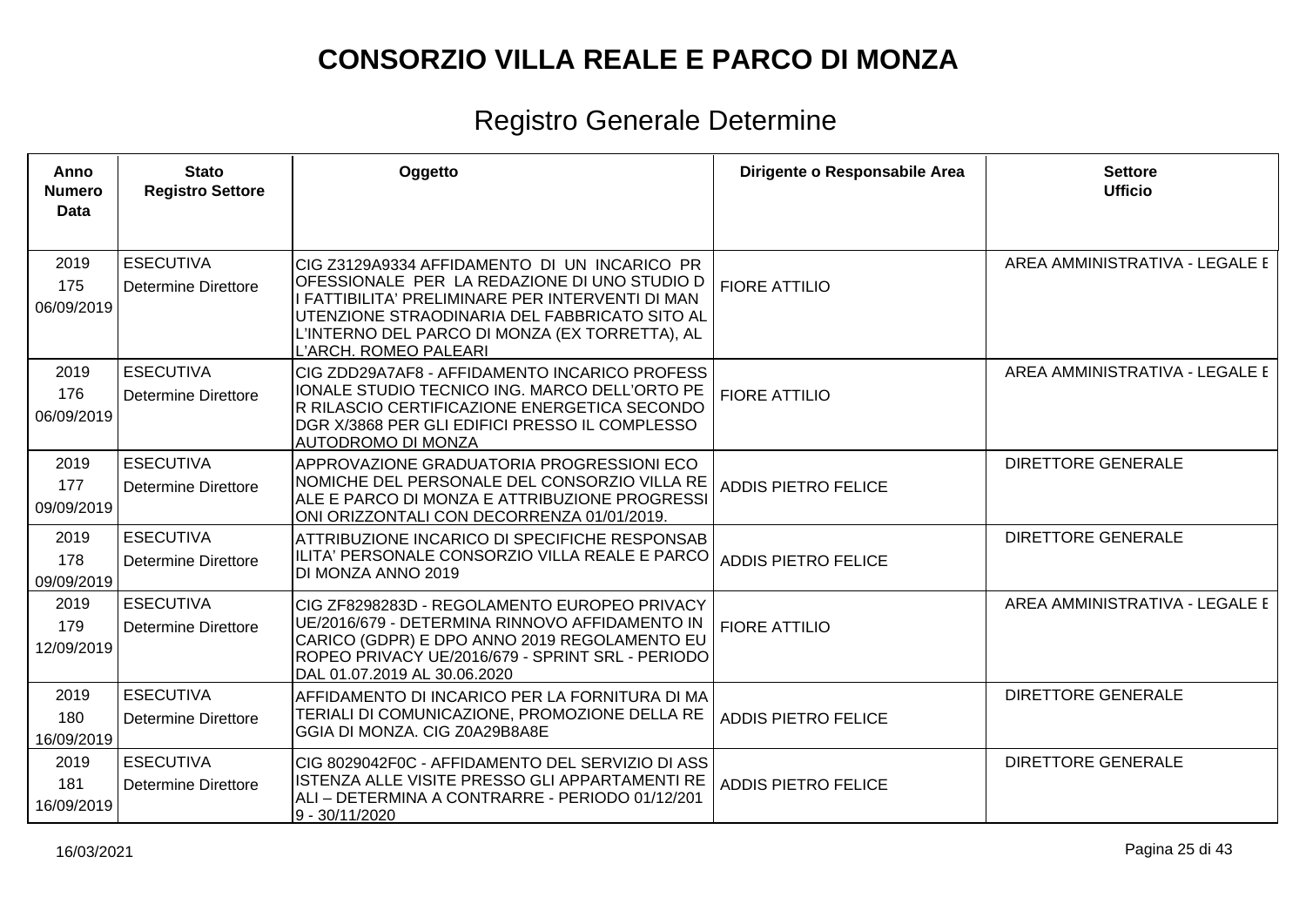# CONSORZIO VILLA REALE E PARCO DI MONZA

## Registro Generale Determine

| Anno Numero Data | Stato Registro Settore | Oggetto | Dirigente o Responsabile Area | Settore Ufficio |
|---|---|---|---|---|
| 2019 175 06/09/2019 | ESECUTIVA Determine Direttore | CIG Z3129A9334 AFFIDAMENTO DI UN INCARICO PROFESSIONALE PER LA REDAZIONE DI UNO STUDIO DI FATTIBILITA' PRELIMINARE PER INTERVENTI DI MANUTENZIONE STRAODINARIA DEL FABBRICATO SITO ALL'INTERNO DEL PARCO DI MONZA (EX TORRETTA), ALL'ARCH. ROMEO PALEARI | FIORE ATTILIO | AREA AMMINISTRATIVA - LEGALE E |
| 2019 176 06/09/2019 | ESECUTIVA Determine Direttore | CIG ZDD29A7AF8 - AFFIDAMENTO INCARICO PROFESSIONALE STUDIO TECNICO ING. MARCO DELL'ORTO PER RILASCIO CERTIFICAZIONE ENERGETICA SECONDO DGR X/3868 PER GLI EDIFICI PRESSO IL COMPLESSO AUTODROMO DI MONZA | FIORE ATTILIO | AREA AMMINISTRATIVA - LEGALE E |
| 2019 177 09/09/2019 | ESECUTIVA Determine Direttore | APPROVAZIONE GRADUATORIA PROGRESSIONI ECONOMICHE DEL PERSONALE DEL CONSORZIO VILLA REALE E PARCO DI MONZA E ATTRIBUZIONE PROGRESSIONI ORIZZONTALI CON DECORRENZA 01/01/2019. | ADDIS PIETRO FELICE | DIRETTORE GENERALE |
| 2019 178 09/09/2019 | ESECUTIVA Determine Direttore | ATTRIBUZIONE INCARICO DI SPECIFICHE RESPONSABILITA' PERSONALE CONSORZIO VILLA REALE E PARCO DI MONZA ANNO 2019 | ADDIS PIETRO FELICE | DIRETTORE GENERALE |
| 2019 179 12/09/2019 | ESECUTIVA Determine Direttore | CIG ZF8298283D - REGOLAMENTO EUROPEO PRIVACY UE/2016/679 - DETERMINA RINNOVO AFFIDAMENTO INCARICO (GDPR) E DPO ANNO 2019 REGOLAMENTO EUROPEO PRIVACY UE/2016/679 - SPRINT SRL - PERIODO DAL 01.07.2019 AL 30.06.2020 | FIORE ATTILIO | AREA AMMINISTRATIVA - LEGALE E |
| 2019 180 16/09/2019 | ESECUTIVA Determine Direttore | AFFIDAMENTO DI INCARICO PER LA FORNITURA DI MATERIALI DI COMUNICAZIONE, PROMOZIONE DELLA REGGIA DI MONZA. CIG Z0A29B8A8E | ADDIS PIETRO FELICE | DIRETTORE GENERALE |
| 2019 181 16/09/2019 | ESECUTIVA Determine Direttore | CIG 8029042F0C - AFFIDAMENTO DEL SERVIZIO DI ASSISTENZA ALLE VISITE PRESSO GLI APPARTAMENTI REALI – DETERMINA A CONTRARRE - PERIODO 01/12/2019 - 30/11/2020 | ADDIS PIETRO FELICE | DIRETTORE GENERALE |

16/03/2021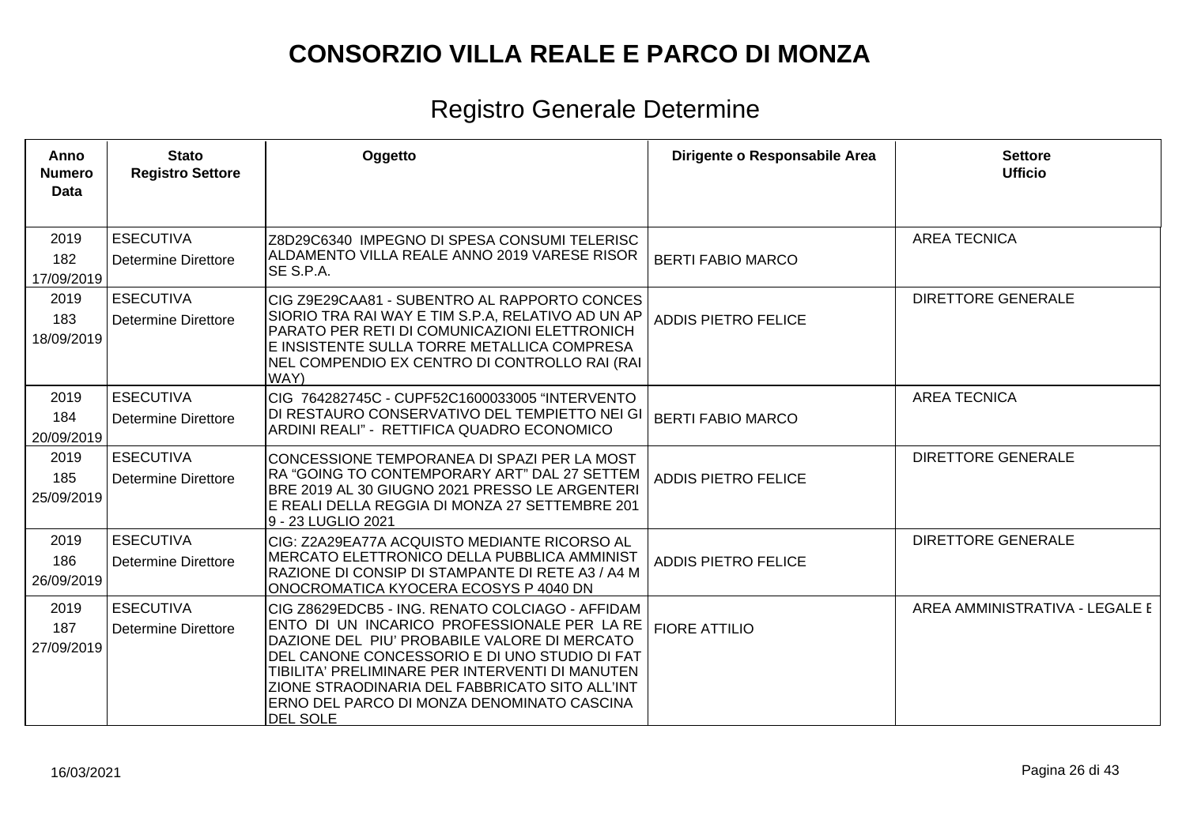# CONSORZIO VILLA REALE E PARCO DI MONZA

## Registro Generale Determine

| Anno Numero Data | Stato Registro Settore | Oggetto | Dirigente o Responsabile Area | Settore Ufficio |
|---|---|---|---|---|
| 2019 182 17/09/2019 | ESECUTIVA Determine Direttore | Z8D29C6340 IMPEGNO DI SPESA CONSUMI TELERISCALDAMENTO VILLA REALE ANNO 2019 VARESE RISORSE S.P.A. | BERTI FABIO MARCO | AREA TECNICA |
| 2019 183 18/09/2019 | ESECUTIVA Determine Direttore | CIG Z9E29CAA81 - SUBENTRO AL RAPPORTO CONCESSIORIO TRA RAI WAY E TIM S.P.A, RELATIVO AD UN APPARATO PER RETI DI COMUNICAZIONI ELETTRONICHE INSISTENTE SULLA TORRE METALLICA COMPRESA NEL COMPENDIO EX CENTRO DI CONTROLLO RAI (RAI WAY) | ADDIS PIETRO FELICE | DIRETTORE GENERALE |
| 2019 184 20/09/2019 | ESECUTIVA Determine Direttore | CIG 764282745C - CUPF52C1600033005 “INTERVENTO DI RESTAURO CONSERVATIVO DEL TEMPIETTO NEI GIARDINI REALI” - RETTIFICA QUADRO ECONOMICO | BERTI FABIO MARCO | AREA TECNICA |
| 2019 185 25/09/2019 | ESECUTIVA Determine Direttore | CONCESSIONE TEMPORANEA DI SPAZI PER LA MOSTRA “GOING TO CONTEMPORARY ART” DAL 27 SETTEMBRE 2019 AL 30 GIUGNO 2021 PRESSO LE ARGENTERIE REALI DELLA REGGIA DI MONZA 27 SETTEMBRE 2019 - 23 LUGLIO 2021 | ADDIS PIETRO FELICE | DIRETTORE GENERALE |
| 2019 186 26/09/2019 | ESECUTIVA Determine Direttore | CIG: Z2A29EA77A ACQUISTO MEDIANTE RICORSO AL MERCATO ELETTRONICO DELLA PUBBLICA AMMINISTRAZIONE DI CONSIP DI STAMPANTE DI RETE A3 / A4 MONOCROMATICA KYOCERA ECOSYS P 4040 DN | ADDIS PIETRO FELICE | DIRETTORE GENERALE |
| 2019 187 27/09/2019 | ESECUTIVA Determine Direttore | CIG Z8629EDCB5 - ING. RENATO COLCIAGO - AFFIDAMENTO DI UN INCARICO PROFESSIONALE PER LA REDAZIONE DEL PIU’ PROBABILE VALORE DI MERCATO DEL CANONE CONCESSORIO E DI UNO STUDIO DI FATTIBILITA’ PRELIMINARE PER INTERVENTI DI MANUTENZIONE STRAODINARIA DEL FABBRICATO SITO ALL’INTERNO DEL PARCO DI MONZA DENOMINATO CASCINA DEL SOLE | FIORE ATTILIO | AREA AMMINISTRATIVA - LEGALE E |

16/03/2021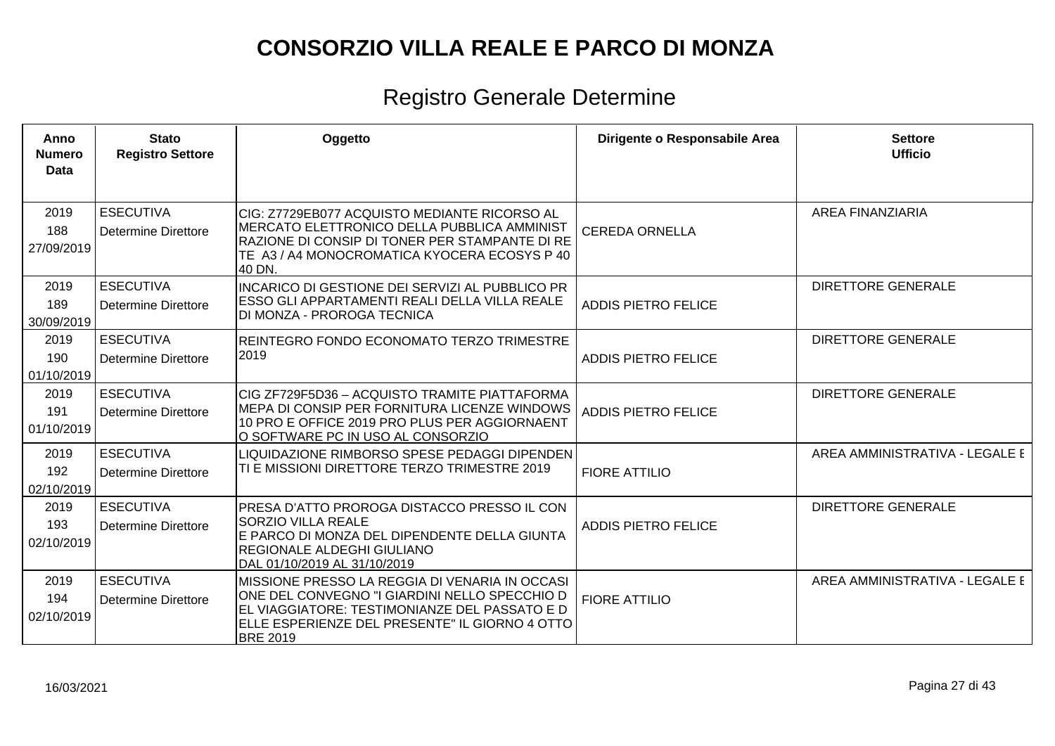# CONSORZIO VILLA REALE E PARCO DI MONZA

## Registro Generale Determine

| Anno Numero Data | Stato Registro Settore | Oggetto | Dirigente o Responsabile Area | Settore Ufficio |
|---|---|---|---|---|
| 2019 188 27/09/2019 | ESECUTIVA Determine Direttore | CIG: Z7729EB077 ACQUISTO MEDIANTE RICORSO AL MERCATO ELETTRONICO DELLA PUBBLICA AMMINIST RAZIONE DI CONSIP DI TONER PER STAMPANTE DI RE TE A3 / A4 MONOCROMATICA KYOCERA ECOSYS P 40 40 DN. | CEREDA ORNELLA | AREA FINANZIARIA |
| 2019 189 30/09/2019 | ESECUTIVA Determine Direttore | INCARICO DI GESTIONE DEI SERVIZI AL PUBBLICO PR ESSO GLI APPARTAMENTI REALI DELLA VILLA REALE DI MONZA - PROROGA TECNICA | ADDIS PIETRO FELICE | DIRETTORE GENERALE |
| 2019 190 01/10/2019 | ESECUTIVA Determine Direttore | REINTEGRO FONDO ECONOMATO TERZO TRIMESTRE 2019 | ADDIS PIETRO FELICE | DIRETTORE GENERALE |
| 2019 191 01/10/2019 | ESECUTIVA Determine Direttore | CIG ZF729F5D36 – ACQUISTO TRAMITE PIATTAFORMA MEPA DI CONSIP PER FORNITURA LICENZE WINDOWS 10 PRO E OFFICE 2019 PRO PLUS PER AGGIORNAENT O SOFTWARE PC IN USO AL CONSORZIO | ADDIS PIETRO FELICE | DIRETTORE GENERALE |
| 2019 192 02/10/2019 | ESECUTIVA Determine Direttore | LIQUIDAZIONE RIMBORSO SPESE PEDAGGI DIPENDEN TI E MISSIONI DIRETTORE TERZO TRIMESTRE 2019 | FIORE ATTILIO | AREA AMMINISTRATIVA - LEGALE E |
| 2019 193 02/10/2019 | ESECUTIVA Determine Direttore | PRESA D'ATTO PROROGA DISTACCO PRESSO IL CON SORZIO VILLA REALE E PARCO DI MONZA DEL DIPENDENTE DELLA GIUNTA REGIONALE ALDEGHI GIULIANO DAL 01/10/2019 AL 31/10/2019 | ADDIS PIETRO FELICE | DIRETTORE GENERALE |
| 2019 194 02/10/2019 | ESECUTIVA Determine Direttore | MISSIONE PRESSO LA REGGIA DI VENARIA IN OCCASI ONE DEL CONVEGNO "I GIARDINI NELLO SPECCHIO D EL VIAGGIATORE: TESTIMONIANZE DEL PASSATO E D ELLE ESPERIENZE DEL PRESENTE" IL GIORNO 4 OTTO BRE 2019 | FIORE ATTILIO | AREA AMMINISTRATIVA - LEGALE E |

16/03/2021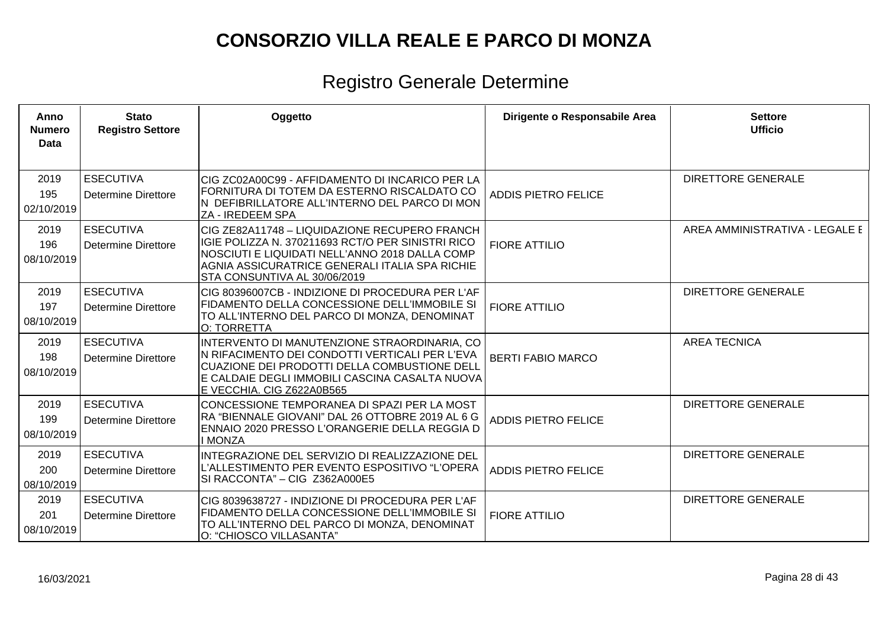# CONSORZIO VILLA REALE E PARCO DI MONZA

## Registro Generale Determine

| Anno Numero Data | Stato Registro Settore | Oggetto | Dirigente o Responsabile Area | Settore Ufficio |
|---|---|---|---|---|
| 2019 195 02/10/2019 | ESECUTIVA Determine Direttore | CIG ZC02A00C99 - AFFIDAMENTO DI INCARICO PER LA FORNITURA DI TOTEM DA ESTERNO RISCALDATO CON DEFIBRILLATORE ALL'INTERNO DEL PARCO DI MONZA - IREDEEM SPA | ADDIS PIETRO FELICE | DIRETTORE GENERALE |
| 2019 196 08/10/2019 | ESECUTIVA Determine Direttore | CIG ZE82A11748 – LIQUIDAZIONE RECUPERO FRANCHIGIE POLIZZA N. 370211693 RCT/O PER SINISTRI RICONOSCIUTI E LIQUIDATI NELL'ANNO 2018 DALLA COMPAGNIA ASSICURATRICE GENERALI ITALIA SPA RICHIESTA CONSUNTIVA AL 30/06/2019 | FIORE ATTILIO | AREA AMMINISTRATIVA - LEGALE E |
| 2019 197 08/10/2019 | ESECUTIVA Determine Direttore | CIG 80396007CB - INDIZIONE DI PROCEDURA PER L'AFFIDAMENTO DELLA CONCESSIONE DELL'IMMOBILE SITO ALL'INTERNO DEL PARCO DI MONZA, DENOMINATO: TORRETTA | FIORE ATTILIO | DIRETTORE GENERALE |
| 2019 198 08/10/2019 | ESECUTIVA Determine Direttore | INTERVENTO DI MANUTENZIONE STRAORDINARIA, CON RIFACIMENTO DEI CONDOTTI VERTICALI PER L'EVACUAZIONE DEI PRODOTTI DELLA COMBUSTIONE DELLE CALDAIE DEGLI IMMOBILI CASCINA CASALTA NUOVA E VECCHIA. CIG Z622A0B565 | BERTI FABIO MARCO | AREA TECNICA |
| 2019 199 08/10/2019 | ESECUTIVA Determine Direttore | CONCESSIONE TEMPORANEA DI SPAZI PER LA MOSTRA "BIENNALE GIOVANI" DAL 26 OTTOBRE 2019 AL 6 GENNAIO 2020 PRESSO L'ORANGERIE DELLA REGGIA DI MONZA | ADDIS PIETRO FELICE | DIRETTORE GENERALE |
| 2019 200 08/10/2019 | ESECUTIVA Determine Direttore | INTEGRAZIONE DEL SERVIZIO DI REALIZZAZIONE DELL'ALLESTIMENTO PER EVENTO ESPOSITIVO "L'OPERA SI RACCONTA" – CIG Z362A000E5 | ADDIS PIETRO FELICE | DIRETTORE GENERALE |
| 2019 201 08/10/2019 | ESECUTIVA Determine Direttore | CIG 8039638727 - INDIZIONE DI PROCEDURA PER L'AFFIDAMENTO DELLA CONCESSIONE DELL'IMMOBILE SITO ALL'INTERNO DEL PARCO DI MONZA, DENOMINATO: "CHIOSCO VILLASANTA" | FIORE ATTILIO | DIRETTORE GENERALE |

16/03/2021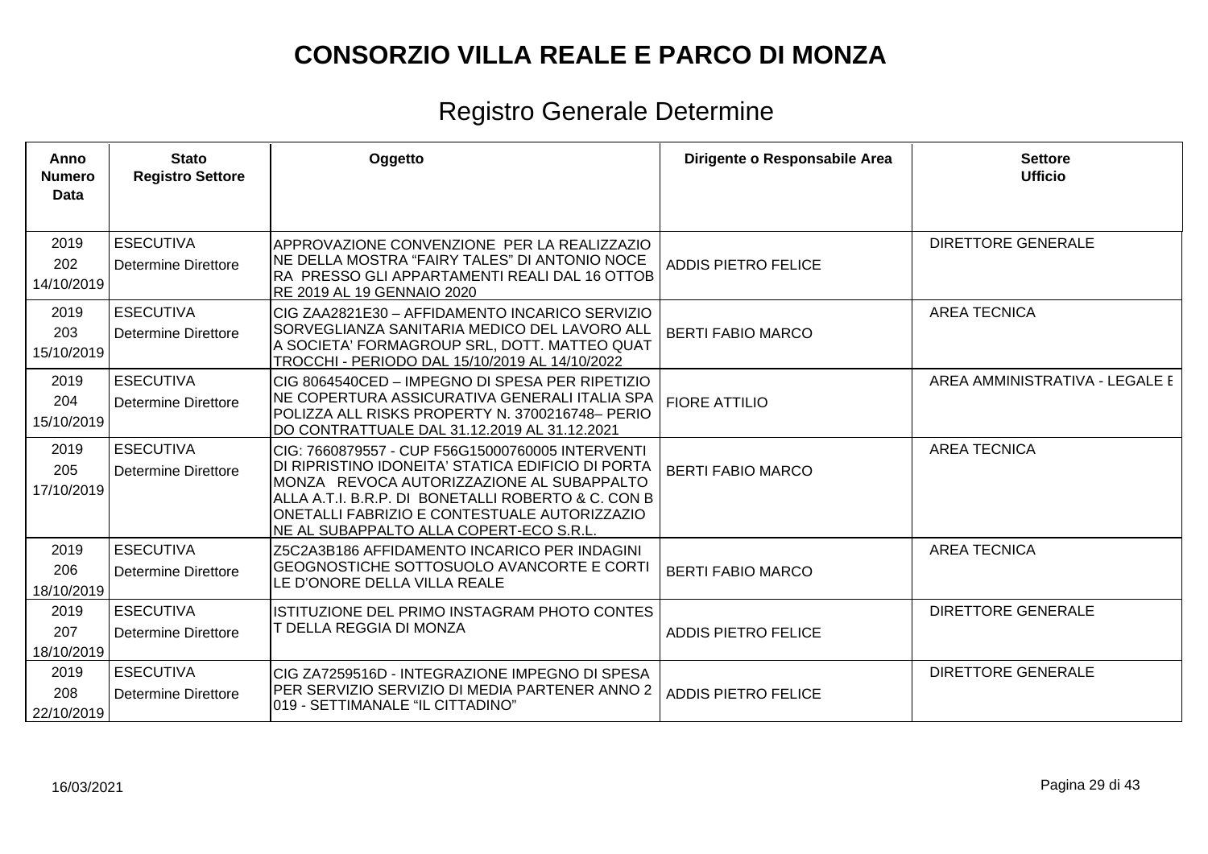# CONSORZIO VILLA REALE E PARCO DI MONZA

## Registro Generale Determine

| Anno Numero Data | Stato Registro Settore | Oggetto | Dirigente o Responsabile Area | Settore Ufficio |
|---|---|---|---|---|
| 2019 202 14/10/2019 | ESECUTIVA Determine Direttore | APPROVAZIONE CONVENZIONE PER LA REALIZZAZIONE DELLA MOSTRA "FAIRY TALES" DI ANTONIO NOCERA PRESSO GLI APPARTAMENTI REALI DAL 16 OTTOBRE 2019 AL 19 GENNAIO 2020 | ADDIS PIETRO FELICE | DIRETTORE GENERALE |
| 2019 203 15/10/2019 | ESECUTIVA Determine Direttore | CIG ZAA2821E30 – AFFIDAMENTO INCARICO SERVIZIO SORVEGLIANZA SANITARIA MEDICO DEL LAVORO ALLA SOCIETA' FORMAGROUP SRL, DOTT. MATTEO QUATTROCCHI - PERIODO DAL 15/10/2019 AL 14/10/2022 | BERTI FABIO MARCO | AREA TECNICA |
| 2019 204 15/10/2019 | ESECUTIVA Determine Direttore | CIG 8064540CED – IMPEGNO DI SPESA PER RIPETIZIONE COPERTURA ASSICURATIVA GENERALI ITALIA SPA POLIZZA ALL RISKS PROPERTY N. 3700216748– PERIODO CONTRATTUALE DAL 31.12.2019 AL 31.12.2021 | FIORE ATTILIO | AREA AMMINISTRATIVA - LEGALE E |
| 2019 205 17/10/2019 | ESECUTIVA Determine Direttore | CIG: 7660879557 - CUP F56G15000760005 INTERVENTI DI RIPRISTINO IDONEITA' STATICA EDIFICIO DI PORTA MONZA REVOCA AUTORIZZAZIONE AL SUBAPPALTO ALLA A.T.I. B.R.P. DI BONETALLI ROBERTO & C. CON BONETALLI FABRIZIO E CONTESTUALE AUTORIZZAZIONE AL SUBAPPALTO ALLA COPERT-ECO S.R.L. | BERTI FABIO MARCO | AREA TECNICA |
| 2019 206 18/10/2019 | ESECUTIVA Determine Direttore | Z5C2A3B186 AFFIDAMENTO INCARICO PER INDAGINI GEOGNOSTICHE SOTTOSUOLO AVANCORTE E CORTILE D'ONORE DELLA VILLA REALE | BERTI FABIO MARCO | AREA TECNICA |
| 2019 207 18/10/2019 | ESECUTIVA Determine Direttore | ISTITUZIONE DEL PRIMO INSTAGRAM PHOTO CONTEST DELLA REGGIA DI MONZA | ADDIS PIETRO FELICE | DIRETTORE GENERALE |
| 2019 208 22/10/2019 | ESECUTIVA Determine Direttore | CIG ZA7259516D - INTEGRAZIONE IMPEGNO DI SPESA PER SERVIZIO SERVIZIO DI MEDIA PARTENER ANNO 2019 - SETTIMANALE "IL CITTADINO" | ADDIS PIETRO FELICE | DIRETTORE GENERALE |

16/03/2021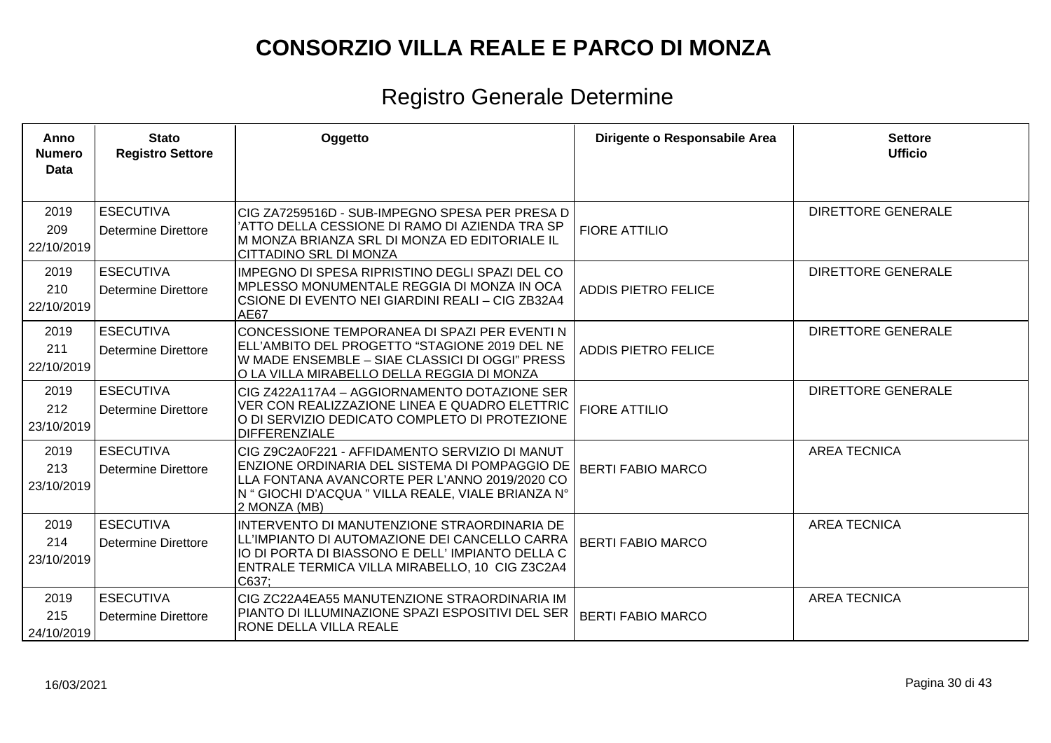# CONSORZIO VILLA REALE E PARCO DI MONZA

## Registro Generale Determine

| Anno Numero Data | Stato Registro Settore | Oggetto | Dirigente o Responsabile Area | Settore Ufficio |
|---|---|---|---|---|
| 2019 209 22/10/2019 | ESECUTIVA Determine Direttore | CIG ZA7259516D - SUB-IMPEGNO SPESA PER PRESA D'ATTO DELLA CESSIONE DI RAMO DI AZIENDA TRA SPM MONZA BRIANZA SRL DI MONZA ED EDITORIALE IL CITTADINO SRL DI MONZA | FIORE ATTILIO | DIRETTORE GENERALE |
| 2019 210 22/10/2019 | ESECUTIVA Determine Direttore | IMPEGNO DI SPESA RIPRISTINO DEGLI SPAZI DEL COMPLESSO MONUMENTALE REGGIA DI MONZA IN OCCASIONE DI EVENTO NEI GIARDINI REALI – CIG ZB32A4AE67 | ADDIS PIETRO FELICE | DIRETTORE GENERALE |
| 2019 211 22/10/2019 | ESECUTIVA Determine Direttore | CONCESSIONE TEMPORANEA DI SPAZI PER EVENTI NELL'AMBITO DEL PROGETTO "STAGIONE 2019 DEL NEW MADE ENSEMBLE – SIAE CLASSICI DI OGGI" PRESSO LA VILLA MIRABELLO DELLA REGGIA DI MONZA | ADDIS PIETRO FELICE | DIRETTORE GENERALE |
| 2019 212 23/10/2019 | ESECUTIVA Determine Direttore | CIG Z422A117A4 – AGGIORNAMENTO DOTAZIONE SERVER CON REALIZZAZIONE LINEA E QUADRO ELETTRICO DI SERVIZIO DEDICATO COMPLETO DI PROTEZIONE DIFFERENZIALE | FIORE ATTILIO | DIRETTORE GENERALE |
| 2019 213 23/10/2019 | ESECUTIVA Determine Direttore | CIG Z9C2A0F221 - AFFIDAMENTO SERVIZIO DI MANUTENZIONE ORDINARIA DEL SISTEMA DI POMPAGGIO DELLA FONTANA AVANCORTE PER L'ANNO 2019/2020 CON " GIOCHI D'ACQUA " VILLA REALE, VIALE BRIANZA N° 2 MONZA (MB) | BERTI FABIO MARCO | AREA TECNICA |
| 2019 214 23/10/2019 | ESECUTIVA Determine Direttore | INTERVENTO DI MANUTENZIONE STRAORDINARIA DELL'IMPIANTO DI AUTOMAZIONE DEI CANCELLO CARRAIO DI PORTA DI BIASSONO E DELL' IMPIANTO DELLA CENTRALE TERMICA VILLA MIRABELLO, 10 CIG Z3C2A4C637; | BERTI FABIO MARCO | AREA TECNICA |
| 2019 215 24/10/2019 | ESECUTIVA Determine Direttore | CIG ZC22A4EA55 MANUTENZIONE STRAORDINARIA IMPIANTO DI ILLUMINAZIONE SPAZI ESPOSITIVI DEL SERRONE DELLA VILLA REALE | BERTI FABIO MARCO | AREA TECNICA |

16/03/2021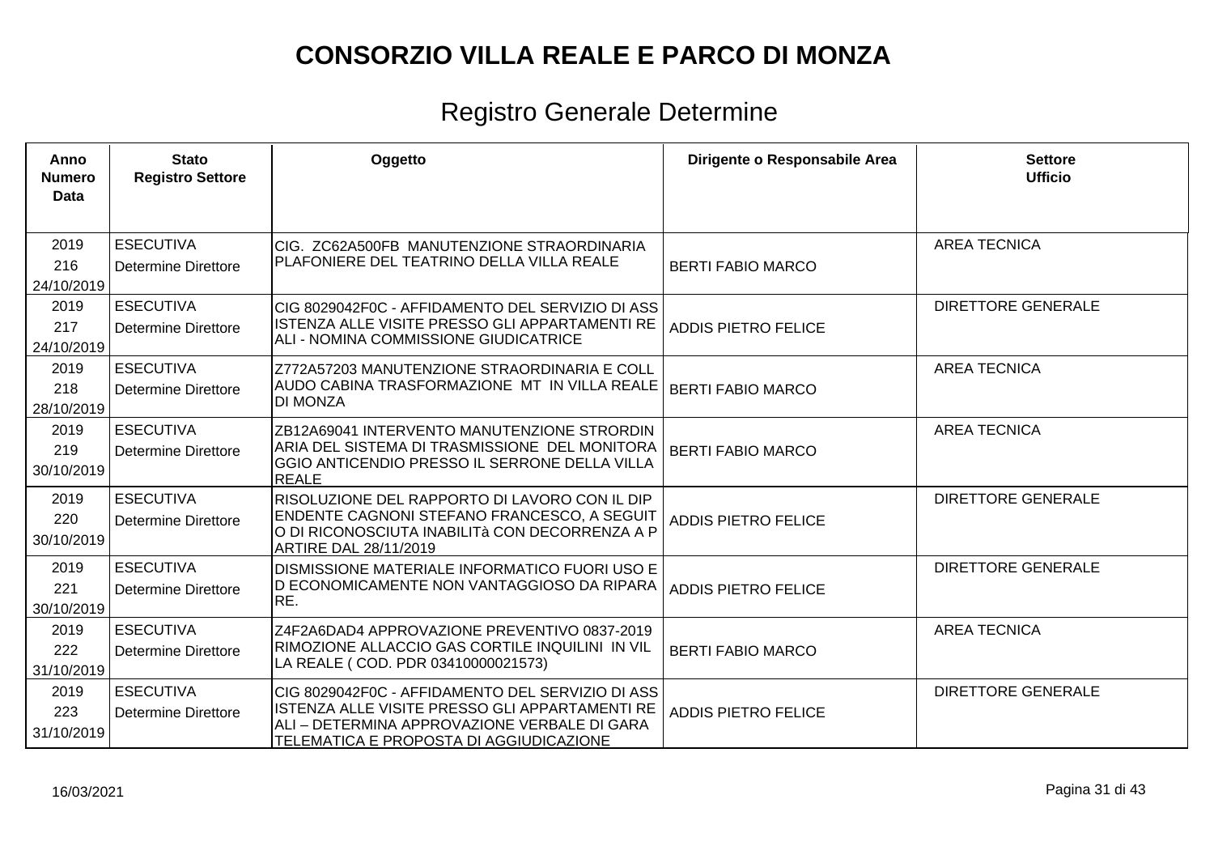# CONSORZIO VILLA REALE E PARCO DI MONZA

## Registro Generale Determine

| Anno Numero Data | Stato Registro Settore | Oggetto | Dirigente o Responsabile Area | Settore Ufficio |
|---|---|---|---|---|
| 2019 216 24/10/2019 | ESECUTIVA Determine Direttore | CIG. ZC62A500FB MANUTENZIONE STRAORDINARIA PLAFONIERE DEL TEATRINO DELLA VILLA REALE | BERTI FABIO MARCO | AREA TECNICA |
| 2019 217 24/10/2019 | ESECUTIVA Determine Direttore | CIG 8029042F0C - AFFIDAMENTO DEL SERVIZIO DI ASSISTENZA ALLE VISITE PRESSO GLI APPARTAMENTI REALI - NOMINA COMMISSIONE GIUDICATRICE | ADDIS PIETRO FELICE | DIRETTORE GENERALE |
| 2019 218 28/10/2019 | ESECUTIVA Determine Direttore | Z772A57203 MANUTENZIONE STRAORDINARIA E COLLAUDO CABINA TRASFORMAZIONE MT IN VILLA REALE DI MONZA | BERTI FABIO MARCO | AREA TECNICA |
| 2019 219 30/10/2019 | ESECUTIVA Determine Direttore | ZB12A69041 INTERVENTO MANUTENZIONE STRORDINARIA DEL SISTEMA DI TRASMISSIONE DEL MONITORAGGIO ANTICENDIO PRESSO IL SERRONE DELLA VILLA REALE | BERTI FABIO MARCO | AREA TECNICA |
| 2019 220 30/10/2019 | ESECUTIVA Determine Direttore | RISOLUZIONE DEL RAPPORTO DI LAVORO CON IL DIPENDENTE CAGNONI STEFANO FRANCESCO, A SEGUITO DI RICONOSCIUTA INABILITà CON DECORRENZA A PARTIRE DAL 28/11/2019 | ADDIS PIETRO FELICE | DIRETTORE GENERALE |
| 2019 221 30/10/2019 | ESECUTIVA Determine Direttore | DISMISSIONE MATERIALE INFORMATICO FUORI USO ED ECONOMICAMENTE NON VANTAGGIOSO DA RIPARARE. | ADDIS PIETRO FELICE | DIRETTORE GENERALE |
| 2019 222 31/10/2019 | ESECUTIVA Determine Direttore | Z4F2A6DAD4 APPROVAZIONE PREVENTIVO 0837-2019 RIMOZIONE ALLACCIO GAS CORTILE INQUILINI IN VILLA REALE ( COD. PDR 03410000021573) | BERTI FABIO MARCO | AREA TECNICA |
| 2019 223 31/10/2019 | ESECUTIVA Determine Direttore | CIG 8029042F0C - AFFIDAMENTO DEL SERVIZIO DI ASSISTENZA ALLE VISITE PRESSO GLI APPARTAMENTI REALI – DETERMINA APPROVAZIONE VERBALE DI GARA TELEMATICA E PROPOSTA DI AGGIUDICAZIONE | ADDIS PIETRO FELICE | DIRETTORE GENERALE |

16/03/2021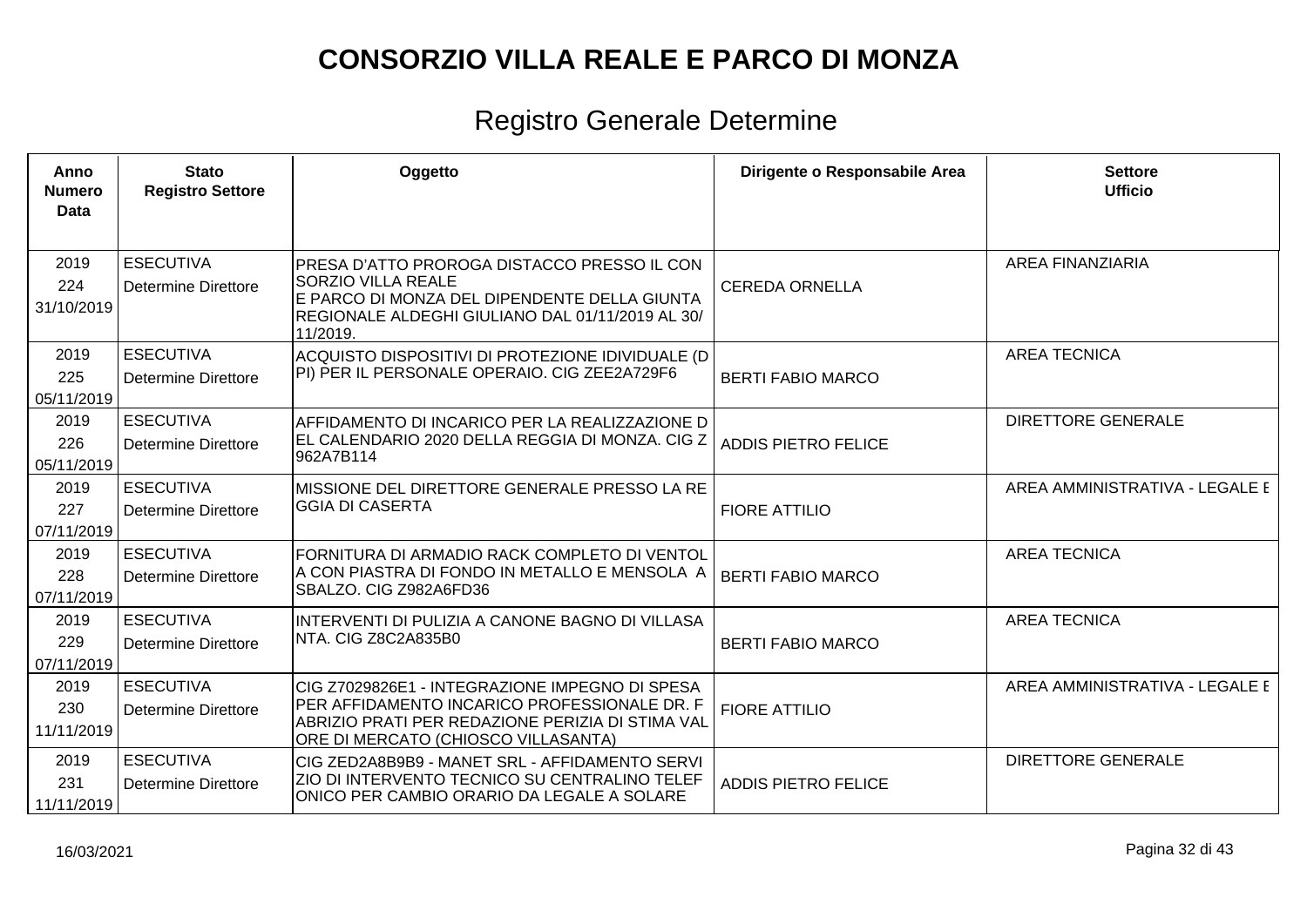# CONSORZIO VILLA REALE E PARCO DI MONZA

## Registro Generale Determine

| Anno Numero Data | Stato Registro Settore | Oggetto | Dirigente o Responsabile Area | Settore Ufficio |
|---|---|---|---|---|
| 2019 224 31/10/2019 | ESECUTIVA Determine Direttore | PRESA D'ATTO PROROGA DISTACCO PRESSO IL CON SORZIO VILLA REALE E PARCO DI MONZA DEL DIPENDENTE DELLA GIUNTA REGIONALE ALDEGHI GIULIANO DAL 01/11/2019 AL 30/ 11/2019. | CEREDA ORNELLA | AREA FINANZIARIA |
| 2019 225 05/11/2019 | ESECUTIVA Determine Direttore | ACQUISTO DISPOSITIVI DI PROTEZIONE IDIVIDUALE (D PI) PER IL PERSONALE OPERAIO. CIG ZEE2A729F6 | BERTI FABIO MARCO | AREA TECNICA |
| 2019 226 05/11/2019 | ESECUTIVA Determine Direttore | AFFIDAMENTO DI INCARICO PER LA REALIZZAZIONE D EL CALENDARIO 2020 DELLA REGGIA DI MONZA. CIG Z 962A7B114 | ADDIS PIETRO FELICE | DIRETTORE GENERALE |
| 2019 227 07/11/2019 | ESECUTIVA Determine Direttore | MISSIONE DEL DIRETTORE GENERALE PRESSO LA RE GGIA DI CASERTA | FIORE ATTILIO | AREA AMMINISTRATIVA - LEGALE E |
| 2019 228 07/11/2019 | ESECUTIVA Determine Direttore | FORNITURA DI ARMADIO RACK COMPLETO DI VENTOL A CON PIASTRA DI FONDO IN METALLO E MENSOLA A SBALZO. CIG Z982A6FD36 | BERTI FABIO MARCO | AREA TECNICA |
| 2019 229 07/11/2019 | ESECUTIVA Determine Direttore | INTERVENTI DI PULIZIA A CANONE BAGNO DI VILLASA NTA. CIG Z8C2A835B0 | BERTI FABIO MARCO | AREA TECNICA |
| 2019 230 11/11/2019 | ESECUTIVA Determine Direttore | CIG Z7029826E1 - INTEGRAZIONE IMPEGNO DI SPESA PER AFFIDAMENTO INCARICO PROFESSIONALE DR. F ABRIZIO PRATI PER REDAZIONE PERIZIA DI STIMA VAL ORE DI MERCATO (CHIOSCO VILLASANTA) | FIORE ATTILIO | AREA AMMINISTRATIVA - LEGALE E |
| 2019 231 11/11/2019 | ESECUTIVA Determine Direttore | CIG ZED2A8B9B9 - MANET SRL - AFFIDAMENTO SERVI ZIO DI INTERVENTO TECNICO SU CENTRALINO TELEF ONICO PER CAMBIO ORARIO DA LEGALE A SOLARE | ADDIS PIETRO FELICE | DIRETTORE GENERALE |

16/03/2021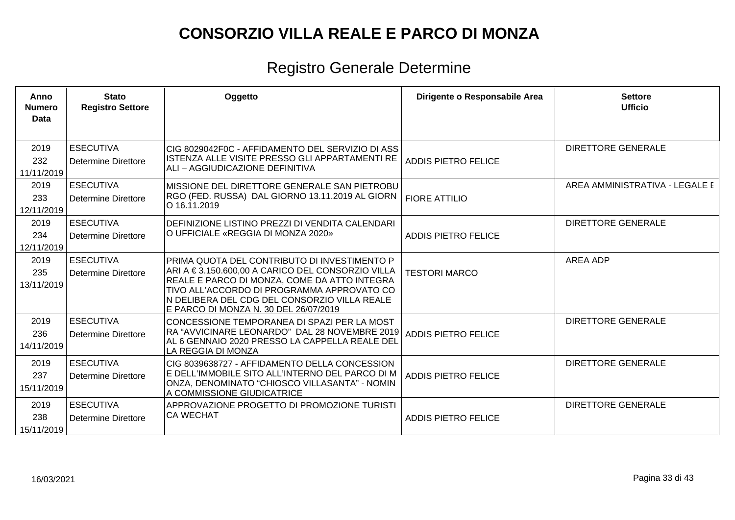# CONSORZIO VILLA REALE E PARCO DI MONZA

## Registro Generale Determine

| Anno Numero Data | Stato Registro Settore | Oggetto | Dirigente o Responsabile Area | Settore Ufficio |
|---|---|---|---|---|
| 2019 232 11/11/2019 | ESECUTIVA Determine Direttore | CIG 8029042F0C - AFFIDAMENTO DEL SERVIZIO DI ASSISTENZA ALLE VISITE PRESSO GLI APPARTAMENTI REALI – AGGIUDICAZIONE DEFINITIVA | ADDIS PIETRO FELICE | DIRETTORE GENERALE |
| 2019 233 12/11/2019 | ESECUTIVA Determine Direttore | MISSIONE DEL DIRETTORE GENERALE SAN PIETROBURGO (FED. RUSSA) DAL GIORNO 13.11.2019 AL GIORNO 16.11.2019 | FIORE ATTILIO | AREA AMMINISTRATIVA - LEGALE E |
| 2019 234 12/11/2019 | ESECUTIVA Determine Direttore | DEFINIZIONE LISTINO PREZZI DI VENDITA CALENDARIO UFFICIALE «REGGIA DI MONZA 2020» | ADDIS PIETRO FELICE | DIRETTORE GENERALE |
| 2019 235 13/11/2019 | ESECUTIVA Determine Direttore | PRIMA QUOTA DEL CONTRIBUTO DI INVESTIMENTO PARI A € 3.150.600,00 A CARICO DEL CONSORZIO VILLA REALE E PARCO DI MONZA, COME DA ATTO INTEGRATIVO ALL'ACCORDO DI PROGRAMMA APPROVATO CON DELIBERA DEL CDG DEL CONSORZIO VILLA REALE E PARCO DI MONZA N. 30 DEL 26/07/2019 | TESTORI MARCO | AREA ADP |
| 2019 236 14/11/2019 | ESECUTIVA Determine Direttore | CONCESSIONE TEMPORANEA DI SPAZI PER LA MOSTRA "AVVICINARE LEONARDO" DAL 28 NOVEMBRE 2019 AL 6 GENNAIO 2020 PRESSO LA CAPPELLA REALE DELLA REGGIA DI MONZA | ADDIS PIETRO FELICE | DIRETTORE GENERALE |
| 2019 237 15/11/2019 | ESECUTIVA Determine Direttore | CIG 8039638727 - AFFIDAMENTO DELLA CONCESSIONE DELL'IMMOBILE SITO ALL'INTERNO DEL PARCO DI MONZA, DENOMINATO "CHIOSCO VILLASANTA" - NOMINA COMMISSIONE GIUDICATRICE | ADDIS PIETRO FELICE | DIRETTORE GENERALE |
| 2019 238 15/11/2019 | ESECUTIVA Determine Direttore | APPROVAZIONE PROGETTO DI PROMOZIONE TURISTICA WECHAT | ADDIS PIETRO FELICE | DIRETTORE GENERALE |

16/03/2021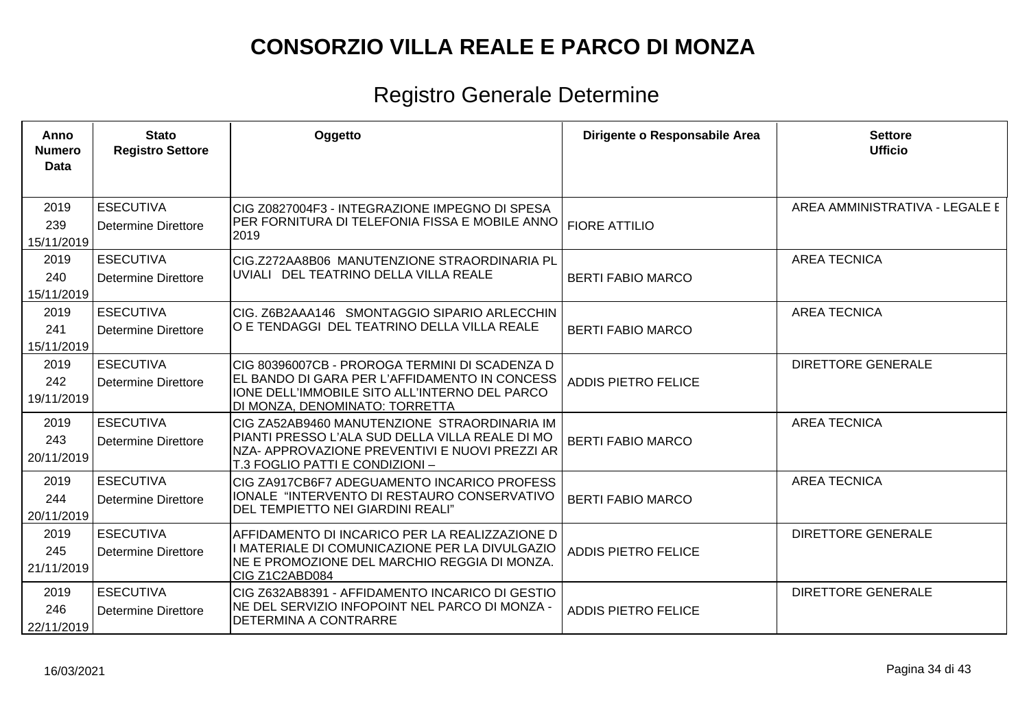# CONSORZIO VILLA REALE E PARCO DI MONZA

## Registro Generale Determine

| Anno Numero Data | Stato Registro Settore | Oggetto | Dirigente o Responsabile Area | Settore Ufficio |
|---|---|---|---|---|
| 2019 239 15/11/2019 | ESECUTIVA Determine Direttore | CIG Z0827004F3 - INTEGRAZIONE IMPEGNO DI SPESA PER FORNITURA DI TELEFONIA FISSA E MOBILE ANNO 2019 | FIORE ATTILIO | AREA AMMINISTRATIVA - LEGALE E |
| 2019 240 15/11/2019 | ESECUTIVA Determine Direttore | CIG.Z272AA8B06 MANUTENZIONE STRAORDINARIA PL UVIALI DEL TEATRINO DELLA VILLA REALE | BERTI FABIO MARCO | AREA TECNICA |
| 2019 241 15/11/2019 | ESECUTIVA Determine Direttore | CIG. Z6B2AAA146 SMONTAGGIO SIPARIO ARLECCHIN O E TENDAGGI DEL TEATRINO DELLA VILLA REALE | BERTI FABIO MARCO | AREA TECNICA |
| 2019 242 19/11/2019 | ESECUTIVA Determine Direttore | CIG 80396007CB - PROROGA TERMINI DI SCADENZA D EL BANDO DI GARA PER L'AFFIDAMENTO IN CONCESS IONE DELL'IMMOBILE SITO ALL'INTERNO DEL PARCO DI MONZA, DENOMINATO: TORRETTA | ADDIS PIETRO FELICE | DIRETTORE GENERALE |
| 2019 243 20/11/2019 | ESECUTIVA Determine Direttore | CIG ZA52AB9460 MANUTENZIONE STRAORDINARIA IM PIANTI PRESSO L'ALA SUD DELLA VILLA REALE DI MO NZA- APPROVAZIONE PREVENTIVI E NUOVI PREZZI AR T.3 FOGLIO PATTI E CONDIZIONI – | BERTI FABIO MARCO | AREA TECNICA |
| 2019 244 20/11/2019 | ESECUTIVA Determine Direttore | CIG ZA917CB6F7 ADEGUAMENTO INCARICO PROFESS IONALE "INTERVENTO DI RESTAURO CONSERVATIVO DEL TEMPIETTO NEI GIARDINI REALI" | BERTI FABIO MARCO | AREA TECNICA |
| 2019 245 21/11/2019 | ESECUTIVA Determine Direttore | AFFIDAMENTO DI INCARICO PER LA REALIZZAZIONE D I MATERIALE DI COMUNICAZIONE PER LA DIVULGAZIO NE E PROMOZIONE DEL MARCHIO REGGIA DI MONZA. CIG Z1C2ABD084 | ADDIS PIETRO FELICE | DIRETTORE GENERALE |
| 2019 246 22/11/2019 | ESECUTIVA Determine Direttore | CIG Z632AB8391 - AFFIDAMENTO INCARICO DI GESTIO NE DEL SERVIZIO INFOPOINT NEL PARCO DI MONZA - DETERMINA A CONTRARRE | ADDIS PIETRO FELICE | DIRETTORE GENERALE |

16/03/2021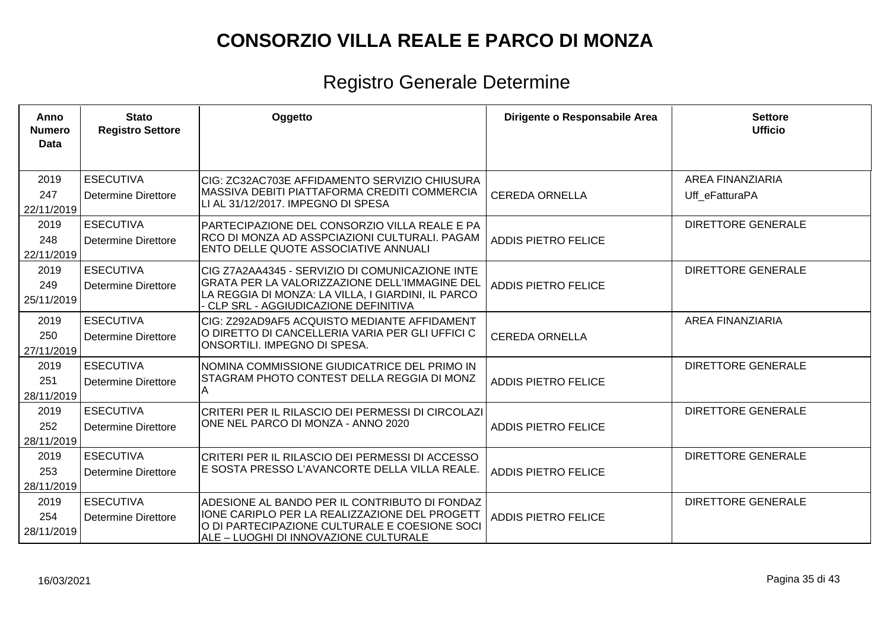# CONSORZIO VILLA REALE E PARCO DI MONZA

## Registro Generale Determine

| Anno Numero Data | Stato Registro Settore | Oggetto | Dirigente o Responsabile Area | Settore Ufficio |
|---|---|---|---|---|
| 2019 247 22/11/2019 | ESECUTIVA Determine Direttore | CIG: ZC32AC703E AFFIDAMENTO SERVIZIO CHIUSURA MASSIVA DEBITI PIATTAFORMA CREDITI COMMERCIALI AL 31/12/2017. IMPEGNO DI SPESA | CEREDA ORNELLA | AREA FINANZIARIA Uff_eFatturaPA |
| 2019 248 22/11/2019 | ESECUTIVA Determine Direttore | PARTECIPAZIONE DEL CONSORZIO VILLA REALE E PARCO DI MONZA AD ASSPCIAZIONI CULTURALI. PAGAMENTO DELLE QUOTE ASSOCIATIVE ANNUALI | ADDIS PIETRO FELICE | DIRETTORE GENERALE |
| 2019 249 25/11/2019 | ESECUTIVA Determine Direttore | CIG Z7A2AA4345 - SERVIZIO DI COMUNICAZIONE INTEGRATA PER LA VALORIZZAZIONE DELL'IMMAGINE DELLA REGGIA DI MONZA: LA VILLA, I GIARDINI, IL PARCO - CLP SRL - AGGIUDICAZIONE DEFINITIVA | ADDIS PIETRO FELICE | DIRETTORE GENERALE |
| 2019 250 27/11/2019 | ESECUTIVA Determine Direttore | CIG: Z292AD9AF5 ACQUISTO MEDIANTE AFFIDAMENTO DIRETTO DI CANCELLERIA VARIA PER GLI UFFICI CONSORTILI. IMPEGNO DI SPESA. | CEREDA ORNELLA | AREA FINANZIARIA |
| 2019 251 28/11/2019 | ESECUTIVA Determine Direttore | NOMINA COMMISSIONE GIUDICATRICE DEL PRIMO INSTAGRAM PHOTO CONTEST DELLA REGGIA DI MONZA | ADDIS PIETRO FELICE | DIRETTORE GENERALE |
| 2019 252 28/11/2019 | ESECUTIVA Determine Direttore | CRITERI PER IL RILASCIO DEI PERMESSI DI CIRCOLAZIONE NEL PARCO DI MONZA - ANNO 2020 | ADDIS PIETRO FELICE | DIRETTORE GENERALE |
| 2019 253 28/11/2019 | ESECUTIVA Determine Direttore | CRITERI PER IL RILASCIO DEI PERMESSI DI ACCESSO E SOSTA PRESSO L'AVANCORTE DELLA VILLA REALE. | ADDIS PIETRO FELICE | DIRETTORE GENERALE |
| 2019 254 28/11/2019 | ESECUTIVA Determine Direttore | ADESIONE AL BANDO PER IL CONTRIBUTO DI FONDAZIONE CARIPLO PER LA REALIZZAZIONE DEL PROGETTO DI PARTECIPAZIONE CULTURALE E COESIONE SOCIALE – LUOGHI DI INNOVAZIONE CULTURALE | ADDIS PIETRO FELICE | DIRETTORE GENERALE |

16/03/2021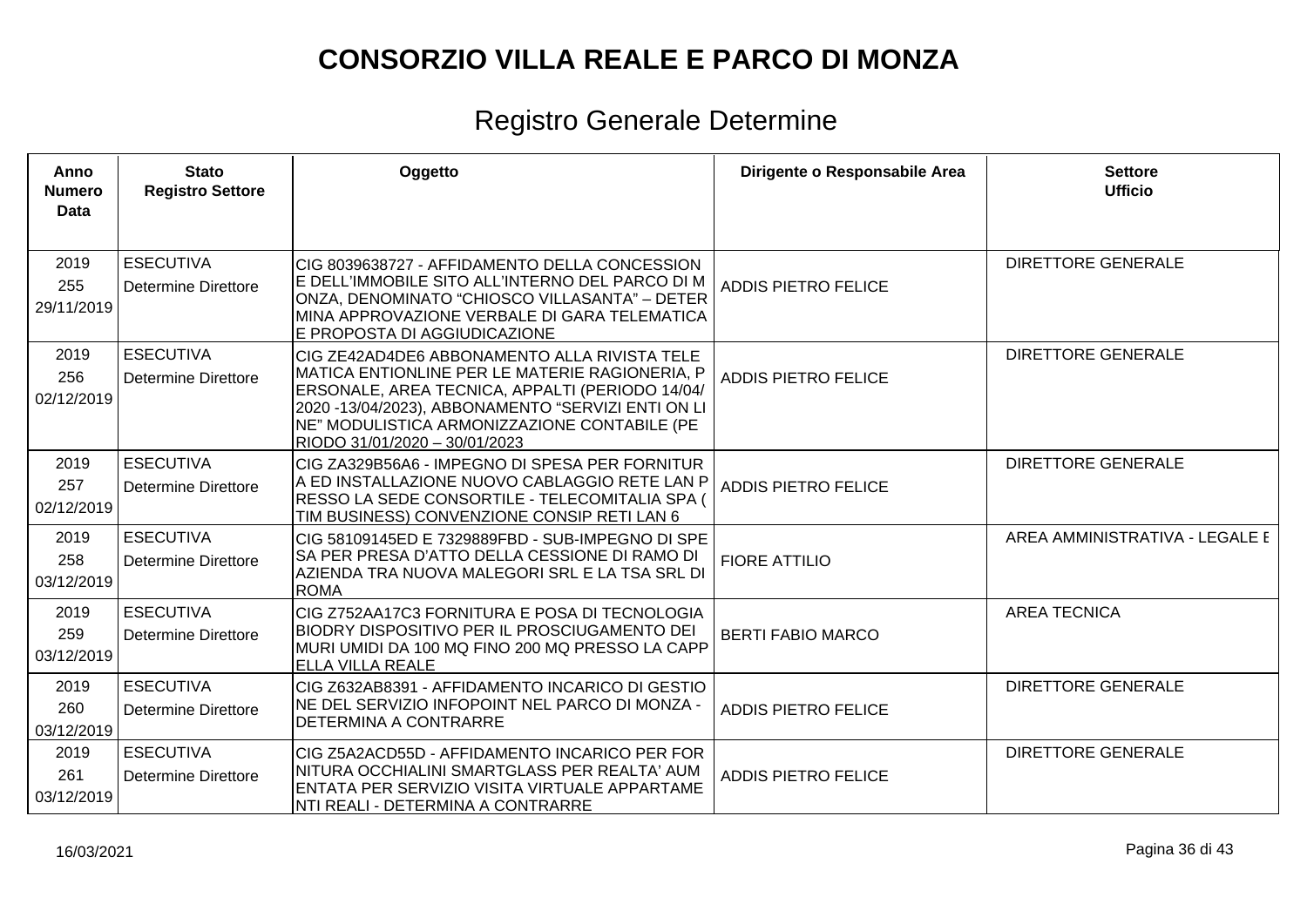# CONSORZIO VILLA REALE E PARCO DI MONZA

## Registro Generale Determine

| Anno Numero Data | Stato Registro Settore | Oggetto | Dirigente o Responsabile Area | Settore Ufficio |
|---|---|---|---|---|
| 2019 255 29/11/2019 | ESECUTIVA Determine Direttore | CIG 8039638727 - AFFIDAMENTO DELLA CONCESSIONE DELL'IMMOBILE SITO ALL'INTERNO DEL PARCO DI MONZA, DENOMINATO "CHIOSCO VILLASANTA" – DETERMINA APPROVAZIONE VERBALE DI GARA TELEMATICA E PROPOSTA DI AGGIUDICAZIONE | ADDIS PIETRO FELICE | DIRETTORE GENERALE |
| 2019 256 02/12/2019 | ESECUTIVA Determine Direttore | CIG ZE42AD4DE6 ABBONAMENTO ALLA RIVISTA TELEMATICA ENTIONLINE PER LE MATERIE RAGIONERIA, PERSONALE, AREA TECNICA, APPALTI (PERIODO 14/04/2020 -13/04/2023), ABBONAMENTO "SERVIZI ENTI ON LINE" MODULISTICA ARMONIZZAZIONE CONTABILE (PERIODO 31/01/2020 – 30/01/2023 | ADDIS PIETRO FELICE | DIRETTORE GENERALE |
| 2019 257 02/12/2019 | ESECUTIVA Determine Direttore | CIG ZA329B56A6 - IMPEGNO DI SPESA PER FORNITURA ED INSTALLAZIONE NUOVO CABLAGGIO RETE LAN PRESSO LA SEDE CONSORTILE - TELECOMITALIA SPA (TIM BUSINESS) CONVENZIONE CONSIP RETI LAN 6 | ADDIS PIETRO FELICE | DIRETTORE GENERALE |
| 2019 258 03/12/2019 | ESECUTIVA Determine Direttore | CIG 58109145ED E 7329889FBD - SUB-IMPEGNO DI SPESA PER PRESA D'ATTO DELLA CESSIONE DI RAMO DI AZIENDA TRA NUOVA MALEGORI SRL E LA TSA SRL DI ROMA | FIORE ATTILIO | AREA AMMINISTRATIVA - LEGALE E |
| 2019 259 03/12/2019 | ESECUTIVA Determine Direttore | CIG Z752AA17C3 FORNITURA E POSA DI TECNOLOGIA BIODRY DISPOSITIVO PER IL PROSCIUGAMENTO DEI MURI UMIDI DA 100 MQ FINO 200 MQ PRESSO LA CAPPELLA VILLA REALE | BERTI FABIO MARCO | AREA TECNICA |
| 2019 260 03/12/2019 | ESECUTIVA Determine Direttore | CIG Z632AB8391 - AFFIDAMENTO INCARICO DI GESTIONE DEL SERVIZIO INFOPOINT NEL PARCO DI MONZA - DETERMINA A CONTRARRE | ADDIS PIETRO FELICE | DIRETTORE GENERALE |
| 2019 261 03/12/2019 | ESECUTIVA Determine Direttore | CIG Z5A2ACD55D - AFFIDAMENTO INCARICO PER FORNITURA OCCHIALINI SMARTGLASS PER REALTA' AUMENTATA PER SERVIZIO VISITA VIRTUALE APPARTAMENTI REALI - DETERMINA A CONTRARRE | ADDIS PIETRO FELICE | DIRETTORE GENERALE |

16/03/2021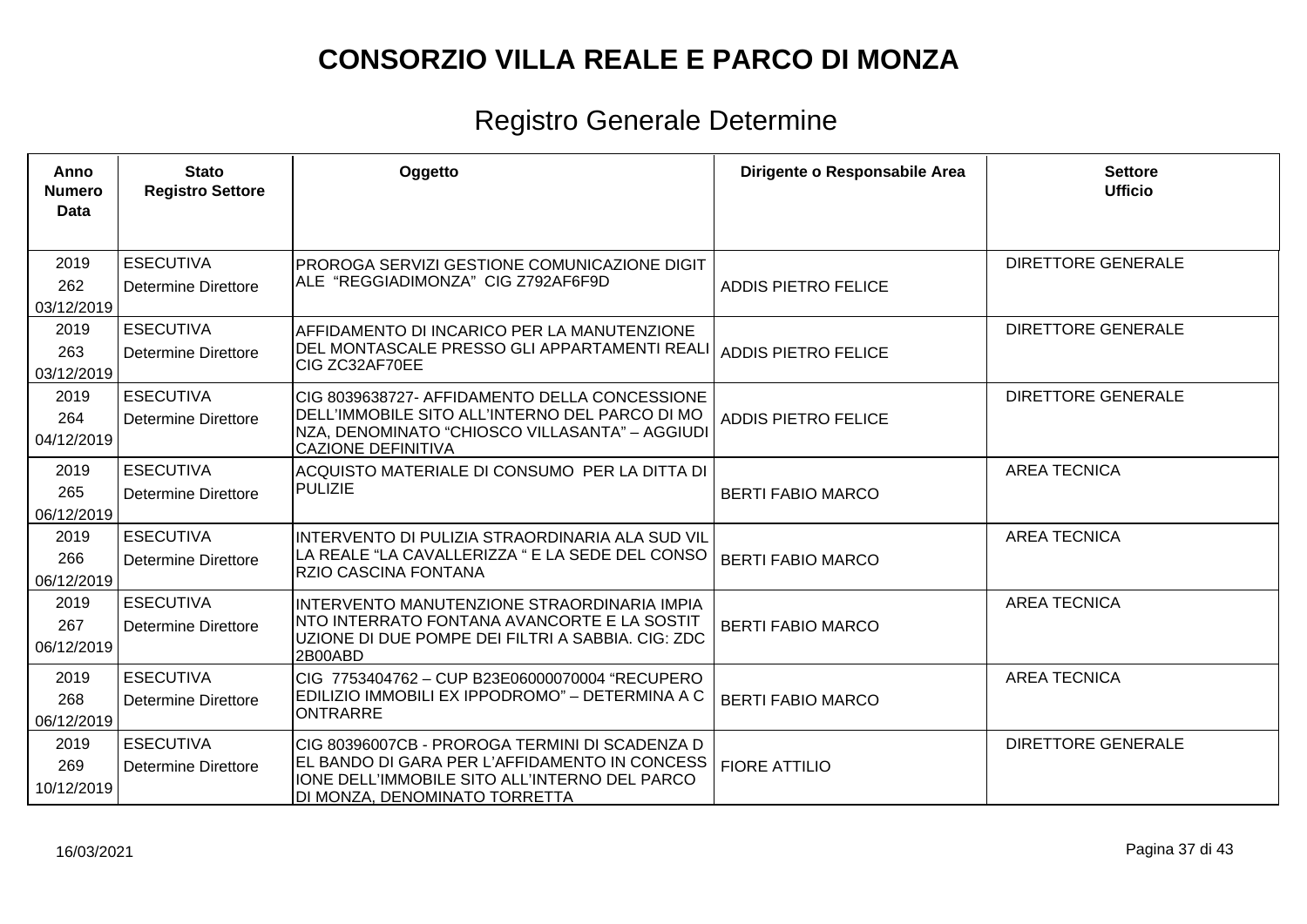# CONSORZIO VILLA REALE E PARCO DI MONZA

## Registro Generale Determine

| Anno Numero Data | Stato Registro Settore | Oggetto | Dirigente o Responsabile Area | Settore Ufficio |
|---|---|---|---|---|
| 2019 262 03/12/2019 | ESECUTIVA Determine Direttore | PROROGA SERVIZI GESTIONE COMUNICAZIONE DIGITALE "REGGIADIMONZA" CIG Z792AF6F9D | ADDIS PIETRO FELICE | DIRETTORE GENERALE |
| 2019 263 03/12/2019 | ESECUTIVA Determine Direttore | AFFIDAMENTO DI INCARICO PER LA MANUTENZIONE DEL MONTASCALE PRESSO GLI APPARTAMENTI REALI CIG ZC32AF70EE | ADDIS PIETRO FELICE | DIRETTORE GENERALE |
| 2019 264 04/12/2019 | ESECUTIVA Determine Direttore | CIG 8039638727- AFFIDAMENTO DELLA CONCESSIONE DELL'IMMOBILE SITO ALL'INTERNO DEL PARCO DI MONZA, DENOMINATO "CHIOSCO VILLASANTA" – AGGIUDICAZIONE DEFINITIVA | ADDIS PIETRO FELICE | DIRETTORE GENERALE |
| 2019 265 06/12/2019 | ESECUTIVA Determine Direttore | ACQUISTO MATERIALE DI CONSUMO PER LA DITTA DI PULIZIE | BERTI FABIO MARCO | AREA TECNICA |
| 2019 266 06/12/2019 | ESECUTIVA Determine Direttore | INTERVENTO DI PULIZIA STRAORDINARIA ALA SUD VILLA REALE "LA CAVALLERIZZA " E LA SEDE DEL CONSORZIO CASCINA FONTANA | BERTI FABIO MARCO | AREA TECNICA |
| 2019 267 06/12/2019 | ESECUTIVA Determine Direttore | INTERVENTO MANUTENZIONE STRAORDINARIA IMPIANTO INTERRATO FONTANA AVANCORTE E LA SOSTITUZIONE DI DUE POMPE DEI FILTRI A SABBIA. CIG: ZDC2B00ABD | BERTI FABIO MARCO | AREA TECNICA |
| 2019 268 06/12/2019 | ESECUTIVA Determine Direttore | CIG 7753404762 – CUP B23E06000070004 "RECUPERO EDILIZIO IMMOBILI EX IPPODROMO" – DETERMINA A CONTRARRE | BERTI FABIO MARCO | AREA TECNICA |
| 2019 269 10/12/2019 | ESECUTIVA Determine Direttore | CIG 80396007CB - PROROGA TERMINI DI SCADENZA DEL BANDO DI GARA PER L'AFFIDAMENTO IN CONCESSIONE DELL'IMMOBILE SITO ALL'INTERNO DEL PARCO DI MONZA, DENOMINATO TORRETTA | FIORE ATTILIO | DIRETTORE GENERALE |

16/03/2021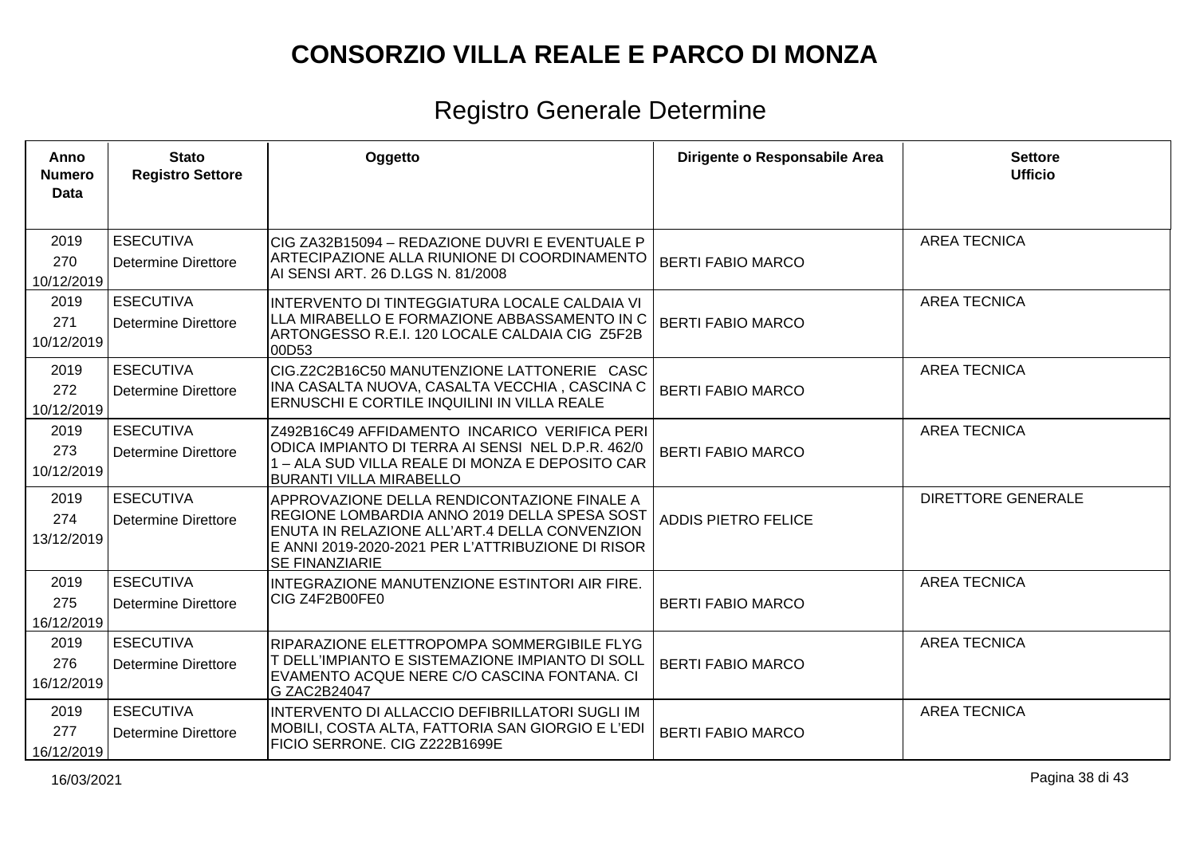# CONSORZIO VILLA REALE E PARCO DI MONZA

## Registro Generale Determine

| Anno Numero Data | Stato Registro Settore | Oggetto | Dirigente o Responsabile Area | Settore Ufficio |
|---|---|---|---|---|
| 2019 270 10/12/2019 | ESECUTIVA Determine Direttore | CIG ZA32B15094 – REDAZIONE DUVRI E EVENTUALE PARTECIPAZIONE ALLA RIUNIONE DI COORDINAMENTO AI SENSI ART. 26 D.LGS N. 81/2008 | BERTI FABIO MARCO | AREA TECNICA |
| 2019 271 10/12/2019 | ESECUTIVA Determine Direttore | INTERVENTO DI TINTEGGIATURA LOCALE CALDAIA VILLA MIRABELLO E FORMAZIONE ABBASSAMENTO IN CARTONGESSO R.E.I. 120 LOCALE CALDAIA CIG Z5F2B00D53 | BERTI FABIO MARCO | AREA TECNICA |
| 2019 272 10/12/2019 | ESECUTIVA Determine Direttore | CIG.Z2C2B16C50 MANUTENZIONE LATTONERIE CASCINA CASALTA NUOVA, CASALTA VECCHIA , CASCINA CERNUSCHI E CORTILE INQUILINI IN VILLA REALE | BERTI FABIO MARCO | AREA TECNICA |
| 2019 273 10/12/2019 | ESECUTIVA Determine Direttore | Z492B16C49 AFFIDAMENTO INCARICO VERIFICA PERIODICA IMPIANTO DI TERRA AI SENSI NEL D.P.R. 462/01 – ALA SUD VILLA REALE DI MONZA E DEPOSITO CARBURANTI VILLA MIRABELLO | BERTI FABIO MARCO | AREA TECNICA |
| 2019 274 13/12/2019 | ESECUTIVA Determine Direttore | APPROVAZIONE DELLA RENDICONTAZIONE FINALE A REGIONE LOMBARDIA ANNO 2019 DELLA SPESA SOSTENUTA IN RELAZIONE ALL'ART.4 DELLA CONVENZIONE ANNI 2019-2020-2021 PER L'ATTRIBUZIONE DI RISORSE FINANZIARIE | ADDIS PIETRO FELICE | DIRETTORE GENERALE |
| 2019 275 16/12/2019 | ESECUTIVA Determine Direttore | INTEGRAZIONE MANUTENZIONE ESTINTORI AIR FIRE. CIG Z4F2B00FE0 | BERTI FABIO MARCO | AREA TECNICA |
| 2019 276 16/12/2019 | ESECUTIVA Determine Direttore | RIPARAZIONE ELETTROPOMPA SOMMERGIBILE FLYGT DELL'IMPIANTO E SISTEMAZIONE IMPIANTO DI SOLLEVAMENTO ACQUE NERE C/O CASCINA FONTANA. CIG ZAC2B24047 | BERTI FABIO MARCO | AREA TECNICA |
| 2019 277 16/12/2019 | ESECUTIVA Determine Direttore | INTERVENTO DI ALLACCIO DEFIBRILLATORI SUGLI IMMOBILI, COSTA ALTA, FATTORIA SAN GIORGIO E L'EDIFICIO SERRONE. CIG Z222B1699E | BERTI FABIO MARCO | AREA TECNICA |

16/03/2021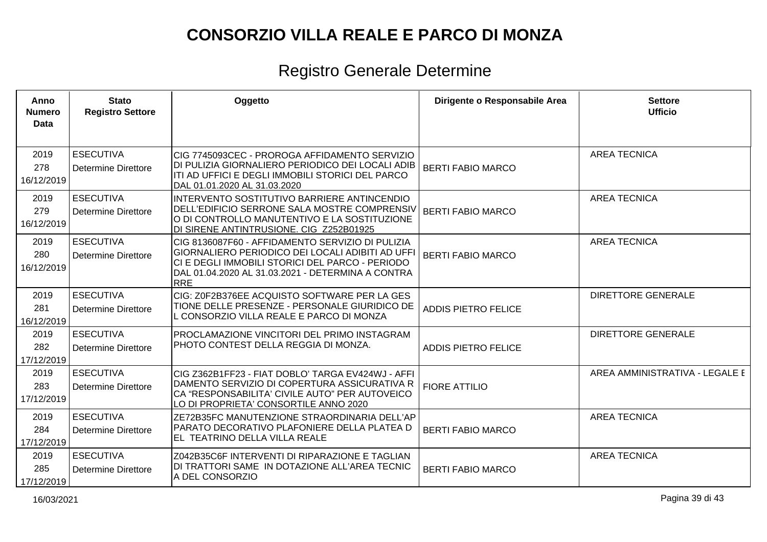# CONSORZIO VILLA REALE E PARCO DI MONZA

## Registro Generale Determine

| Anno Numero Data | Stato Registro Settore | Oggetto | Dirigente o Responsabile Area | Settore Ufficio |
|---|---|---|---|---|
| 2019 278 16/12/2019 | ESECUTIVA Determine Direttore | CIG 7745093CEC - PROROGA AFFIDAMENTO SERVIZIO DI PULIZIA GIORNALIERO PERIODICO DEI LOCALI ADIB ITI AD UFFICI E DEGLI IMMOBILI STORICI DEL PARCO DAL 01.01.2020 AL 31.03.2020 | BERTI FABIO MARCO | AREA TECNICA |
| 2019 279 16/12/2019 | ESECUTIVA Determine Direttore | INTERVENTO SOSTITUTIVO BARRIERE ANTINCENDIO DELL'EDIFICIO SERRONE SALA MOSTRE COMPRENSIV O DI CONTROLLO MANUTENTIVO E LA SOSTITUZIONE DI SIRENE ANTINTRUSIONE. CIG Z252B01925 | BERTI FABIO MARCO | AREA TECNICA |
| 2019 280 16/12/2019 | ESECUTIVA Determine Direttore | CIG 8136087F60 - AFFIDAMENTO SERVIZIO DI PULIZIA GIORNALIERO PERIODICO DEI LOCALI ADIBITI AD UFFI CI E DEGLI IMMOBILI STORICI DEL PARCO - PERIODO DAL 01.04.2020 AL 31.03.2021 - DETERMINA A CONTRA RRE | BERTI FABIO MARCO | AREA TECNICA |
| 2019 281 16/12/2019 | ESECUTIVA Determine Direttore | CIG: Z0F2B376EE ACQUISTO SOFTWARE PER LA GES TIONE DELLE PRESENZE - PERSONALE GIURIDICO DE L CONSORZIO VILLA REALE E PARCO DI MONZA | ADDIS PIETRO FELICE | DIRETTORE GENERALE |
| 2019 282 17/12/2019 | ESECUTIVA Determine Direttore | PROCLAMAZIONE VINCITORI DEL PRIMO INSTAGRAM PHOTO CONTEST DELLA REGGIA DI MONZA. | ADDIS PIETRO FELICE | DIRETTORE GENERALE |
| 2019 283 17/12/2019 | ESECUTIVA Determine Direttore | CIG Z362B1FF23 - FIAT DOBLO' TARGA EV424WJ - AFFI DAMENTO SERVIZIO DI COPERTURA ASSICURATIVA R CA "RESPONSABILITA' CIVILE AUTO" PER AUTOVEICO LO DI PROPRIETA' CONSORTILE ANNO 2020 | FIORE ATTILIO | AREA AMMINISTRATIVA - LEGALE E |
| 2019 284 17/12/2019 | ESECUTIVA Determine Direttore | ZE72B35FC MANUTENZIONE STRAORDINARIA DELL'AP PARATO DECORATIVO PLAFONIERE DELLA PLATEA D EL TEATRINO DELLA VILLA REALE | BERTI FABIO MARCO | AREA TECNICA |
| 2019 285 17/12/2019 | ESECUTIVA Determine Direttore | Z042B35C6F INTERVENTI DI RIPARAZIONE E TAGLIAN DI TRATTORI SAME IN DOTAZIONE ALL'AREA TECNIC A DEL CONSORZIO | BERTI FABIO MARCO | AREA TECNICA |

16/03/2021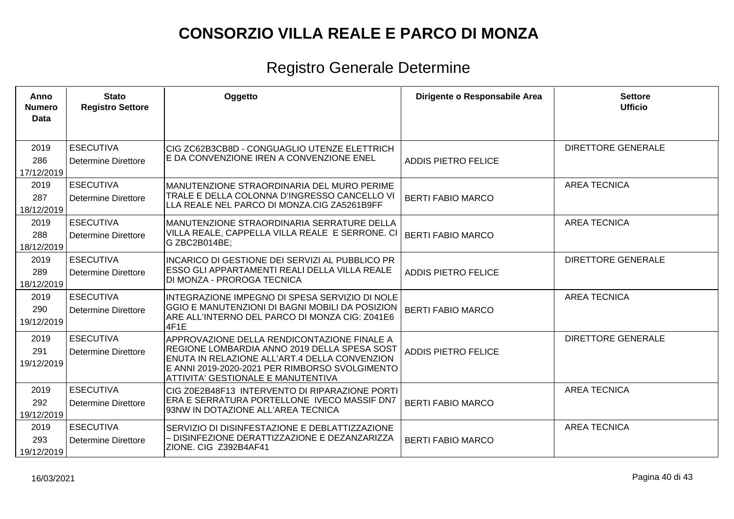# CONSORZIO VILLA REALE E PARCO DI MONZA

## Registro Generale Determine

| Anno Numero Data | Stato Registro Settore | Oggetto | Dirigente o Responsabile Area | Settore Ufficio |
|---|---|---|---|---|
| 2019 286 17/12/2019 | ESECUTIVA Determine Direttore | CIG ZC62B3CB8D - CONGUAGLIO UTENZE ELETTRICHE DA CONVENZIONE IREN A CONVENZIONE ENEL | ADDIS PIETRO FELICE | DIRETTORE GENERALE |
| 2019 287 18/12/2019 | ESECUTIVA Determine Direttore | MANUTENZIONE STRAORDINARIA DEL MURO PERIMETRALE E DELLA COLONNA D'INGRESSO CANCELLO VILLA REALE NEL PARCO DI MONZA.CIG ZA5261B9FF | BERTI FABIO MARCO | AREA TECNICA |
| 2019 288 18/12/2019 | ESECUTIVA Determine Direttore | MANUTENZIONE STRAORDINARIA SERRATURE DELLA VILLA REALE, CAPPELLA VILLA REALE E SERRONE. CIG ZBC2B014BE; | BERTI FABIO MARCO | AREA TECNICA |
| 2019 289 18/12/2019 | ESECUTIVA Determine Direttore | INCARICO DI GESTIONE DEI SERVIZI AL PUBBLICO PRESSO GLI APPARTAMENTI REALI DELLA VILLA REALE DI MONZA - PROROGA TECNICA | ADDIS PIETRO FELICE | DIRETTORE GENERALE |
| 2019 290 19/12/2019 | ESECUTIVA Determine Direttore | INTEGRAZIONE IMPEGNO DI SPESA SERVIZIO DI NOLEGGIO E MANUTENZIONI DI BAGNI MOBILI DA POSIZIONARE ALL'INTERNO DEL PARCO DI MONZA CIG: Z041E64F1E | BERTI FABIO MARCO | AREA TECNICA |
| 2019 291 19/12/2019 | ESECUTIVA Determine Direttore | APPROVAZIONE DELLA RENDICONTAZIONE FINALE A REGIONE LOMBARDIA ANNO 2019 DELLA SPESA SOSTENUTA IN RELAZIONE ALL'ART.4 DELLA CONVENZIONE ANNI 2019-2020-2021 PER RIMBORSO SVOLGIMENTO ATTIVITA' GESTIONALE E MANUTENTIVA | ADDIS PIETRO FELICE | DIRETTORE GENERALE |
| 2019 292 19/12/2019 | ESECUTIVA Determine Direttore | CIG Z0E2B48F13 INTERVENTO DI RIPARAZIONE PORTIERA E SERRATURA PORTELLONE IVECO MASSIF DN793NW IN DOTAZIONE ALL'AREA TECNICA | BERTI FABIO MARCO | AREA TECNICA |
| 2019 293 19/12/2019 | ESECUTIVA Determine Direttore | SERVIZIO DI DISINFESTAZIONE E DEBLATTIZZAZIONE – DISINFEZIONE DERATTIZZAZIONE E DEZANZARIZZAZIONE. CIG Z392B4AF41 | BERTI FABIO MARCO | AREA TECNICA |

16/03/2021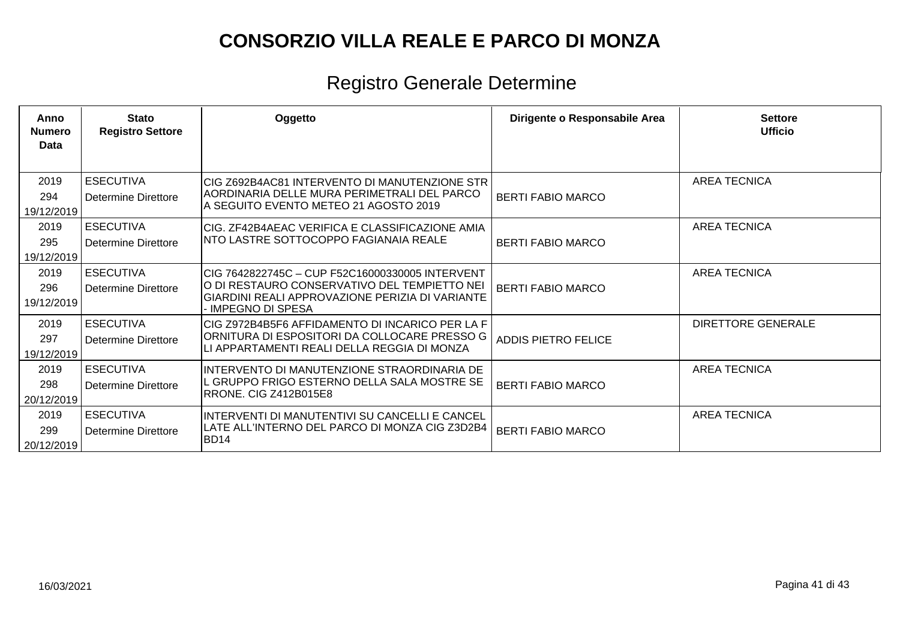# CONSORZIO VILLA REALE E PARCO DI MONZA

## Registro Generale Determine

| Anno Numero Data | Stato Registro Settore | Oggetto | Dirigente o Responsabile Area | Settore Ufficio |
|---|---|---|---|---|
| 2019 294 19/12/2019 | ESECUTIVA Determine Direttore | CIG Z692B4AC81 INTERVENTO DI MANUTENZIONE STRAORDINARIA DELLE MURA PERIMETRALI DEL PARCO A SEGUITO EVENTO METEO 21 AGOSTO 2019 | BERTI FABIO MARCO | AREA TECNICA |
| 2019 295 19/12/2019 | ESECUTIVA Determine Direttore | CIG. ZF42B4AEAC VERIFICA E CLASSIFICAZIONE AMIANTO LASTRE SOTTOCOPPO FAGIANAIA REALE | BERTI FABIO MARCO | AREA TECNICA |
| 2019 296 19/12/2019 | ESECUTIVA Determine Direttore | CIG 7642822745C – CUP F52C16000330005 INTERVENTO DI RESTAURO CONSERVATIVO DEL TEMPIETTO NEI GIARDINI REALI APPROVAZIONE PERIZIA DI VARIANTE - IMPEGNO DI SPESA | BERTI FABIO MARCO | AREA TECNICA |
| 2019 297 19/12/2019 | ESECUTIVA Determine Direttore | CIG Z972B4B5F6 AFFIDAMENTO DI INCARICO PER LA FORNITURA DI ESPOSITORI DA COLLOCARE PRESSO GLI APPARTAMENTI REALI DELLA REGGIA DI MONZA | ADDIS PIETRO FELICE | DIRETTORE GENERALE |
| 2019 298 20/12/2019 | ESECUTIVA Determine Direttore | INTERVENTO DI MANUTENZIONE STRAORDINARIA DEL GRUPPO FRIGO ESTERNO DELLA SALA MOSTRE SERRONE. CIG Z412B015E8 | BERTI FABIO MARCO | AREA TECNICA |
| 2019 299 20/12/2019 | ESECUTIVA Determine Direttore | INTERVENTI DI MANUTENTIVI SU CANCELLI E CANCELLATE ALL'INTERNO DEL PARCO DI MONZA CIG Z3D2B4BD14 | BERTI FABIO MARCO | AREA TECNICA |

16/03/2021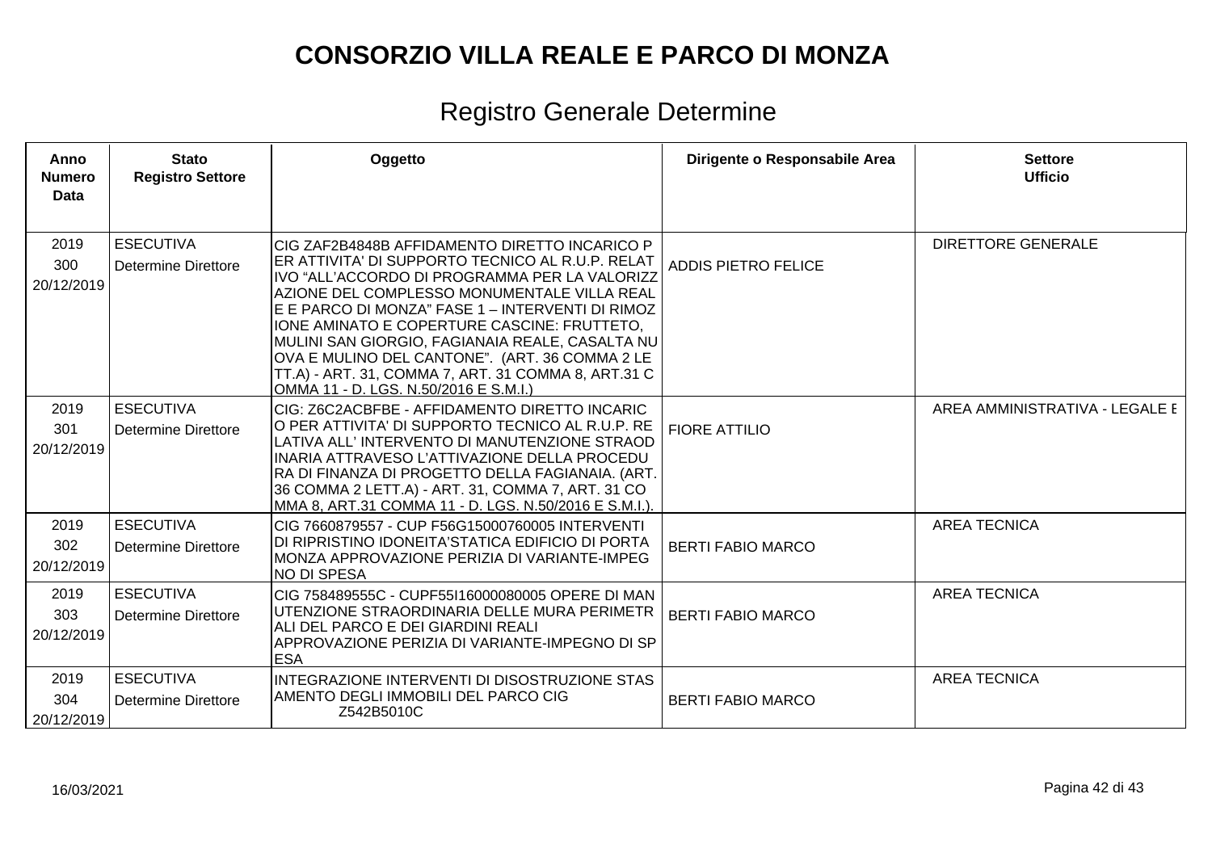# CONSORZIO VILLA REALE E PARCO DI MONZA

## Registro Generale Determine

| Anno Numero Data | Stato Registro Settore | Oggetto | Dirigente o Responsabile Area | Settore Ufficio |
|---|---|---|---|---|
| 2019 300 20/12/2019 | ESECUTIVA Determine Direttore | CIG ZAF2B4848B AFFIDAMENTO DIRETTO INCARICO PER ATTIVITA' DI SUPPORTO TECNICO AL R.U.P. RELATIVO "ALL'ACCORDO DI PROGRAMMA PER LA VALORIZZAZIONE DEL COMPLESSO MONUMENTALE VILLA REALE E PARCO DI MONZA" FASE 1 – INTERVENTI DI RIMOZIONE AMINATO E COPERTURE CASCINE: FRUTTETO, MULINI SAN GIORGIO, FAGIANAIA REALE, CASALTA NUOVA E MULINO DEL CANTONE". (ART. 36 COMMA 2 LETT.A) - ART. 31, COMMA 7, ART. 31 COMMA 8, ART.31 COMMA 11 - D. LGS. N.50/2016 E S.M.I.) | ADDIS PIETRO FELICE | DIRETTORE GENERALE |
| 2019 301 20/12/2019 | ESECUTIVA Determine Direttore | CIG: Z6C2ACBFBE - AFFIDAMENTO DIRETTO INCARICO PER ATTIVITA' DI SUPPORTO TECNICO AL R.U.P. RELATIVA ALL' INTERVENTO DI MANUTENZIONE STRAODINARIA ATTRAVESO L'ATTIVAZIONE DELLA PROCEDURA DI FINANZA DI PROGETTO DELLA FAGIANAIA. (ART. 36 COMMA 2 LETT.A) - ART. 31, COMMA 7, ART. 31 COMMA 8, ART.31 COMMA 11 - D. LGS. N.50/2016 E S.M.I.). | FIORE ATTILIO | AREA AMMINISTRATIVA - LEGALE E |
| 2019 302 20/12/2019 | ESECUTIVA Determine Direttore | CIG 7660879557 - CUP F56G15000760005 INTERVENTI DI RIPRISTINO IDONEITA'STATICA EDIFICIO DI PORTA MONZA APPROVAZIONE PERIZIA DI VARIANTE-IMPEGNO DI SPESA | BERTI FABIO MARCO | AREA TECNICA |
| 2019 303 20/12/2019 | ESECUTIVA Determine Direttore | CIG 758489555C - CUPF55I16000080005 OPERE DI MANUTENZIONE STRAORDINARIA DELLE MURA PERIMETRALI DEL PARCO E DEI GIARDINI REALI APPROVAZIONE PERIZIA DI VARIANTE-IMPEGNO DI SPESA | BERTI FABIO MARCO | AREA TECNICA |
| 2019 304 20/12/2019 | ESECUTIVA Determine Direttore | INTEGRAZIONE INTERVENTI DI DISOSTRUZIONE STASAMENTO DEGLI IMMOBILI DEL PARCO CIG Z542B5010C | BERTI FABIO MARCO | AREA TECNICA |

16/03/2021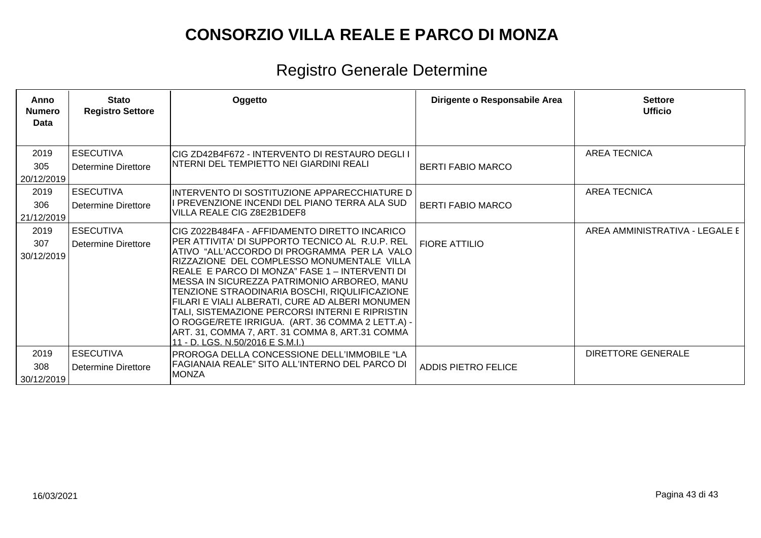# CONSORZIO VILLA REALE E PARCO DI MONZA

## Registro Generale Determine

| Anno Numero Data | Stato Registro Settore | Oggetto | Dirigente o Responsabile Area | Settore Ufficio |
|---|---|---|---|---|
| 2019 305 20/12/2019 | ESECUTIVA Determine Direttore | CIG ZD42B4F672 - INTERVENTO DI RESTAURO DEGLI I NTERNI DEL TEMPIETTO NEI GIARDINI REALI | BERTI FABIO MARCO | AREA TECNICA |
| 2019 306 21/12/2019 | ESECUTIVA Determine Direttore | INTERVENTO DI SOSTITUZIONE APPARECCHIATURE D I PREVENZIONE INCENDI DEL PIANO TERRA ALA SUD VILLA REALE CIG Z8E2B1DEF8 | BERTI FABIO MARCO | AREA TECNICA |
| 2019 307 30/12/2019 | ESECUTIVA Determine Direttore | CIG Z022B484FA - AFFIDAMENTO DIRETTO INCARICO PER ATTIVITA' DI SUPPORTO TECNICO AL R.U.P. REL ATIVO "ALL'ACCORDO DI PROGRAMMA PER LA VALO RIZZAZIONE DEL COMPLESSO MONUMENTALE VILLA REALE E PARCO DI MONZA" FASE 1 – INTERVENTI DI MESSA IN SICUREZZA PATRIMONIO ARBOREO, MANU TENZIONE STRAORDINARIA BOSCHI, RIQULIFICAZIONE FILARI E VIALI ALBERATI, CURE AD ALBERI MONUMEN TALI, SISTEMAZIONE PERCORSI INTERNI E RIPRISTIN O ROGGE/RETE IRRIGUA. (ART. 36 COMMA 2 LETT.A) - ART. 31, COMMA 7, ART. 31 COMMA 8, ART.31 COMMA 11 - D. LGS. N.50/2016 E S.M.I.) | FIORE ATTILIO | AREA AMMINISTRATIVA - LEGALE E |
| 2019 308 30/12/2019 | ESECUTIVA Determine Direttore | PROROGA DELLA CONCESSIONE DELL'IMMOBILE "LA FAGIANAIA REALE" SITO ALL'INTERNO DEL PARCO DI MONZA | ADDIS PIETRO FELICE | DIRETTORE GENERALE |

16/03/2021